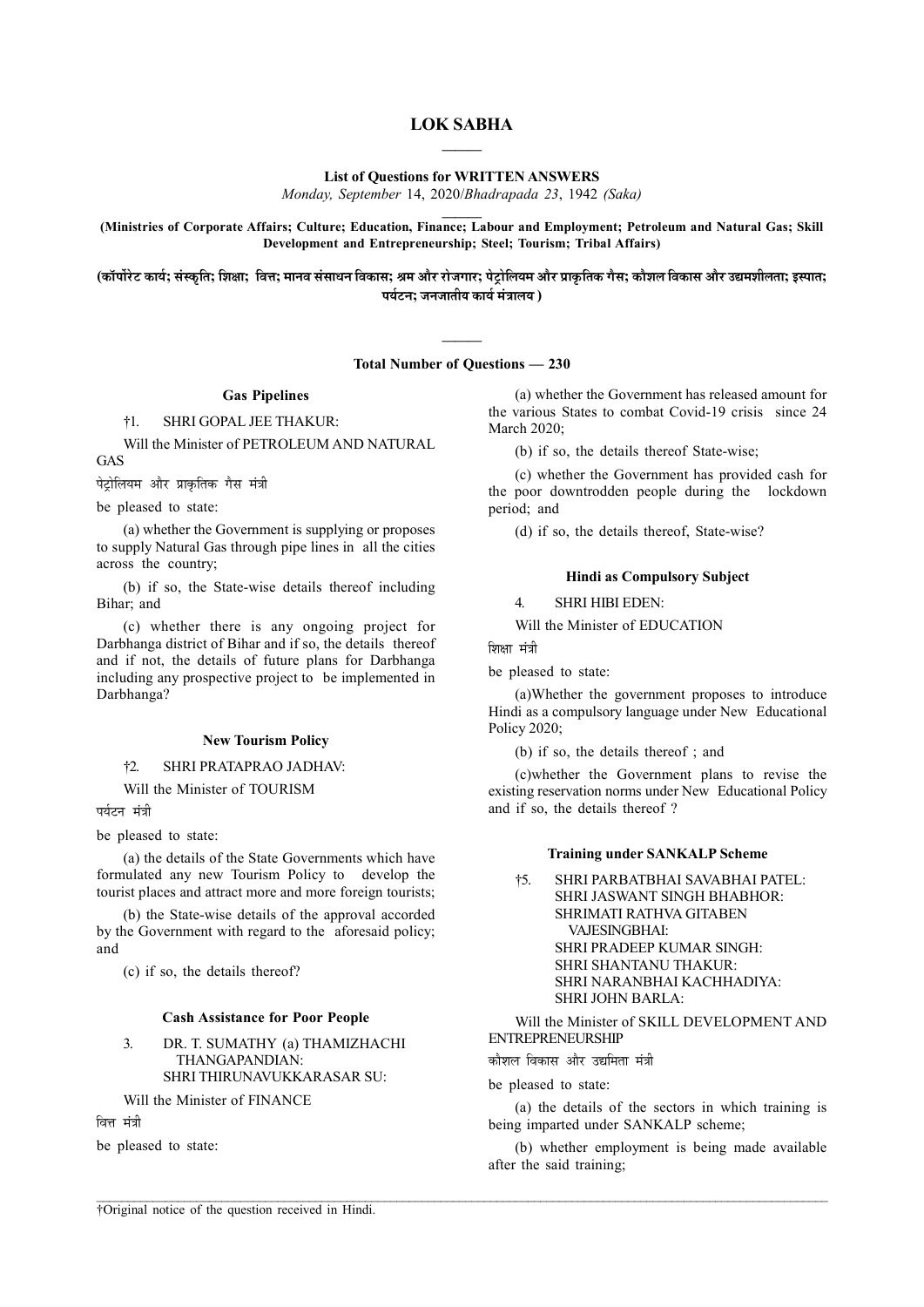# LOK SABHA

———

**List of Questions for WRITTEN ANSWERS**

*Monday, September* 14, 2020/*Bhadrapada* 23, 1942 *(Saka)*

———

**(Ministries of Corporate Affairs; Culture; Education, Finance; Labour and Employment; Petroleum and Natural Gas; Skill Development and Entrepreneurship; Steel; Tourism; Tribal Affairs)**

**(कॉर्पोरेट कार्य; संस्कृति; शिक्षा; वित्त; मानव संसाधन विकास; श्रम और रोजगार; पेट्रोलियम और प्राकृतिक गैस; कौशल विकास और उद्यमशीलता; इस्पात; पर्यटन; जनजातीय कार्य मंत्रालय )**

———

**Total Number of Questions — 230**

### Gas Pipelines

†1. SHRI GOPAL JEE THAKUR:

Will the Minister of PETROLEUM AND NATURAL GAS

पेट्रोलियम और प्राकृतिक गैस मंत्री

be pleased to state:

(a) whether the Government is supplying or proposes to supply Natural Gas through pipe lines in all the cities across the country;

(b) if so, the State-wise details thereof including Bihar; and

(c) whether there is any ongoing project for Darbhanga district of Bihar and if so, the details thereof and if not, the details of future plans for Darbhanga including any prospective project to be implemented in Darbhanga?

### New Tourism Policy

†2. SHRI PRATAPRAO JADHAV:

Will the Minister of TOURISM

पर्यटन मंत्री

be pleased to state:

(a) the details of the State Governments which have formulated any new Tourism Policy to develop the tourist places and attract more and more foreign tourists;

(b) the State-wise details of the approval accorded by the Government with regard to the aforesaid policy; and

(c) if so, the details thereof?

### Cash Assistance for Poor People

3. DR. T. SUMATHY (a) THAMIZHACHI THANGAPANDIAN:
SHRI THIRUNAVUKKARASAR SU:

Will the Minister of FINANCE

वित्त मंत्री

be pleased to state:

(a) whether the Government has released amount for the various States to combat Covid-19 crisis since 24 March 2020;

(b) if so, the details thereof State-wise;

(c) whether the Government has provided cash for the poor downtrodden people during the lockdown period; and

(d) if so, the details thereof, State-wise?

### Hindi as Compulsory Subject

4. SHRI HIBI EDEN:

Will the Minister of EDUCATION

शिक्षा मंत्री

be pleased to state:

(a)Whether the government proposes to introduce Hindi as a compulsory language under New Educational Policy 2020;

(b) if so, the details thereof ; and

(c)whether the Government plans to revise the existing reservation norms under New Educational Policy and if so, the details thereof ?

### Training under SANKALP Scheme

†5. SHRI PARBATBHAI SAVABHAI PATEL:
SHRI JASWANT SINGH BHABHOR:
SHRIMATI RATHVA GITABEN VAJESINGBHAI:
SHRI PRADEEP KUMAR SINGH:
SHRI SHANTANU THAKUR:
SHRI NARANBHAI KACHHADIYA:
SHRI JOHN BARLA:

Will the Minister of SKILL DEVELOPMENT AND ENTREPRENEURSHIP

कौशल विकास और उद्यमिता मंत्री

be pleased to state:

(a) the details of the sectors in which training is being imparted under SANKALP scheme;

(b) whether employment is being made available after the said training;

†Original notice of the question received in Hindi.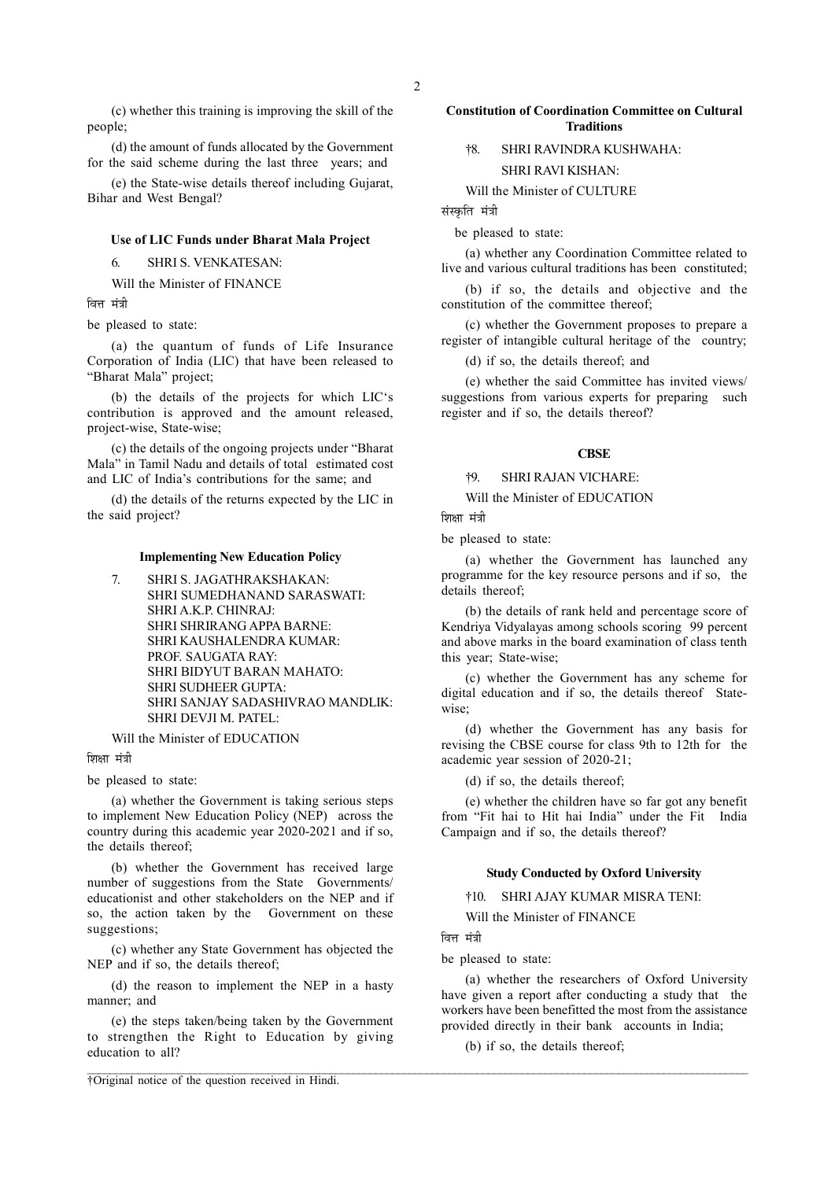(c) whether this training is improving the skill of the people;

(d) the amount of funds allocated by the Government for the said scheme during the last three years; and

(e) the State-wise details thereof including Gujarat, Bihar and West Bengal?

**Use of LIC Funds under Bharat Mala Project**

6. SHRI S. VENKATESAN:

Will the Minister of FINANCE

वित्त मंत्री

be pleased to state:

(a) the quantum of funds of Life Insurance Corporation of India (LIC) that have been released to "Bharat Mala" project;

(b) the details of the projects for which LIC's contribution is approved and the amount released, project-wise, State-wise;

(c) the details of the ongoing projects under "Bharat Mala" in Tamil Nadu and details of total estimated cost and LIC of India's contributions for the same; and

(d) the details of the returns expected by the LIC in the said project?

**Implementing New Education Policy**

7. SHRI S. JAGATHRAKSHAKAN:
SHRI SUMEDHANAND SARASWATI:
SHRI A.K.P. CHINRAJ:
SHRI SHRIRANG APPA BARNE:
SHRI KAUSHALENDRA KUMAR:
PROF. SAUGATA RAY:
SHRI BIDYUT BARAN MAHATO:
SHRI SUDHEER GUPTA:
SHRI SANJAY SADASHIVRAO MANDLIK:
SHRI DEVJI M. PATEL:

Will the Minister of EDUCATION

शिक्षा मंत्री

be pleased to state:

(a) whether the Government is taking serious steps to implement New Education Policy (NEP) across the country during this academic year 2020-2021 and if so, the details thereof;

(b) whether the Government has received large number of suggestions from the State Governments/ educationist and other stakeholders on the NEP and if so, the action taken by the Government on these suggestions;

(c) whether any State Government has objected the NEP and if so, the details thereof;

(d) the reason to implement the NEP in a hasty manner; and

(e) the steps taken/being taken by the Government to strengthen the Right to Education by giving education to all?

**Constitution of Coordination Committee on Cultural Traditions**

†8. SHRI RAVINDRA KUSHWAHA:
SHRI RAVI KISHAN:

Will the Minister of CULTURE

संस्कृति मंत्री

be pleased to state:

(a) whether any Coordination Committee related to live and various cultural traditions has been constituted;

(b) if so, the details and objective and the constitution of the committee thereof;

(c) whether the Government proposes to prepare a register of intangible cultural heritage of the country;

(d) if so, the details thereof; and

(e) whether the said Committee has invited views/ suggestions from various experts for preparing such register and if so, the details thereof?

**CBSE**

†9. SHRI RAJAN VICHARE:

Will the Minister of EDUCATION

शिक्षा मंत्री

be pleased to state:

(a) whether the Government has launched any programme for the key resource persons and if so, the details thereof;

(b) the details of rank held and percentage score of Kendriya Vidyalayas among schools scoring 99 percent and above marks in the board examination of class tenth this year; State-wise;

(c) whether the Government has any scheme for digital education and if so, the details thereof State-wise;

(d) whether the Government has any basis for revising the CBSE course for class 9th to 12th for the academic year session of 2020-21;

(d) if so, the details thereof;

(e) whether the children have so far got any benefit from "Fit hai to Hit hai India" under the Fit India Campaign and if so, the details thereof?

**Study Conducted by Oxford University**

†10. SHRI AJAY KUMAR MISRA TENI:

Will the Minister of FINANCE

वित्त मंत्री

be pleased to state:

(a) whether the researchers of Oxford University have given a report after conducting a study that the workers have been benefitted the most from the assistance provided directly in their bank accounts in India;

(b) if so, the details thereof;

†Original notice of the question received in Hindi.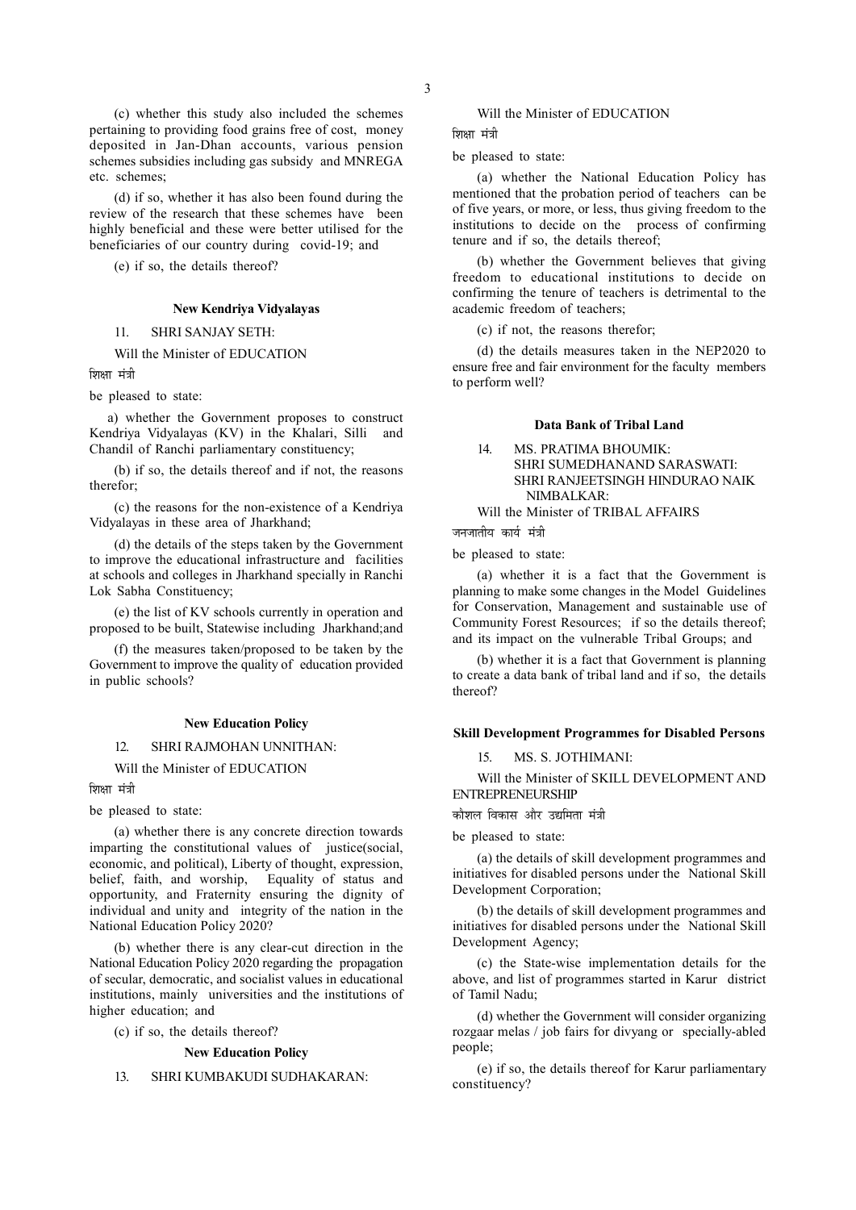(c) whether this study also included the schemes pertaining to providing food grains free of cost, money deposited in Jan-Dhan accounts, various pension schemes subsidies including gas subsidy and MNREGA etc. schemes;

(d) if so, whether it has also been found during the review of the research that these schemes have been highly beneficial and these were better utilised for the beneficiaries of our country during covid-19; and

(e) if so, the details thereof?

**New Kendriya Vidyalayas**

11. SHRI SANJAY SETH:

Will the Minister of EDUCATION

शिक्षा मंत्री

be pleased to state:

a) whether the Government proposes to construct Kendriya Vidyalayas (KV) in the Khalari, Silli and Chandil of Ranchi parliamentary constituency;

(b) if so, the details thereof and if not, the reasons therefor;

(c) the reasons for the non-existence of a Kendriya Vidyalayas in these area of Jharkhand;

(d) the details of the steps taken by the Government to improve the educational infrastructure and facilities at schools and colleges in Jharkhand specially in Ranchi Lok Sabha Constituency;

(e) the list of KV schools currently in operation and proposed to be built, Statewise including Jharkhand;and

(f) the measures taken/proposed to be taken by the Government to improve the quality of education provided in public schools?

**New Education Policy**

12. SHRI RAJMOHAN UNNITHAN:

Will the Minister of EDUCATION

शिक्षा मंत्री

be pleased to state:

(a) whether there is any concrete direction towards imparting the constitutional values of justice(social, economic, and political), Liberty of thought, expression, belief, faith, and worship, Equality of status and opportunity, and Fraternity ensuring the dignity of individual and unity and integrity of the nation in the National Education Policy 2020?

(b) whether there is any clear-cut direction in the National Education Policy 2020 regarding the propagation of secular, democratic, and socialist values in educational institutions, mainly universities and the institutions of higher education; and

(c) if so, the details thereof?

**New Education Policy**

13. SHRI KUMBAKUDI SUDHAKARAN:

Will the Minister of EDUCATION

शिक्षा मंत्री

be pleased to state:

(a) whether the National Education Policy has mentioned that the probation period of teachers can be of five years, or more, or less, thus giving freedom to the institutions to decide on the process of confirming tenure and if so, the details thereof;

(b) whether the Government believes that giving freedom to educational institutions to decide on confirming the tenure of teachers is detrimental to the academic freedom of teachers;

(c) if not, the reasons therefor;

(d) the details measures taken in the NEP2020 to ensure free and fair environment for the faculty members to perform well?

**Data Bank of Tribal Land**

14. MS. PRATIMA BHOUMIK:
SHRI SUMEDHANAND SARASWATI:
SHRI RANJEETSINGH HINDURAO NAIK NIMBALKAR:

Will the Minister of TRIBAL AFFAIRS

जनजातीय कार्य मंत्री

be pleased to state:

(a) whether it is a fact that the Government is planning to make some changes in the Model Guidelines for Conservation, Management and sustainable use of Community Forest Resources; if so the details thereof; and its impact on the vulnerable Tribal Groups; and

(b) whether it is a fact that Government is planning to create a data bank of tribal land and if so, the details thereof?

**Skill Development Programmes for Disabled Persons**

15. MS. S. JOTHIMANI:

Will the Minister of SKILL DEVELOPMENT AND ENTREPRENEURSHIP

कौशल विकास और उद्यमिता मंत्री

be pleased to state:

(a) the details of skill development programmes and initiatives for disabled persons under the National Skill Development Corporation;

(b) the details of skill development programmes and initiatives for disabled persons under the National Skill Development Agency;

(c) the State-wise implementation details for the above, and list of programmes started in Karur district of Tamil Nadu;

(d) whether the Government will consider organizing rozgaar melas / job fairs for divyang or specially-abled people;

(e) if so, the details thereof for Karur parliamentary constituency?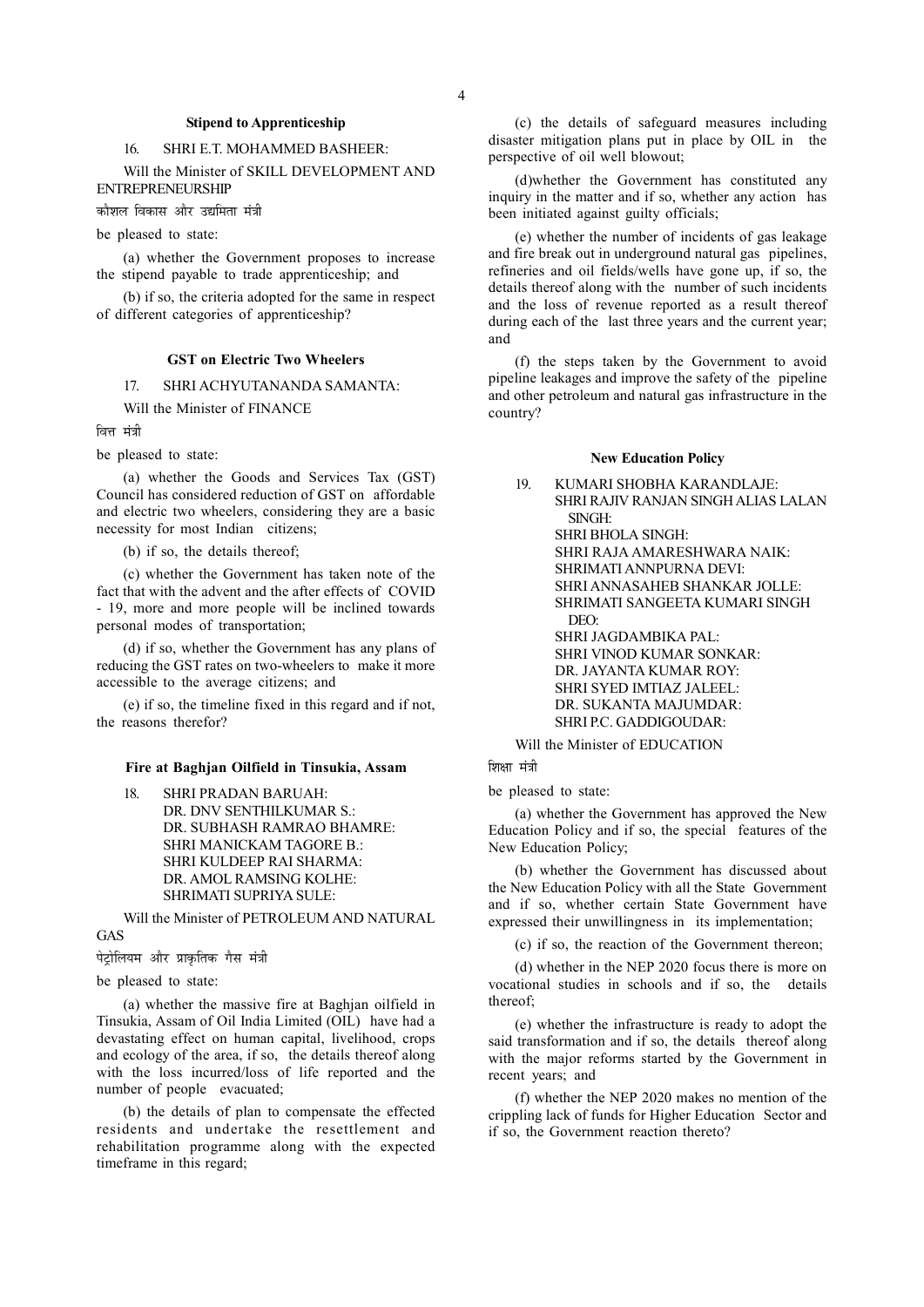### Stipend to Apprenticeship

16. SHRI E.T. MOHAMMED BASHEER:

Will the Minister of SKILL DEVELOPMENT AND ENTREPRENEURSHIP

कौशल विकास और उद्यमिता मंत्री

be pleased to state:

(a) whether the Government proposes to increase the stipend payable to trade apprenticeship; and

(b) if so, the criteria adopted for the same in respect of different categories of apprenticeship?

### GST on Electric Two Wheelers

17. SHRI ACHYUTANANDA SAMANTA:

Will the Minister of FINANCE

वित्त मंत्री

be pleased to state:

(a) whether the Goods and Services Tax (GST) Council has considered reduction of GST on affordable and electric two wheelers, considering they are a basic necessity for most Indian citizens;

(b) if so, the details thereof;

(c) whether the Government has taken note of the fact that with the advent and the after effects of COVID - 19, more and more people will be inclined towards personal modes of transportation;

(d) if so, whether the Government has any plans of reducing the GST rates on two-wheelers to make it more accessible to the average citizens; and

(e) if so, the timeline fixed in this regard and if not, the reasons therefor?

### Fire at Baghjan Oilfield in Tinsukia, Assam

18. SHRI PRADAN BARUAH:
DR. DNV SENTHILKUMAR S.:
DR. SUBHASH RAMRAO BHAMRE:
SHRI MANICKAM TAGORE B.:
SHRI KULDEEP RAI SHARMA:
DR. AMOL RAMSING KOLHE:
SHRIMATI SUPRIYA SULE:

Will the Minister of PETROLEUM AND NATURAL GAS

पेट्रोलियम और प्राकृतिक गैस मंत्री

be pleased to state:

(a) whether the massive fire at Baghjan oilfield in Tinsukia, Assam of Oil India Limited (OIL) have had a devastating effect on human capital, livelihood, crops and ecology of the area, if so, the details thereof along with the loss incurred/loss of life reported and the number of people evacuated;

(b) the details of plan to compensate the effected residents and undertake the resettlement and rehabilitation programme along with the expected timeframe in this regard;

(c) the details of safeguard measures including disaster mitigation plans put in place by OIL in the perspective of oil well blowout;

(d)whether the Government has constituted any inquiry in the matter and if so, whether any action has been initiated against guilty officials;

(e) whether the number of incidents of gas leakage and fire break out in underground natural gas pipelines, refineries and oil fields/wells have gone up, if so, the details thereof along with the number of such incidents and the loss of revenue reported as a result thereof during each of the last three years and the current year; and

(f) the steps taken by the Government to avoid pipeline leakages and improve the safety of the pipeline and other petroleum and natural gas infrastructure in the country?

### New Education Policy

19. KUMARI SHOBHA KARANDLAJE:
SHRI RAJIV RANJAN SINGH ALIAS LALAN SINGH:
SHRI BHOLA SINGH:
SHRI RAJA AMARESHWARA NAIK:
SHRIMATI ANNPURNA DEVI:
SHRI ANNASAHEB SHANKAR JOLLE:
SHRIMATI SANGEETA KUMARI SINGH DEO:
SHRI JAGDAMBIKA PAL:
SHRI VINOD KUMAR SONKAR:
DR. JAYANTA KUMAR ROY:
SHRI SYED IMTIAZ JALEEL:
DR. SUKANTA MAJUMDAR:
SHRI P.C. GADDIGOUDAR:

Will the Minister of EDUCATION

शिक्षा मंत्री

be pleased to state:

(a) whether the Government has approved the New Education Policy and if so, the special features of the New Education Policy;

(b) whether the Government has discussed about the New Education Policy with all the State Government and if so, whether certain State Government have expressed their unwillingness in its implementation;

(c) if so, the reaction of the Government thereon;

(d) whether in the NEP 2020 focus there is more on vocational studies in schools and if so, the details thereof;

(e) whether the infrastructure is ready to adopt the said transformation and if so, the details thereof along with the major reforms started by the Government in recent years; and

(f) whether the NEP 2020 makes no mention of the crippling lack of funds for Higher Education Sector and if so, the Government reaction thereto?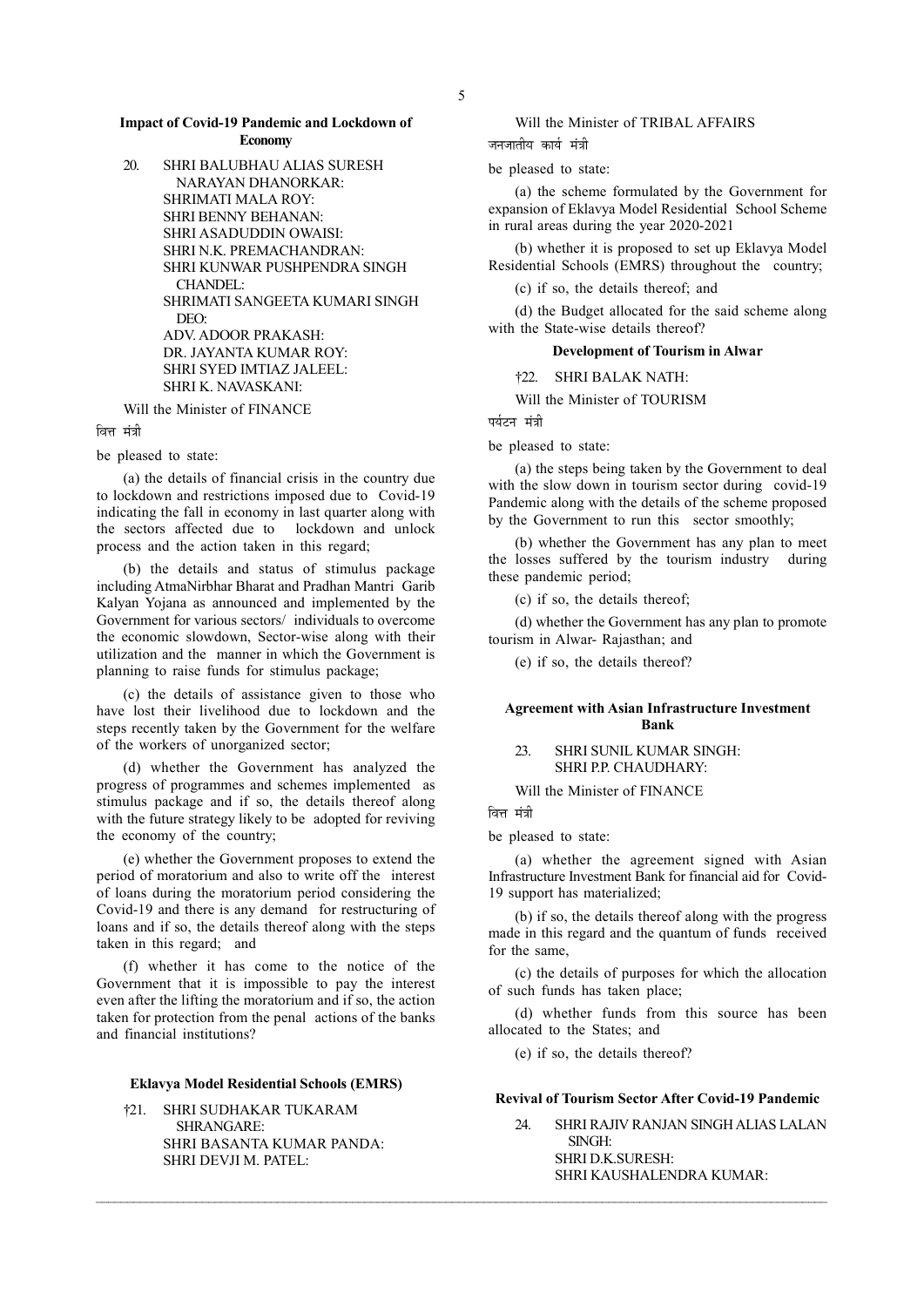**Impact of Covid-19 Pandemic and Lockdown of Economy**

20. SHRI BALUBHAU ALIAS SURESH NARAYAN DHANORKAR:
SHRIMATI MALA ROY:
SHRI BENNY BEHANAN:
SHRI ASADUDDIN OWAISI:
SHRI N.K. PREMACHANDRAN:
SHRI KUNWAR PUSHPENDRA SINGH CHANDEL:
SHRIMATI SANGEETA KUMARI SINGH DEO:
ADV. ADOOR PRAKASH:
DR. JAYANTA KUMAR ROY:
SHRI SYED IMTIAZ JALEEL:
SHRI K. NAVASKANI:

Will the Minister of FINANCE

वित्त मंत्री

be pleased to state:

(a) the details of financial crisis in the country due to lockdown and restrictions imposed due to Covid-19 indicating the fall in economy in last quarter along with the sectors affected due to lockdown and unlock process and the action taken in this regard;

(b) the details and status of stimulus package including AtmaNirbhar Bharat and Pradhan Mantri Garib Kalyan Yojana as announced and implemented by the Government for various sectors/ individuals to overcome the economic slowdown, Sector-wise along with their utilization and the manner in which the Government is planning to raise funds for stimulus package;

(c) the details of assistance given to those who have lost their livelihood due to lockdown and the steps recently taken by the Government for the welfare of the workers of unorganized sector;

(d) whether the Government has analyzed the progress of programmes and schemes implemented as stimulus package and if so, the details thereof along with the future strategy likely to be adopted for reviving the economy of the country;

(e) whether the Government proposes to extend the period of moratorium and also to write off the interest of loans during the moratorium period considering the Covid-19 and there is any demand for restructuring of loans and if so, the details thereof along with the steps taken in this regard; and

(f) whether it has come to the notice of the Government that it is impossible to pay the interest even after the lifting the moratorium and if so, the action taken for protection from the penal actions of the banks and financial institutions?

**Eklavya Model Residential Schools (EMRS)**

†21. SHRI SUDHAKAR TUKARAM SHRANGARE:
SHRI BASANTA KUMAR PANDA:
SHRI DEVJI M. PATEL:

Will the Minister of TRIBAL AFFAIRS

जनजातीय कार्य मंत्री

be pleased to state:

(a) the scheme formulated by the Government for expansion of Eklavya Model Residential School Scheme in rural areas during the year 2020-2021

(b) whether it is proposed to set up Eklavya Model Residential Schools (EMRS) throughout the country;

(c) if so, the details thereof; and

(d) the Budget allocated for the said scheme along with the State-wise details thereof?

**Development of Tourism in Alwar**

†22. SHRI BALAK NATH:

Will the Minister of TOURISM

पर्यटन मंत्री

be pleased to state:

(a) the steps being taken by the Government to deal with the slow down in tourism sector during covid-19 Pandemic along with the details of the scheme proposed by the Government to run this sector smoothly;

(b) whether the Government has any plan to meet the losses suffered by the tourism industry during these pandemic period;

(c) if so, the details thereof;

(d) whether the Government has any plan to promote tourism in Alwar- Rajasthan; and

(e) if so, the details thereof?

**Agreement with Asian Infrastructure Investment Bank**

23. SHRI SUNIL KUMAR SINGH:
SHRI P.P. CHAUDHARY:

Will the Minister of FINANCE

वित्त मंत्री

be pleased to state:

(a) whether the agreement signed with Asian Infrastructure Investment Bank for financial aid for Covid-19 support has materialized;

(b) if so, the details thereof along with the progress made in this regard and the quantum of funds received for the same,

(c) the details of purposes for which the allocation of such funds has taken place;

(d) whether funds from this source has been allocated to the States; and

(e) if so, the details thereof?

**Revival of Tourism Sector After Covid-19 Pandemic**

24. SHRI RAJIV RANJAN SINGH ALIAS LALAN SINGH:
SHRI D.K.SURESH:
SHRI KAUSHALENDRA KUMAR: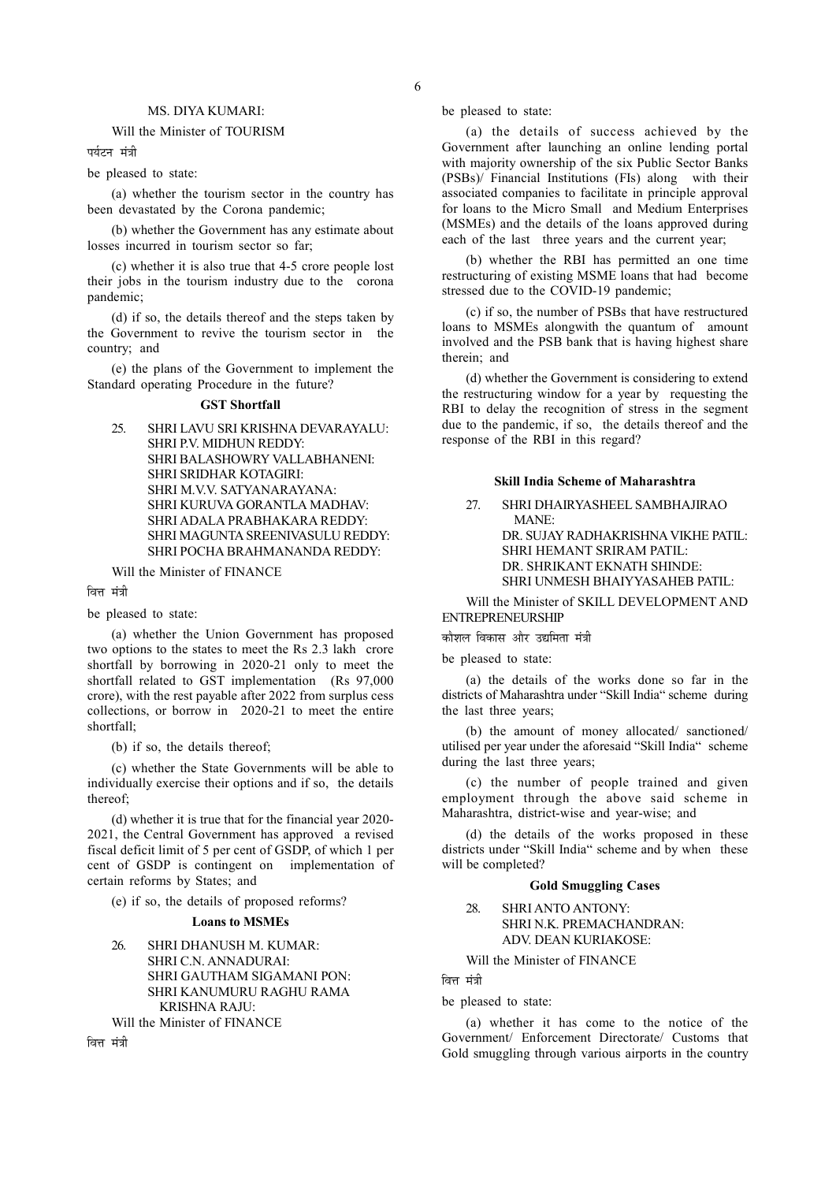MS. DIYA KUMARI:

Will the Minister of TOURISM

पर्यटन मंत्री

be pleased to state:

(a) whether the tourism sector in the country has been devastated by the Corona pandemic;

(b) whether the Government has any estimate about losses incurred in tourism sector so far;

(c) whether it is also true that 4-5 crore people lost their jobs in the tourism industry due to the corona pandemic;

(d) if so, the details thereof and the steps taken by the Government to revive the tourism sector in the country; and

(e) the plans of the Government to implement the Standard operating Procedure in the future?

### GST Shortfall

25. SHRI LAVU SRI KRISHNA DEVARAYALU:
SHRI P.V. MIDHUN REDDY:
SHRI BALASHOWRY VALLABHANENI:
SHRI SRIDHAR KOTAGIRI:
SHRI M.V.V. SATYANARAYANA:
SHRI KURUVA GORANTLA MADHAV:
SHRI ADALA PRABHAKARA REDDY:
SHRI MAGUNTA SREENIVASULU REDDY:
SHRI POCHA BRAHMANANDA REDDY:

Will the Minister of FINANCE

वित्त मंत्री

be pleased to state:

(a) whether the Union Government has proposed two options to the states to meet the Rs 2.3 lakh crore shortfall by borrowing in 2020-21 only to meet the shortfall related to GST implementation (Rs 97,000 crore), with the rest payable after 2022 from surplus cess collections, or borrow in 2020-21 to meet the entire shortfall;

(b) if so, the details thereof;

(c) whether the State Governments will be able to individually exercise their options and if so, the details thereof;

(d) whether it is true that for the financial year 2020-2021, the Central Government has approved a revised fiscal deficit limit of 5 per cent of GSDP, of which 1 per cent of GSDP is contingent on implementation of certain reforms by States; and

(e) if so, the details of proposed reforms?

### Loans to MSMEs

26. SHRI DHANUSH M. KUMAR:
SHRI C.N. ANNADURAI:
SHRI GAUTHAM SIGAMANI PON:
SHRI KANUMURU RAGHU RAMA KRISHNA RAJU:

Will the Minister of FINANCE

वित्त मंत्री

be pleased to state:

(a) the details of success achieved by the Government after launching an online lending portal with majority ownership of the six Public Sector Banks (PSBs)/ Financial Institutions (FIs) along with their associated companies to facilitate in principle approval for loans to the Micro Small and Medium Enterprises (MSMEs) and the details of the loans approved during each of the last three years and the current year;

(b) whether the RBI has permitted an one time restructuring of existing MSME loans that had become stressed due to the COVID-19 pandemic;

(c) if so, the number of PSBs that have restructured loans to MSMEs alongwith the quantum of amount involved and the PSB bank that is having highest share therein; and

(d) whether the Government is considering to extend the restructuring window for a year by requesting the RBI to delay the recognition of stress in the segment due to the pandemic, if so, the details thereof and the response of the RBI in this regard?

### Skill India Scheme of Maharashtra

27. SHRI DHAIRYASHEEL SAMBHAJIRAO MANE:
DR. SUJAY RADHAKRISHNA VIKHE PATIL:
SHRI HEMANT SRIRAM PATIL:
DR. SHRIKANT EKNATH SHINDE:
SHRI UNMESH BHAIYYASAHEB PATIL:

Will the Minister of SKILL DEVELOPMENT AND ENTREPRENEURSHIP

कौशल विकास और उद्यमिता मंत्री

be pleased to state:

(a) the details of the works done so far in the districts of Maharashtra under "Skill India" scheme during the last three years;

(b) the amount of money allocated/ sanctioned/ utilised per year under the aforesaid "Skill India" scheme during the last three years;

(c) the number of people trained and given employment through the above said scheme in Maharashtra, district-wise and year-wise; and

(d) the details of the works proposed in these districts under "Skill India" scheme and by when these will be completed?

### Gold Smuggling Cases

28. SHRI ANTO ANTONY:
SHRI N.K. PREMACHANDRAN:
ADV. DEAN KURIAKOSE:

Will the Minister of FINANCE

वित्त मंत्री

be pleased to state:

(a) whether it has come to the notice of the Government/ Enforcement Directorate/ Customs that Gold smuggling through various airports in the country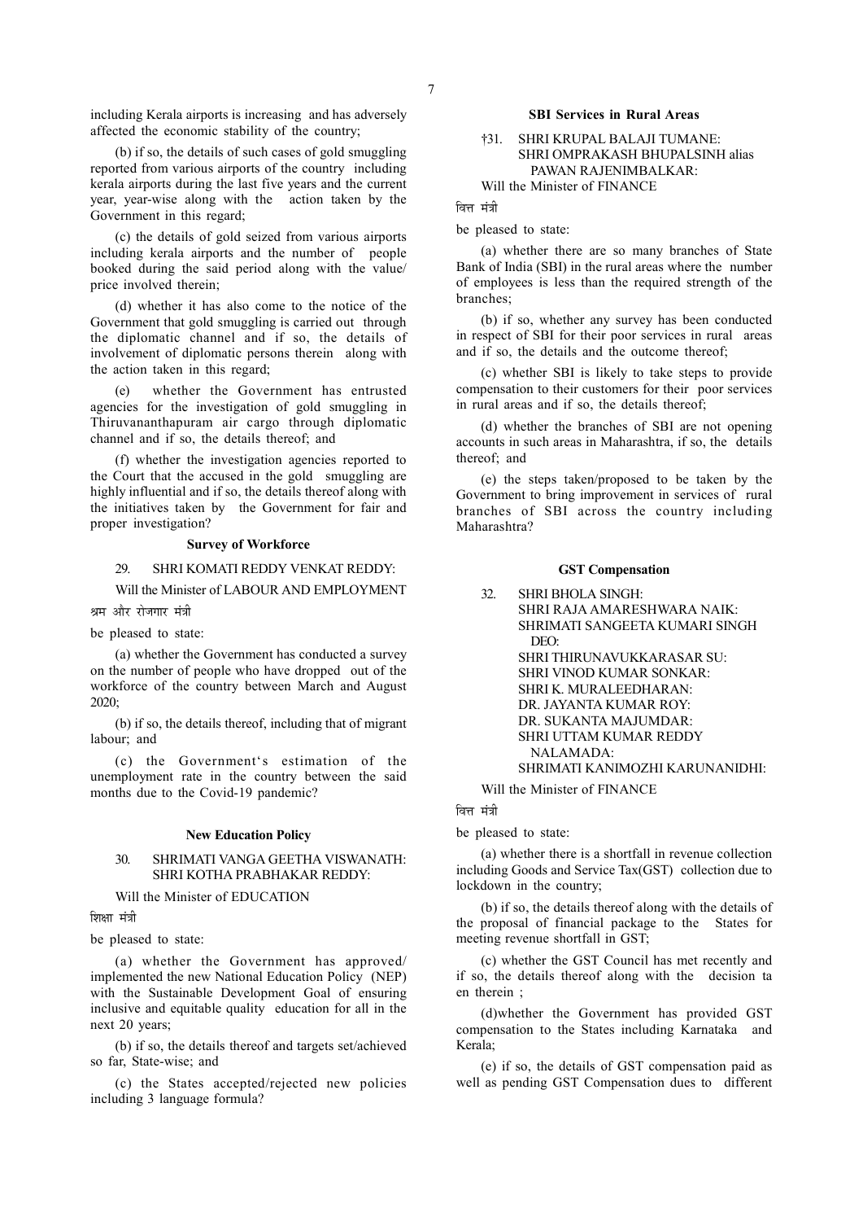including Kerala airports is increasing and has adversely affected the economic stability of the country;

(b) if so, the details of such cases of gold smuggling reported from various airports of the country including kerala airports during the last five years and the current year, year-wise along with the action taken by the Government in this regard;

(c) the details of gold seized from various airports including kerala airports and the number of people booked during the said period along with the value/ price involved therein;

(d) whether it has also come to the notice of the Government that gold smuggling is carried out through the diplomatic channel and if so, the details of involvement of diplomatic persons therein along with the action taken in this regard;

(e) whether the Government has entrusted agencies for the investigation of gold smuggling in Thiruvananthapuram air cargo through diplomatic channel and if so, the details thereof; and

(f) whether the investigation agencies reported to the Court that the accused in the gold smuggling are highly influential and if so, the details thereof along with the initiatives taken by the Government for fair and proper investigation?

### Survey of Workforce

29. SHRI KOMATI REDDY VENKAT REDDY:

Will the Minister of LABOUR AND EMPLOYMENT

श्रम और रोजगार मंत्री

be pleased to state:

(a) whether the Government has conducted a survey on the number of people who have dropped out of the workforce of the country between March and August 2020;

(b) if so, the details thereof, including that of migrant labour; and

(c) the Government's estimation of the unemployment rate in the country between the said months due to the Covid-19 pandemic?

### New Education Policy

30. SHRIMATI VANGA GEETHA VISWANATH:
SHRI KOTHA PRABHAKAR REDDY:

Will the Minister of EDUCATION

शिक्षा मंत्री

be pleased to state:

(a) whether the Government has approved/ implemented the new National Education Policy (NEP) with the Sustainable Development Goal of ensuring inclusive and equitable quality education for all in the next 20 years;

(b) if so, the details thereof and targets set/achieved so far, State-wise; and

(c) the States accepted/rejected new policies including 3 language formula?

### SBI Services in Rural Areas

†31. SHRI KRUPAL BALAJI TUMANE:
SHRI OMPRAKASH BHUPALSINH alias PAWAN RAJENIMBALKAR:

Will the Minister of FINANCE

वित्त मंत्री

be pleased to state:

(a) whether there are so many branches of State Bank of India (SBI) in the rural areas where the number of employees is less than the required strength of the branches;

(b) if so, whether any survey has been conducted in respect of SBI for their poor services in rural areas and if so, the details and the outcome thereof;

(c) whether SBI is likely to take steps to provide compensation to their customers for their poor services in rural areas and if so, the details thereof;

(d) whether the branches of SBI are not opening accounts in such areas in Maharashtra, if so, the details thereof; and

(e) the steps taken/proposed to be taken by the Government to bring improvement in services of rural branches of SBI across the country including Maharashtra?

### GST Compensation

32. SHRI BHOLA SINGH:
SHRI RAJA AMARESHWARA NAIK:
SHRIMATI SANGEETA KUMARI SINGH DEO:
SHRI THIRUNAVUKKARASAR SU:
SHRI VINOD KUMAR SONKAR:
SHRI K. MURALEEDHARAN:
DR. JAYANTA KUMAR ROY:
DR. SUKANTA MAJUMDAR:
SHRI UTTAM KUMAR REDDY NALAMADA:
SHRIMATI KANIMOZHI KARUNANIDHI:

Will the Minister of FINANCE

वित्त मंत्री

be pleased to state:

(a) whether there is a shortfall in revenue collection including Goods and Service Tax(GST) collection due to lockdown in the country;

(b) if so, the details thereof along with the details of the proposal of financial package to the States for meeting revenue shortfall in GST;

(c) whether the GST Council has met recently and if so, the details thereof along with the decision ta en therein ;

(d)whether the Government has provided GST compensation to the States including Karnataka and Kerala;

(e) if so, the details of GST compensation paid as well as pending GST Compensation dues to different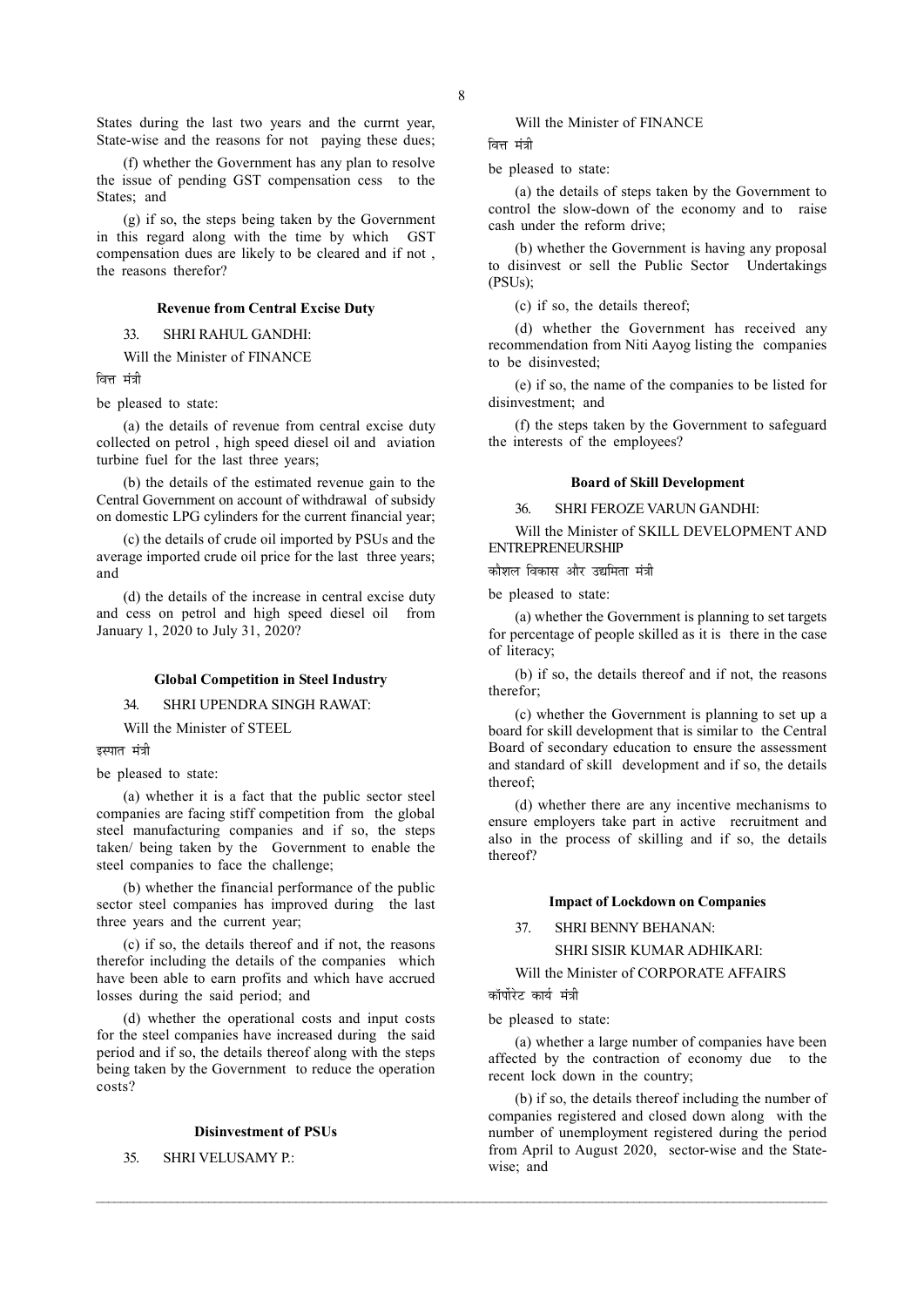States during the last two years and the currnt year, State-wise and the reasons for not paying these dues;

(f) whether the Government has any plan to resolve the issue of pending GST compensation cess to the States; and

(g) if so, the steps being taken by the Government in this regard along with the time by which GST compensation dues are likely to be cleared and if not , the reasons therefor?

### Revenue from Central Excise Duty

33. SHRI RAHUL GANDHI:

Will the Minister of FINANCE

वित्त मंत्री

be pleased to state:

(a) the details of revenue from central excise duty collected on petrol , high speed diesel oil and aviation turbine fuel for the last three years;

(b) the details of the estimated revenue gain to the Central Government on account of withdrawal of subsidy on domestic LPG cylinders for the current financial year;

(c) the details of crude oil imported by PSUs and the average imported crude oil price for the last three years; and

(d) the details of the increase in central excise duty and cess on petrol and high speed diesel oil from January 1, 2020 to July 31, 2020?

### Global Competition in Steel Industry

34. SHRI UPENDRA SINGH RAWAT:

Will the Minister of STEEL

इस्पात मंत्री

be pleased to state:

(a) whether it is a fact that the public sector steel companies are facing stiff competition from the global steel manufacturing companies and if so, the steps taken/ being taken by the Government to enable the steel companies to face the challenge;

(b) whether the financial performance of the public sector steel companies has improved during the last three years and the current year;

(c) if so, the details thereof and if not, the reasons therefor including the details of the companies which have been able to earn profits and which have accrued losses during the said period; and

(d) whether the operational costs and input costs for the steel companies have increased during the said period and if so, the details thereof along with the steps being taken by the Government to reduce the operation costs?

### Disinvestment of PSUs

35. SHRI VELUSAMY P.:

Will the Minister of FINANCE

वित्त मंत्री

be pleased to state:

(a) the details of steps taken by the Government to control the slow-down of the economy and to raise cash under the reform drive;

(b) whether the Government is having any proposal to disinvest or sell the Public Sector Undertakings (PSUs);

(c) if so, the details thereof;

(d) whether the Government has received any recommendation from Niti Aayog listing the companies to be disinvested;

(e) if so, the name of the companies to be listed for disinvestment; and

(f) the steps taken by the Government to safeguard the interests of the employees?

### Board of Skill Development

36. SHRI FEROZE VARUN GANDHI:

Will the Minister of SKILL DEVELOPMENT AND ENTREPRENEURSHIP

कौशल विकास और उद्यमिता मंत्री

be pleased to state:

(a) whether the Government is planning to set targets for percentage of people skilled as it is there in the case of literacy;

(b) if so, the details thereof and if not, the reasons therefor;

(c) whether the Government is planning to set up a board for skill development that is similar to the Central Board of secondary education to ensure the assessment and standard of skill development and if so, the details thereof;

(d) whether there are any incentive mechanisms to ensure employers take part in active recruitment and also in the process of skilling and if so, the details thereof?

### Impact of Lockdown on Companies

37. SHRI BENNY BEHANAN:

SHRI SISIR KUMAR ADHIKARI:

Will the Minister of CORPORATE AFFAIRS

कॉर्पोरेट कार्य मंत्री

be pleased to state:

(a) whether a large number of companies have been affected by the contraction of economy due to the recent lock down in the country;

(b) if so, the details thereof including the number of companies registered and closed down along with the number of unemployment registered during the period from April to August 2020, sector-wise and the State-wise; and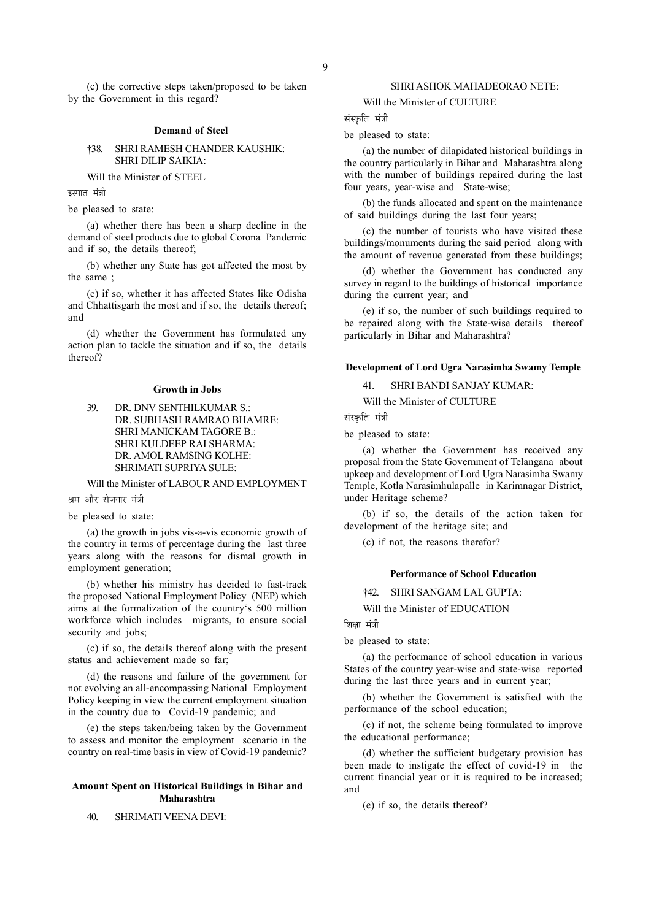(c) the corrective steps taken/proposed to be taken by the Government in this regard?

### Demand of Steel

†38. SHRI RAMESH CHANDER KAUSHIK:
SHRI DILIP SAIKIA:

Will the Minister of STEEL

इस्पात मंत्री

be pleased to state:

(a) whether there has been a sharp decline in the demand of steel products due to global Corona Pandemic and if so, the details thereof;

(b) whether any State has got affected the most by the same ;

(c) if so, whether it has affected States like Odisha and Chhattisgarh the most and if so, the details thereof; and

(d) whether the Government has formulated any action plan to tackle the situation and if so, the details thereof?

### Growth in Jobs

39. DR. DNV SENTHILKUMAR S.:
DR. SUBHASH RAMRAO BHAMRE:
SHRI MANICKAM TAGORE B.:
SHRI KULDEEP RAI SHARMA:
DR. AMOL RAMSING KOLHE:
SHRIMATI SUPRIYA SULE:

Will the Minister of LABOUR AND EMPLOYMENT

श्रम और रोजगार मंत्री

be pleased to state:

(a) the growth in jobs vis-a-vis economic growth of the country in terms of percentage during the last three years along with the reasons for dismal growth in employment generation;

(b) whether his ministry has decided to fast-track the proposed National Employment Policy (NEP) which aims at the formalization of the country's 500 million workforce which includes migrants, to ensure social security and jobs;

(c) if so, the details thereof along with the present status and achievement made so far;

(d) the reasons and failure of the government for not evolving an all-encompassing National Employment Policy keeping in view the current employment situation in the country due to Covid-19 pandemic; and

(e) the steps taken/being taken by the Government to assess and monitor the employment scenario in the country on real-time basis in view of Covid-19 pandemic?

### Amount Spent on Historical Buildings in Bihar and Maharashtra

40. SHRIMATI VEENA DEVI:
SHRI ASHOK MAHADEORAO NETE:

Will the Minister of CULTURE

संस्कृति मंत्री

be pleased to state:

(a) the number of dilapidated historical buildings in the country particularly in Bihar and Maharashtra along with the number of buildings repaired during the last four years, year-wise and State-wise;

(b) the funds allocated and spent on the maintenance of said buildings during the last four years;

(c) the number of tourists who have visited these buildings/monuments during the said period along with the amount of revenue generated from these buildings;

(d) whether the Government has conducted any survey in regard to the buildings of historical importance during the current year; and

(e) if so, the number of such buildings required to be repaired along with the State-wise details thereof particularly in Bihar and Maharashtra?

### Development of Lord Ugra Narasimha Swamy Temple

41. SHRI BANDI SANJAY KUMAR:

Will the Minister of CULTURE

संस्कृति मंत्री

be pleased to state:

(a) whether the Government has received any proposal from the State Government of Telangana about upkeep and development of Lord Ugra Narasimha Swamy Temple, Kotla Narasimhulapalle in Karimnagar District, under Heritage scheme?

(b) if so, the details of the action taken for development of the heritage site; and

(c) if not, the reasons therefor?

### Performance of School Education

†42. SHRI SANGAM LAL GUPTA:

Will the Minister of EDUCATION

शिक्षा मंत्री

be pleased to state:

(a) the performance of school education in various States of the country year-wise and state-wise reported during the last three years and in current year;

(b) whether the Government is satisfied with the performance of the school education;

(c) if not, the scheme being formulated to improve the educational performance;

(d) whether the sufficient budgetary provision has been made to instigate the effect of covid-19 in the current financial year or it is required to be increased; and

(e) if so, the details thereof?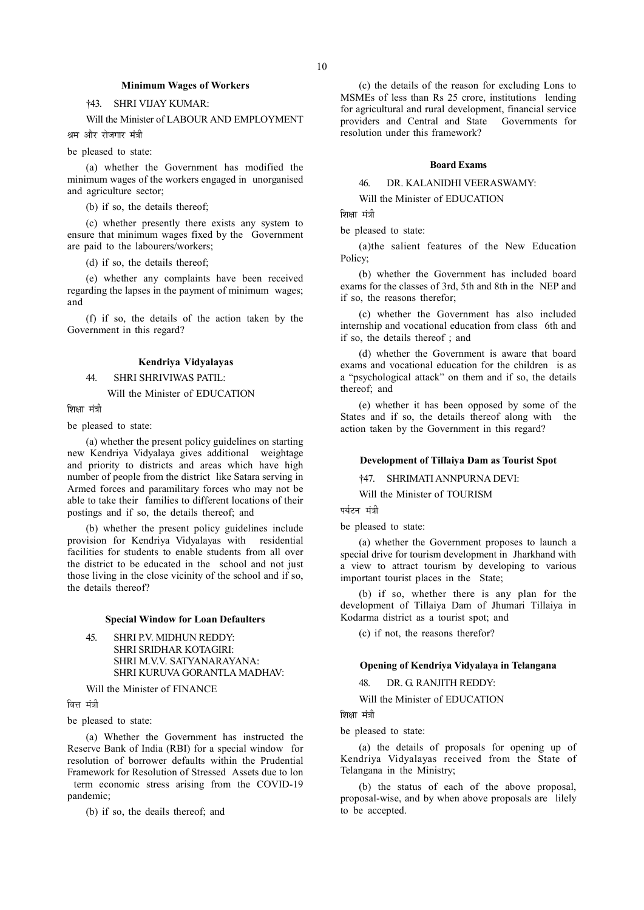### Minimum Wages of Workers

†43. SHRI VIJAY KUMAR:

Will the Minister of LABOUR AND EMPLOYMENT

श्रम और रोजगार मंत्री

be pleased to state:

(a) whether the Government has modified the minimum wages of the workers engaged in unorganised and agriculture sector;

(b) if so, the details thereof;

(c) whether presently there exists any system to ensure that minimum wages fixed by the Government are paid to the labourers/workers;

(d) if so, the details thereof;

(e) whether any complaints have been received regarding the lapses in the payment of minimum wages; and

(f) if so, the details of the action taken by the Government in this regard?

### Kendriya Vidyalayas

44. SHRI SHRIVIWAS PATIL:

Will the Minister of EDUCATION

शिक्षा मंत्री

be pleased to state:

(a) whether the present policy guidelines on starting new Kendriya Vidyalaya gives additional weightage and priority to districts and areas which have high number of people from the district like Satara serving in Armed forces and paramilitary forces who may not be able to take their families to different locations of their postings and if so, the details thereof; and

(b) whether the present policy guidelines include provision for Kendriya Vidyalayas with residential facilities for students to enable students from all over the district to be educated in the school and not just those living in the close vicinity of the school and if so, the details thereof?

### Special Window for Loan Defaulters

45. SHRI P.V. MIDHUN REDDY:
SHRI SRIDHAR KOTAGIRI:
SHRI M.V.V. SATYANARAYANA:
SHRI KURUVA GORANTLA MADHAV:

Will the Minister of FINANCE

वित्त मंत्री

be pleased to state:

(a) Whether the Government has instructed the Reserve Bank of India (RBI) for a special window for resolution of borrower defaults within the Prudential Framework for Resolution of Stressed Assets due to lon term economic stress arising from the COVID-19 pandemic;

(b) if so, the deails thereof; and

(c) the details of the reason for excluding Lons to MSMEs of less than Rs 25 crore, institutions lending for agricultural and rural development, financial service providers and Central and State Governments for resolution under this framework?

### Board Exams

46. DR. KALANIDHI VEERASWAMY:

Will the Minister of EDUCATION

शिक्षा मंत्री

be pleased to state:

(a)the salient features of the New Education Policy;

(b) whether the Government has included board exams for the classes of 3rd, 5th and 8th in the NEP and if so, the reasons therefor;

(c) whether the Government has also included internship and vocational education from class 6th and if so, the details thereof ; and

(d) whether the Government is aware that board exams and vocational education for the children is as a "psychological attack" on them and if so, the details thereof; and

(e) whether it has been opposed by some of the States and if so, the details thereof along with the action taken by the Government in this regard?

### Development of Tillaiya Dam as Tourist Spot

†47. SHRIMATI ANNPURNA DEVI:

Will the Minister of TOURISM

पर्यटन मंत्री

be pleased to state:

(a) whether the Government proposes to launch a special drive for tourism development in Jharkhand with a view to attract tourism by developing to various important tourist places in the State;

(b) if so, whether there is any plan for the development of Tillaiya Dam of Jhumari Tillaiya in Kodarma district as a tourist spot; and

(c) if not, the reasons therefor?

### Opening of Kendriya Vidyalaya in Telangana

48. DR. G. RANJITH REDDY:

Will the Minister of EDUCATION

शिक्षा मंत्री

be pleased to state:

(a) the details of proposals for opening up of Kendriya Vidyalayas received from the State of Telangana in the Ministry;

(b) the status of each of the above proposal, proposal-wise, and by when above proposals are lilely to be accepted.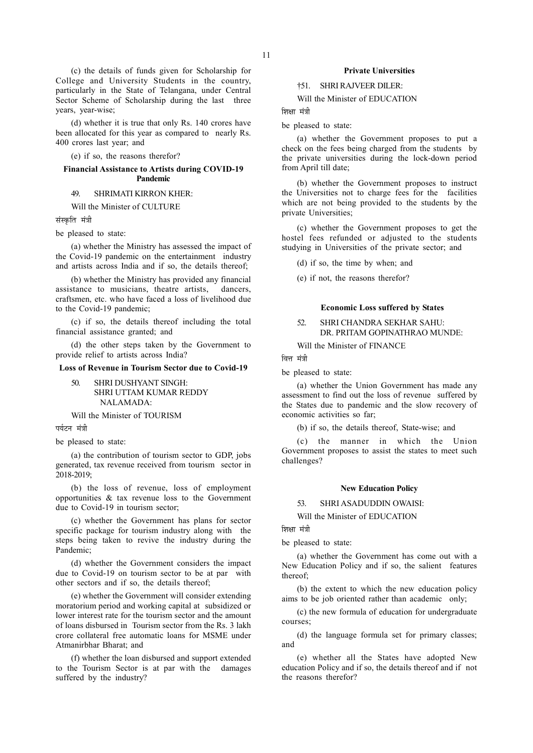(c) the details of funds given for Scholarship for College and University Students in the country, particularly in the State of Telangana, under Central Sector Scheme of Scholarship during the last three years, year-wise;

(d) whether it is true that only Rs. 140 crores have been allocated for this year as compared to nearly Rs. 400 crores last year; and

(e) if so, the reasons therefor?

**Financial Assistance to Artists during COVID-19 Pandemic**

49. SHRIMATI KIRRON KHER:

Will the Minister of CULTURE

संस्कृति मंत्री

be pleased to state:

(a) whether the Ministry has assessed the impact of the Covid-19 pandemic on the entertainment industry and artists across India and if so, the details thereof;

(b) whether the Ministry has provided any financial assistance to musicians, theatre artists, dancers, craftsmen, etc. who have faced a loss of livelihood due to the Covid-19 pandemic;

(c) if so, the details thereof including the total financial assistance granted; and

(d) the other steps taken by the Government to provide relief to artists across India?

**Loss of Revenue in Tourism Sector due to Covid-19**

50. SHRI DUSHYANT SINGH:
SHRI UTTAM KUMAR REDDY NALAMADA:

Will the Minister of TOURISM

पर्यटन मंत्री

be pleased to state:

(a) the contribution of tourism sector to GDP, jobs generated, tax revenue received from tourism sector in 2018-2019;

(b) the loss of revenue, loss of employment opportunities & tax revenue loss to the Government due to Covid-19 in tourism sector;

(c) whether the Government has plans for sector specific package for tourism industry along with the steps being taken to revive the industry during the Pandemic;

(d) whether the Government considers the impact due to Covid-19 on tourism sector to be at par with other sectors and if so, the details thereof;

(e) whether the Government will consider extending moratorium period and working capital at subsidized or lower interest rate for the tourism sector and the amount of loans disbursed in Tourism sector from the Rs. 3 lakh crore collateral free automatic loans for MSME under Atmanirbhar Bharat; and

(f) whether the loan disbursed and support extended to the Tourism Sector is at par with the damages suffered by the industry?

**Private Universities**

†51. SHRI RAJVEER DILER:

Will the Minister of EDUCATION

शिक्षा मंत्री

be pleased to state:

(a) whether the Government proposes to put a check on the fees being charged from the students by the private universities during the lock-down period from April till date;

(b) whether the Government proposes to instruct the Universities not to charge fees for the facilities which are not being provided to the students by the private Universities;

(c) whether the Government proposes to get the hostel fees refunded or adjusted to the students studying in Universities of the private sector; and

(d) if so, the time by when; and

(e) if not, the reasons therefor?

**Economic Loss suffered by States**

52. SHRI CHANDRA SEKHAR SAHU:
DR. PRITAM GOPINATHRAO MUNDE:

Will the Minister of FINANCE

वित्त मंत्री

be pleased to state:

(a) whether the Union Government has made any assessment to find out the loss of revenue suffered by the States due to pandemic and the slow recovery of economic activities so far;

(b) if so, the details thereof, State-wise; and

(c) the manner in which the Union Government proposes to assist the states to meet such challenges?

**New Education Policy**

53. SHRI ASADUDDIN OWAISI:

Will the Minister of EDUCATION

शिक्षा मंत्री

be pleased to state:

(a) whether the Government has come out with a New Education Policy and if so, the salient features thereof;

(b) the extent to which the new education policy aims to be job oriented rather than academic only;

(c) the new formula of education for undergraduate courses;

(d) the language formula set for primary classes; and

(e) whether all the States have adopted New education Policy and if so, the details thereof and if not the reasons therefor?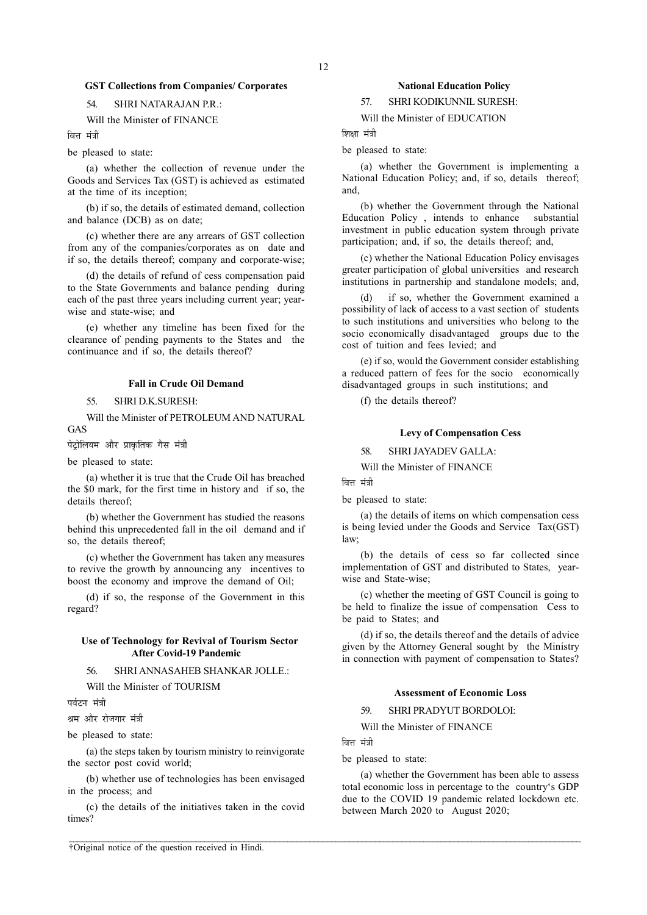**GST Collections from Companies/ Corporates**

54. SHRI NATARAJAN P.R.:

Will the Minister of FINANCE

वित्त मंत्री

be pleased to state:

(a) whether the collection of revenue under the Goods and Services Tax (GST) is achieved as estimated at the time of its inception;

(b) if so, the details of estimated demand, collection and balance (DCB) as on date;

(c) whether there are any arrears of GST collection from any of the companies/corporates as on date and if so, the details thereof; company and corporate-wise;

(d) the details of refund of cess compensation paid to the State Governments and balance pending during each of the past three years including current year; year-wise and state-wise; and

(e) whether any timeline has been fixed for the clearance of pending payments to the States and the continuance and if so, the details thereof?

**Fall in Crude Oil Demand**

55. SHRI D.K.SURESH:

Will the Minister of PETROLEUM AND NATURAL GAS

पेट्रोलियम और प्राकृतिक गैस मंत्री

be pleased to state:

(a) whether it is true that the Crude Oil has breached the $0 mark, for the first time in history and if so, the details thereof;

(b) whether the Government has studied the reasons behind this unprecedented fall in the oil demand and if so, the details thereof;

(c) whether the Government has taken any measures to revive the growth by announcing any incentives to boost the economy and improve the demand of Oil;

(d) if so, the response of the Government in this regard?

**Use of Technology for Revival of Tourism Sector After Covid-19 Pandemic**

56. SHRI ANNASAHEB SHANKAR JOLLE.:

Will the Minister of TOURISM

पर्यटन मंत्री

श्रम और रोजगार मंत्री

be pleased to state:

(a) the steps taken by tourism ministry to reinvigorate the sector post covid world;

(b) whether use of technologies has been envisaged in the process; and

(c) the details of the initiatives taken in the covid times?

**National Education Policy**

57. SHRI KODIKUNNIL SURESH:

Will the Minister of EDUCATION

शिक्षा मंत्री

be pleased to state:

(a) whether the Government is implementing a National Education Policy; and, if so, details thereof; and,

(b) whether the Government through the National Education Policy , intends to enhance substantial investment in public education system through private participation; and, if so, the details thereof; and,

(c) whether the National Education Policy envisages greater participation of global universities and research institutions in partnership and standalone models; and,

(d) if so, whether the Government examined a possibility of lack of access to a vast section of students to such institutions and universities who belong to the socio economically disadvantaged groups due to the cost of tuition and fees levied; and

(e) if so, would the Government consider establishing a reduced pattern of fees for the socio economically disadvantaged groups in such institutions; and

(f) the details thereof?

**Levy of Compensation Cess**

58. SHRI JAYADEV GALLA:

Will the Minister of FINANCE

वित्त मंत्री

be pleased to state:

(a) the details of items on which compensation cess is being levied under the Goods and Service Tax(GST) law;

(b) the details of cess so far collected since implementation of GST and distributed to States, year-wise and State-wise;

(c) whether the meeting of GST Council is going to be held to finalize the issue of compensation Cess to be paid to States; and

(d) if so, the details thereof and the details of advice given by the Attorney General sought by the Ministry in connection with payment of compensation to States?

**Assessment of Economic Loss**

59. SHRI PRADYUT BORDOLOI:

Will the Minister of FINANCE

वित्त मंत्री

be pleased to state:

(a) whether the Government has been able to assess total economic loss in percentage to the country's GDP due to the COVID 19 pandemic related lockdown etc. between March 2020 to August 2020;

†Original notice of the question received in Hindi.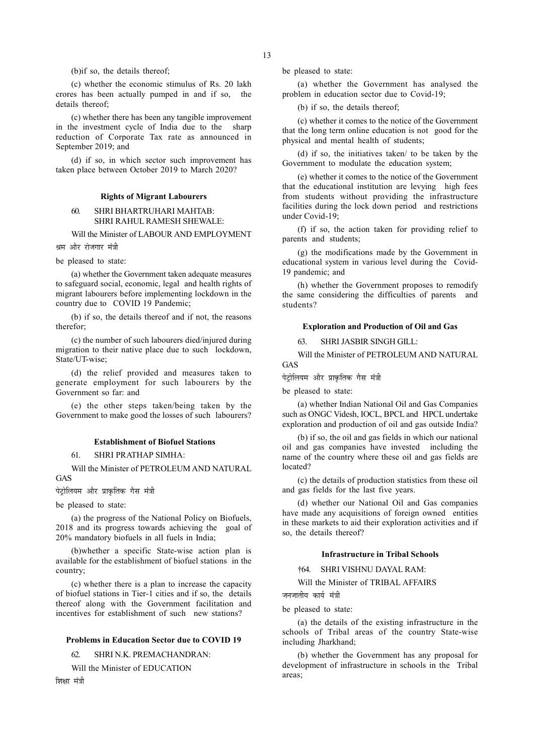(b)if so, the details thereof;

(c) whether the economic stimulus of Rs. 20 lakh crores has been actually pumped in and if so, the details thereof;

(c) whether there has been any tangible improvement in the investment cycle of India due to the sharp reduction of Corporate Tax rate as announced in September 2019; and

(d) if so, in which sector such improvement has taken place between October 2019 to March 2020?

**Rights of Migrant Labourers**

60. SHRI BHARTRUHARI MAHTAB:
SHRI RAHUL RAMESH SHEWALE:

Will the Minister of LABOUR AND EMPLOYMENT

श्रम और रोजगार मंत्री

be pleased to state:

(a) whether the Government taken adequate measures to safeguard social, economic, legal and health rights of migrant labourers before implementing lockdown in the country due to COVID 19 Pandemic;

(b) if so, the details thereof and if not, the reasons therefor;

(c) the number of such labourers died/injured during migration to their native place due to such lockdown, State/UT-wise;

(d) the relief provided and measures taken to generate employment for such labourers by the Government so far: and

(e) the other steps taken/being taken by the Government to make good the losses of such labourers?

**Establishment of Biofuel Stations**

61. SHRI PRATHAP SIMHA:

Will the Minister of PETROLEUM AND NATURAL GAS

पेट्रोलियम और प्राकृतिक गैस मंत्री

be pleased to state:

(a) the progress of the National Policy on Biofuels, 2018 and its progress towards achieving the goal of 20% mandatory biofuels in all fuels in India;

(b)whether a specific State-wise action plan is available for the establishment of biofuel stations in the country;

(c) whether there is a plan to increase the capacity of biofuel stations in Tier-1 cities and if so, the details thereof along with the Government facilitation and incentives for establishment of such new stations?

**Problems in Education Sector due to COVID 19**

62. SHRI N.K. PREMACHANDRAN:

Will the Minister of EDUCATION

शिक्षा मंत्री

be pleased to state:

(a) whether the Government has analysed the problem in education sector due to Covid-19;

(b) if so, the details thereof;

(c) whether it comes to the notice of the Government that the long term online education is not good for the physical and mental health of students;

(d) if so, the initiatives taken/ to be taken by the Government to modulate the education system;

(e) whether it comes to the notice of the Government that the educational institution are levying high fees from students without providing the infrastructure facilities during the lock down period and restrictions under Covid-19;

(f) if so, the action taken for providing relief to parents and students;

(g) the modifications made by the Government in educational system in various level during the Covid-19 pandemic; and

(h) whether the Government proposes to remodify the same considering the difficulties of parents and students?

**Exploration and Production of Oil and Gas**

63. SHRI JASBIR SINGH GILL:

Will the Minister of PETROLEUM AND NATURAL GAS

पेट्रोलियम और प्राकृतिक गैस मंत्री

be pleased to state:

(a) whether Indian National Oil and Gas Companies such as ONGC Videsh, IOCL, BPCL and HPCL undertake exploration and production of oil and gas outside India?

(b) if so, the oil and gas fields in which our national oil and gas companies have invested including the name of the country where these oil and gas fields are located?

(c) the details of production statistics from these oil and gas fields for the last five years.

(d) whether our National Oil and Gas companies have made any acquisitions of foreign owned entities in these markets to aid their exploration activities and if so, the details thereof?

**Infrastructure in Tribal Schools**

†64. SHRI VISHNU DAYAL RAM:

Will the Minister of TRIBAL AFFAIRS

जनजातीय कार्य मंत्री

be pleased to state:

(a) the details of the existing infrastructure in the schools of Tribal areas of the country State-wise including Jharkhand;

(b) whether the Government has any proposal for development of infrastructure in schools in the Tribal areas;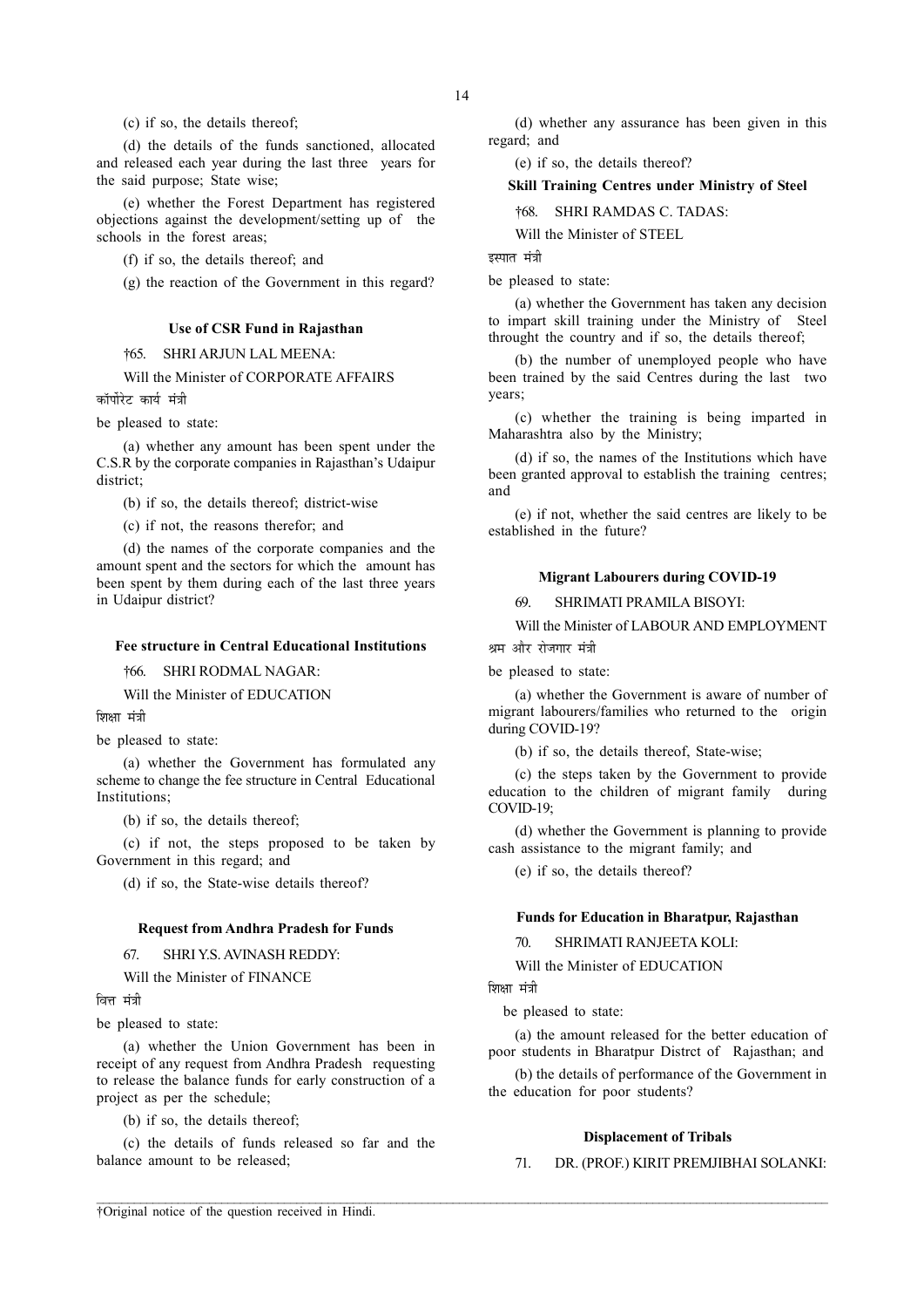(c) if so, the details thereof;

(d) the details of the funds sanctioned, allocated and released each year during the last three years for the said purpose; State wise;

(e) whether the Forest Department has registered objections against the development/setting up of the schools in the forest areas;

(f) if so, the details thereof; and

(g) the reaction of the Government in this regard?

**Use of CSR Fund in Rajasthan**

†65. SHRI ARJUN LAL MEENA:

Will the Minister of CORPORATE AFFAIRS

कॉर्पोरेट कार्य मंत्री

be pleased to state:

(a) whether any amount has been spent under the C.S.R by the corporate companies in Rajasthan's Udaipur district;

(b) if so, the details thereof; district-wise

(c) if not, the reasons therefor; and

(d) the names of the corporate companies and the amount spent and the sectors for which the amount has been spent by them during each of the last three years in Udaipur district?

**Fee structure in Central Educational Institutions**

†66. SHRI RODMAL NAGAR:

Will the Minister of EDUCATION

शिक्षा मंत्री

be pleased to state:

(a) whether the Government has formulated any scheme to change the fee structure in Central Educational Institutions;

(b) if so, the details thereof;

(c) if not, the steps proposed to be taken by Government in this regard; and

(d) if so, the State-wise details thereof?

**Request from Andhra Pradesh for Funds**

67. SHRI Y.S. AVINASH REDDY:

Will the Minister of FINANCE

वित्त मंत्री

be pleased to state:

(a) whether the Union Government has been in receipt of any request from Andhra Pradesh requesting to release the balance funds for early construction of a project as per the schedule;

(b) if so, the details thereof;

(c) the details of funds released so far and the balance amount to be released;

(d) whether any assurance has been given in this regard; and

(e) if so, the details thereof?

**Skill Training Centres under Ministry of Steel**

†68. SHRI RAMDAS C. TADAS:

Will the Minister of STEEL

इस्पात मंत्री

be pleased to state:

(a) whether the Government has taken any decision to impart skill training under the Ministry of Steel throught the country and if so, the details thereof;

(b) the number of unemployed people who have been trained by the said Centres during the last two years;

(c) whether the training is being imparted in Maharashtra also by the Ministry;

(d) if so, the names of the Institutions which have been granted approval to establish the training centres; and

(e) if not, whether the said centres are likely to be established in the future?

**Migrant Labourers during COVID-19**

69. SHRIMATI PRAMILA BISOYI:

Will the Minister of LABOUR AND EMPLOYMENT

श्रम और रोजगार मंत्री

be pleased to state:

(a) whether the Government is aware of number of migrant labourers/families who returned to the origin during COVID-19?

(b) if so, the details thereof, State-wise;

(c) the steps taken by the Government to provide education to the children of migrant family during COVID-19;

(d) whether the Government is planning to provide cash assistance to the migrant family; and

(e) if so, the details thereof?

**Funds for Education in Bharatpur, Rajasthan**

70. SHRIMATI RANJEETA KOLI:

Will the Minister of EDUCATION

शिक्षा मंत्री

be pleased to state:

(a) the amount released for the better education of poor students in Bharatpur Distrct of Rajasthan; and

(b) the details of performance of the Government in the education for poor students?

**Displacement of Tribals**

71. DR. (PROF.) KIRIT PREMJIBHAI SOLANKI:

†Original notice of the question received in Hindi.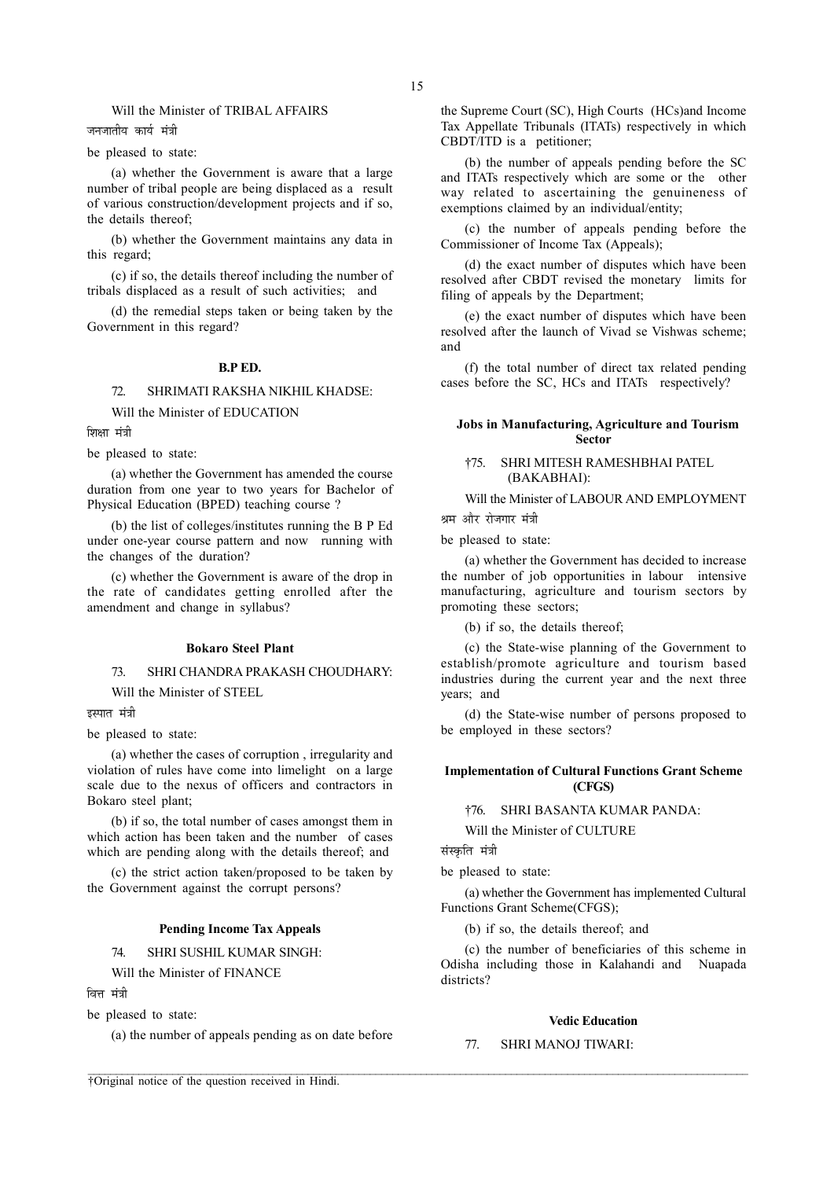Will the Minister of TRIBAL AFFAIRS

जनजातीय कार्य मंत्री

be pleased to state:

(a) whether the Government is aware that a large number of tribal people are being displaced as a result of various construction/development projects and if so, the details thereof;

(b) whether the Government maintains any data in this regard;

(c) if so, the details thereof including the number of tribals displaced as a result of such activities; and

(d) the remedial steps taken or being taken by the Government in this regard?

**B.P ED.**

72. SHRIMATI RAKSHA NIKHIL KHADSE:

Will the Minister of EDUCATION

शिक्षा मंत्री

be pleased to state:

(a) whether the Government has amended the course duration from one year to two years for Bachelor of Physical Education (BPED) teaching course ?

(b) the list of colleges/institutes running the B P Ed under one-year course pattern and now running with the changes of the duration?

(c) whether the Government is aware of the drop in the rate of candidates getting enrolled after the amendment and change in syllabus?

**Bokaro Steel Plant**

73. SHRI CHANDRA PRAKASH CHOUDHARY:

Will the Minister of STEEL

इस्पात मंत्री

be pleased to state:

(a) whether the cases of corruption , irregularity and violation of rules have come into limelight on a large scale due to the nexus of officers and contractors in Bokaro steel plant;

(b) if so, the total number of cases amongst them in which action has been taken and the number of cases which are pending along with the details thereof; and

(c) the strict action taken/proposed to be taken by the Government against the corrupt persons?

**Pending Income Tax Appeals**

74. SHRI SUSHIL KUMAR SINGH:

Will the Minister of FINANCE

वित्त मंत्री

be pleased to state:

(a) the number of appeals pending as on date before the Supreme Court (SC), High Courts (HCs)and Income Tax Appellate Tribunals (ITATs) respectively in which CBDT/ITD is a petitioner;

(b) the number of appeals pending before the SC and ITATs respectively which are some or the other way related to ascertaining the genuineness of exemptions claimed by an individual/entity;

(c) the number of appeals pending before the Commissioner of Income Tax (Appeals);

(d) the exact number of disputes which have been resolved after CBDT revised the monetary limits for filing of appeals by the Department;

(e) the exact number of disputes which have been resolved after the launch of Vivad se Vishwas scheme; and

(f) the total number of direct tax related pending cases before the SC, HCs and ITATs respectively?

**Jobs in Manufacturing, Agriculture and Tourism Sector**

†75. SHRI MITESH RAMESHBHAI PATEL (BAKABHAI):

Will the Minister of LABOUR AND EMPLOYMENT

श्रम और रोजगार मंत्री

be pleased to state:

(a) whether the Government has decided to increase the number of job opportunities in labour intensive manufacturing, agriculture and tourism sectors by promoting these sectors;

(b) if so, the details thereof;

(c) the State-wise planning of the Government to establish/promote agriculture and tourism based industries during the current year and the next three years; and

(d) the State-wise number of persons proposed to be employed in these sectors?

**Implementation of Cultural Functions Grant Scheme (CFGS)**

†76. SHRI BASANTA KUMAR PANDA:

Will the Minister of CULTURE

संस्कृति मंत्री

be pleased to state:

(a) whether the Government has implemented Cultural Functions Grant Scheme(CFGS);

(b) if so, the details thereof; and

(c) the number of beneficiaries of this scheme in Odisha including those in Kalahandi and Nuapada districts?

**Vedic Education**

77. SHRI MANOJ TIWARI:

†Original notice of the question received in Hindi.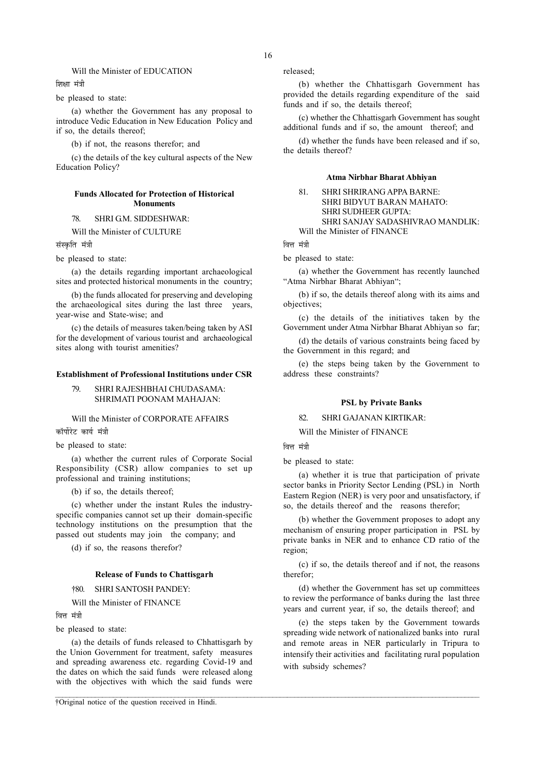Will the Minister of EDUCATION

शिक्षा मंत्री

be pleased to state:

(a) whether the Government has any proposal to introduce Vedic Education in New Education Policy and if so, the details thereof;

(b) if not, the reasons therefor; and

(c) the details of the key cultural aspects of the New Education Policy?

**Funds Allocated for Protection of Historical Monuments**

78. SHRI G.M. SIDDESHWAR:

Will the Minister of CULTURE

संस्कृति मंत्री

be pleased to state:

(a) the details regarding important archaeological sites and protected historical monuments in the country;

(b) the funds allocated for preserving and developing the archaeological sites during the last three years, year-wise and State-wise; and

(c) the details of measures taken/being taken by ASI for the development of various tourist and archaeological sites along with tourist amenities?

**Establishment of Professional Institutions under CSR**

79. SHRI RAJESHBHAI CHUDASAMA:
SHRIMATI POONAM MAHAJAN:

Will the Minister of CORPORATE AFFAIRS

कॉर्पोरेट कार्य मंत्री

be pleased to state:

(a) whether the current rules of Corporate Social Responsibility (CSR) allow companies to set up professional and training institutions;

(b) if so, the details thereof;

(c) whether under the instant Rules the industry-specific companies cannot set up their domain-specific technology institutions on the presumption that the passed out students may join the company; and

(d) if so, the reasons therefor?

**Release of Funds to Chattisgarh**

†80. SHRI SANTOSH PANDEY:

Will the Minister of FINANCE

वित्त मंत्री

be pleased to state:

(a) the details of funds released to Chhattisgarh by the Union Government for treatment, safety measures and spreading awareness etc. regarding Covid-19 and the dates on which the said funds were released along with the objectives with which the said funds were released;

(b) whether the Chhattisgarh Government has provided the details regarding expenditure of the said funds and if so, the details thereof;

(c) whether the Chhattisgarh Government has sought additional funds and if so, the amount thereof; and

(d) whether the funds have been released and if so, the details thereof?

**Atma Nirbhar Bharat Abhiyan**

81. SHRI SHRIRANG APPA BARNE:
SHRI BIDYUT BARAN MAHATO:
SHRI SUDHEER GUPTA:
SHRI SANJAY SADASHIVRAO MANDLIK:

Will the Minister of FINANCE

वित्त मंत्री

be pleased to state:

(a) whether the Government has recently launched "Atma Nirbhar Bharat Abhiyan";

(b) if so, the details thereof along with its aims and objectives;

(c) the details of the initiatives taken by the Government under Atma Nirbhar Bharat Abhiyan so far;

(d) the details of various constraints being faced by the Government in this regard; and

(e) the steps being taken by the Government to address these constraints?

**PSL by Private Banks**

82. SHRI GAJANAN KIRTIKAR:

Will the Minister of FINANCE

वित्त मंत्री

be pleased to state:

(a) whether it is true that participation of private sector banks in Priority Sector Lending (PSL) in North Eastern Region (NER) is very poor and unsatisfactory, if so, the details thereof and the reasons therefor;

(b) whether the Government proposes to adopt any mechanism of ensuring proper participation in PSL by private banks in NER and to enhance CD ratio of the region;

(c) if so, the details thereof and if not, the reasons therefor;

(d) whether the Government has set up committees to review the performance of banks during the last three years and current year, if so, the details thereof; and

(e) the steps taken by the Government towards spreading wide network of nationalized banks into rural and remote areas in NER particularly in Tripura to intensify their activities and facilitating rural population with subsidy schemes?

†Original notice of the question received in Hindi.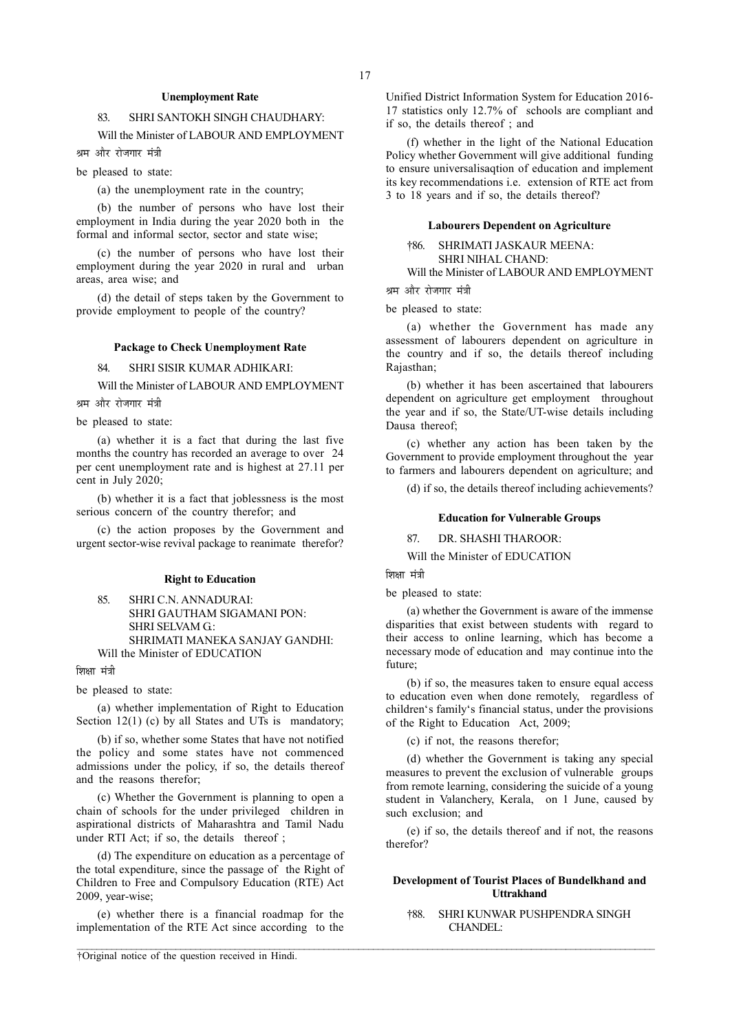### Unemployment Rate

83. SHRI SANTOKH SINGH CHAUDHARY:

Will the Minister of LABOUR AND EMPLOYMENT

श्रम और रोजगार मंत्री

be pleased to state:

(a) the unemployment rate in the country;

(b) the number of persons who have lost their employment in India during the year 2020 both in the formal and informal sector, sector and state wise;

(c) the number of persons who have lost their employment during the year 2020 in rural and urban areas, area wise; and

(d) the detail of steps taken by the Government to provide employment to people of the country?

### Package to Check Unemployment Rate

84. SHRI SISIR KUMAR ADHIKARI:

Will the Minister of LABOUR AND EMPLOYMENT

श्रम और रोजगार मंत्री

be pleased to state:

(a) whether it is a fact that during the last five months the country has recorded an average to over 24 per cent unemployment rate and is highest at 27.11 per cent in July 2020;

(b) whether it is a fact that joblessness is the most serious concern of the country therefor; and

(c) the action proposes by the Government and urgent sector-wise revival package to reanimate therefor?

### Right to Education

85. SHRI C.N. ANNADURAI:
SHRI GAUTHAM SIGAMANI PON:
SHRI SELVAM G.:
SHRIMATI MANEKA SANJAY GANDHI:

Will the Minister of EDUCATION

शिक्षा मंत्री

be pleased to state:

(a) whether implementation of Right to Education Section 12(1) (c) by all States and UTs is mandatory;

(b) if so, whether some States that have not notified the policy and some states have not commenced admissions under the policy, if so, the details thereof and the reasons therefor;

(c) Whether the Government is planning to open a chain of schools for the under privileged children in aspirational districts of Maharashtra and Tamil Nadu under RTI Act; if so, the details thereof ;

(d) The expenditure on education as a percentage of the total expenditure, since the passage of the Right of Children to Free and Compulsory Education (RTE) Act 2009, year-wise;

(e) whether there is a financial roadmap for the implementation of the RTE Act since according to the Unified District Information System for Education 2016-17 statistics only 12.7% of schools are compliant and if so, the details thereof ; and

(f) whether in the light of the National Education Policy whether Government will give additional funding to ensure universalisaqtion of education and implement its key recommendations i.e. extension of RTE act from 3 to 18 years and if so, the details thereof?

### Labourers Dependent on Agriculture

†86. SHRIMATI JASKAUR MEENA:
SHRI NIHAL CHAND:

Will the Minister of LABOUR AND EMPLOYMENT

श्रम और रोजगार मंत्री

be pleased to state:

(a) whether the Government has made any assessment of labourers dependent on agriculture in the country and if so, the details thereof including Rajasthan;

(b) whether it has been ascertained that labourers dependent on agriculture get employment throughout the year and if so, the State/UT-wise details including Dausa thereof;

(c) whether any action has been taken by the Government to provide employment throughout the year to farmers and labourers dependent on agriculture; and

(d) if so, the details thereof including achievements?

### Education for Vulnerable Groups

87. DR. SHASHI THAROOR:

Will the Minister of EDUCATION

शिक्षा मंत्री

be pleased to state:

(a) whether the Government is aware of the immense disparities that exist between students with regard to their access to online learning, which has become a necessary mode of education and may continue into the future;

(b) if so, the measures taken to ensure equal access to education even when done remotely, regardless of children's family's financial status, under the provisions of the Right to Education Act, 2009;

(c) if not, the reasons therefor;

(d) whether the Government is taking any special measures to prevent the exclusion of vulnerable groups from remote learning, considering the suicide of a young student in Valanchery, Kerala, on 1 June, caused by such exclusion; and

(e) if so, the details thereof and if not, the reasons therefor?

### Development of Tourist Places of Bundelkhand and Uttrakhand

†88. SHRI KUNWAR PUSHPENDRA SINGH CHANDEL:

†Original notice of the question received in Hindi.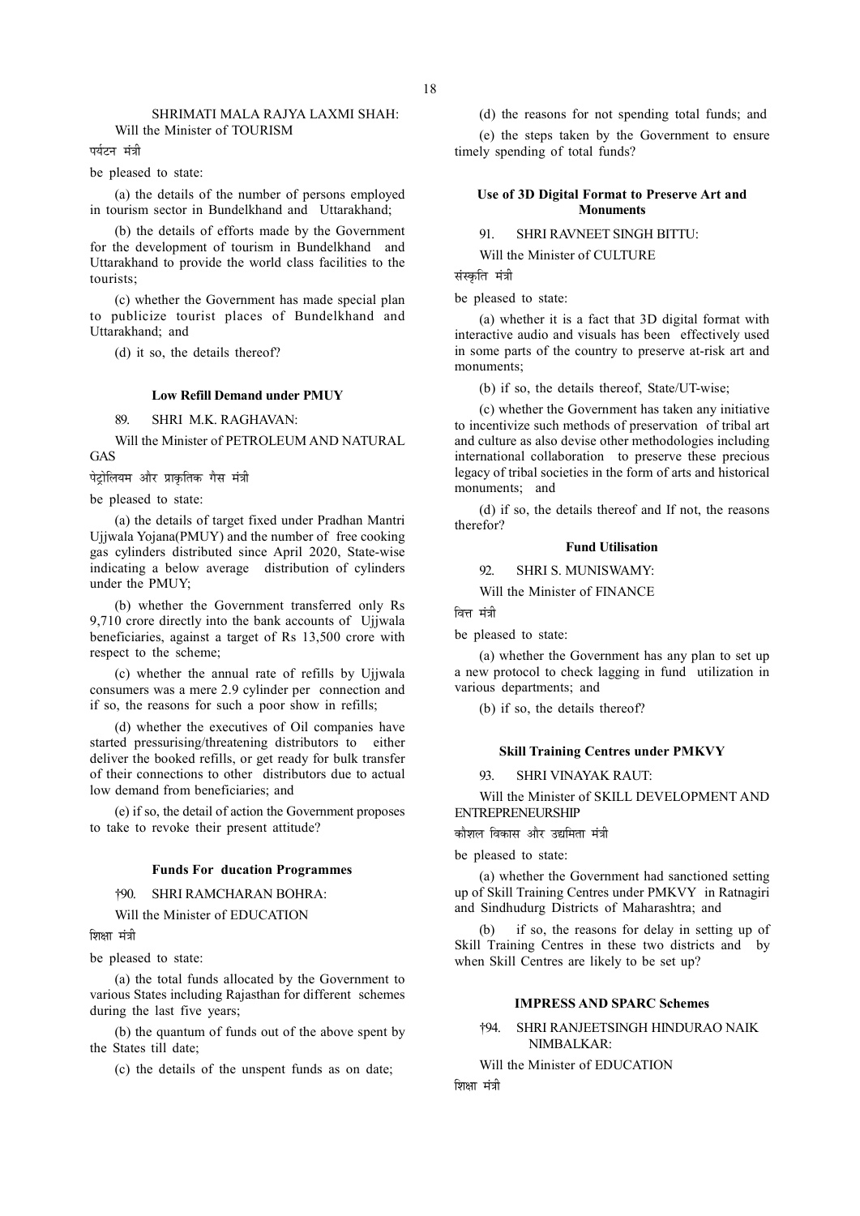SHRIMATI MALA RAJYA LAXMI SHAH:

Will the Minister of TOURISM

पर्यटन मंत्री

be pleased to state:

(a) the details of the number of persons employed in tourism sector in Bundelkhand and Uttarakhand;

(b) the details of efforts made by the Government for the development of tourism in Bundelkhand and Uttarakhand to provide the world class facilities to the tourists;

(c) whether the Government has made special plan to publicize tourist places of Bundelkhand and Uttarakhand; and

(d) it so, the details thereof?

#### Low Refill Demand under PMUY

89. SHRI M.K. RAGHAVAN:

Will the Minister of PETROLEUM AND NATURAL GAS

पेट्रोलियम और प्राकृतिक गैस मंत्री

be pleased to state:

(a) the details of target fixed under Pradhan Mantri Ujjwala Yojana(PMUY) and the number of free cooking gas cylinders distributed since April 2020, State-wise indicating a below average distribution of cylinders under the PMUY;

(b) whether the Government transferred only Rs 9,710 crore directly into the bank accounts of Ujjwala beneficiaries, against a target of Rs 13,500 crore with respect to the scheme;

(c) whether the annual rate of refills by Ujjwala consumers was a mere 2.9 cylinder per connection and if so, the reasons for such a poor show in refills;

(d) whether the executives of Oil companies have started pressurising/threatening distributors to either deliver the booked refills, or get ready for bulk transfer of their connections to other distributors due to actual low demand from beneficiaries; and

(e) if so, the detail of action the Government proposes to take to revoke their present attitude?

#### Funds For ducation Programmes

†90. SHRI RAMCHARAN BOHRA:

Will the Minister of EDUCATION

शिक्षा मंत्री

be pleased to state:

(a) the total funds allocated by the Government to various States including Rajasthan for different schemes during the last five years;

(b) the quantum of funds out of the above spent by the States till date;

(c) the details of the unspent funds as on date;

(d) the reasons for not spending total funds; and

(e) the steps taken by the Government to ensure timely spending of total funds?

#### Use of 3D Digital Format to Preserve Art and Monuments

91. SHRI RAVNEET SINGH BITTU:

Will the Minister of CULTURE

संस्कृति मंत्री

be pleased to state:

(a) whether it is a fact that 3D digital format with interactive audio and visuals has been effectively used in some parts of the country to preserve at-risk art and monuments;

(b) if so, the details thereof, State/UT-wise;

(c) whether the Government has taken any initiative to incentivize such methods of preservation of tribal art and culture as also devise other methodologies including international collaboration to preserve these precious legacy of tribal societies in the form of arts and historical monuments; and

(d) if so, the details thereof and If not, the reasons therefor?

#### Fund Utilisation

92. SHRI S. MUNISWAMY:

Will the Minister of FINANCE

वित्त मंत्री

be pleased to state:

(a) whether the Government has any plan to set up a new protocol to check lagging in fund utilization in various departments; and

(b) if so, the details thereof?

#### Skill Training Centres under PMKVY

93. SHRI VINAYAK RAUT:

Will the Minister of SKILL DEVELOPMENT AND ENTREPRENEURSHIP

कौशल विकास और उद्यमिता मंत्री

be pleased to state:

(a) whether the Government had sanctioned setting up of Skill Training Centres under PMKVY in Ratnagiri and Sindhudurg Districts of Maharashtra; and

(b) if so, the reasons for delay in setting up of Skill Training Centres in these two districts and by when Skill Centres are likely to be set up?

#### IMPRESS AND SPARC Schemes

†94. SHRI RANJEETSINGH HINDURAO NAIK NIMBALKAR:

Will the Minister of EDUCATION

शिक्षा मंत्री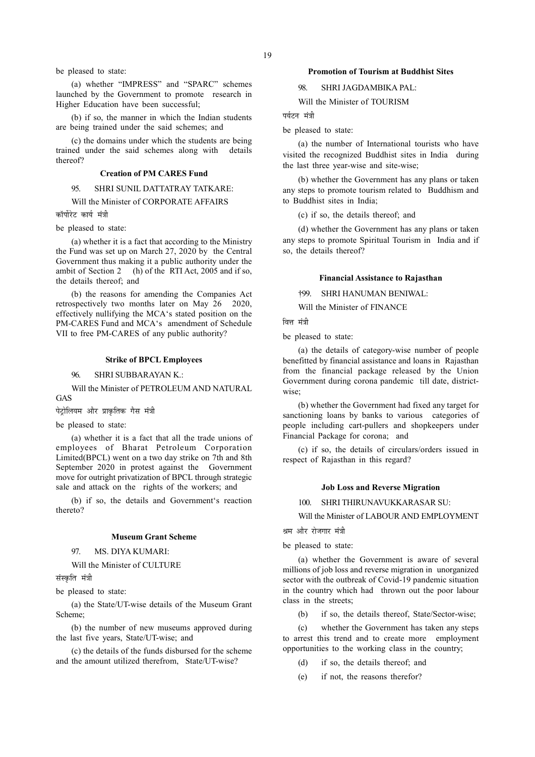be pleased to state:

(a) whether "IMPRESS" and "SPARC" schemes launched by the Government to promote research in Higher Education have been successful;

(b) if so, the manner in which the Indian students are being trained under the said schemes; and

(c) the domains under which the students are being trained under the said schemes along with details thereof?

**Creation of PM CARES Fund**

95. SHRI SUNIL DATTATRAY TATKARE:

Will the Minister of CORPORATE AFFAIRS

कॉर्पोरेट कार्य मंत्री

be pleased to state:

(a) whether it is a fact that according to the Ministry the Fund was set up on March 27, 2020 by the Central Government thus making it a public authority under the ambit of Section 2 (h) of the RTI Act, 2005 and if so, the details thereof; and

(b) the reasons for amending the Companies Act retrospectively two months later on May 26 2020, effectively nullifying the MCA's stated position on the PM-CARES Fund and MCA's amendment of Schedule VII to free PM-CARES of any public authority?

**Strike of BPCL Employees**

96. SHRI SUBBARAYAN K.:

Will the Minister of PETROLEUM AND NATURAL GAS

पेट्रोलियम और प्राकृतिक गैस मंत्री

be pleased to state:

(a) whether it is a fact that all the trade unions of employees of Bharat Petroleum Corporation Limited(BPCL) went on a two day strike on 7th and 8th September 2020 in protest against the Government move for outright privatization of BPCL through strategic sale and attack on the rights of the workers; and

(b) if so, the details and Government's reaction thereto?

**Museum Grant Scheme**

97. MS. DIYA KUMARI:

Will the Minister of CULTURE

संस्कृति मंत्री

be pleased to state:

(a) the State/UT-wise details of the Museum Grant Scheme;

(b) the number of new museums approved during the last five years, State/UT-wise; and

(c) the details of the funds disbursed for the scheme and the amount utilized therefrom, State/UT-wise?

**Promotion of Tourism at Buddhist Sites**

98. SHRI JAGDAMBIKA PAL:

Will the Minister of TOURISM

पर्यटन मंत्री

be pleased to state:

(a) the number of International tourists who have visited the recognized Buddhist sites in India during the last three year-wise and site-wise;

(b) whether the Government has any plans or taken any steps to promote tourism related to Buddhism and to Buddhist sites in India;

(c) if so, the details thereof; and

(d) whether the Government has any plans or taken any steps to promote Spiritual Tourism in India and if so, the details thereof?

**Financial Assistance to Rajasthan**

†99. SHRI HANUMAN BENIWAL:

Will the Minister of FINANCE

वित्त मंत्री

be pleased to state:

(a) the details of category-wise number of people benefitted by financial assistance and loans in Rajasthan from the financial package released by the Union Government during corona pandemic till date, district-wise;

(b) whether the Government had fixed any target for sanctioning loans by banks to various categories of people including cart-pullers and shopkeepers under Financial Package for corona; and

(c) if so, the details of circulars/orders issued in respect of Rajasthan in this regard?

**Job Loss and Reverse Migration**

100. SHRI THIRUNAVUKKARASAR SU:

Will the Minister of LABOUR AND EMPLOYMENT

श्रम और रोजगार मंत्री

be pleased to state:

(a) whether the Government is aware of several millions of job loss and reverse migration in unorganized sector with the outbreak of Covid-19 pandemic situation in the country which had thrown out the poor labour class in the streets;

(b) if so, the details thereof, State/Sector-wise;

(c) whether the Government has taken any steps to arrest this trend and to create more employment opportunities to the working class in the country;

(d) if so, the details thereof; and

(e) if not, the reasons therefor?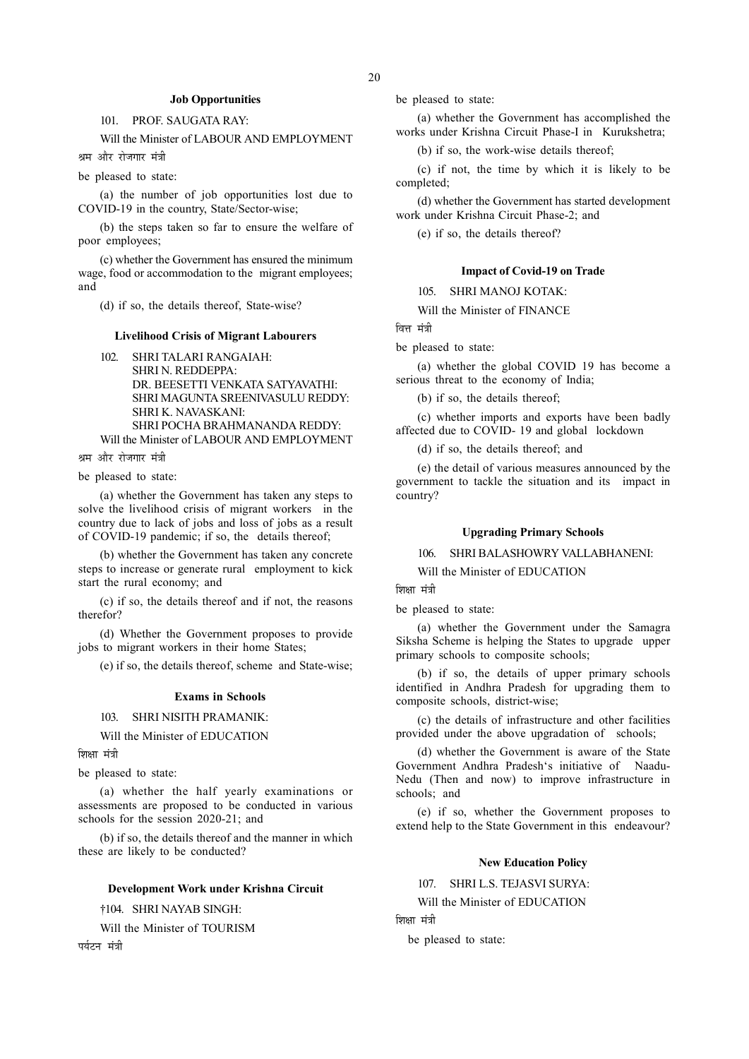### Job Opportunities

101. PROF. SAUGATA RAY:

Will the Minister of LABOUR AND EMPLOYMENT

श्रम और रोजगार मंत्री

be pleased to state:

(a) the number of job opportunities lost due to COVID-19 in the country, State/Sector-wise;

(b) the steps taken so far to ensure the welfare of poor employees;

(c) whether the Government has ensured the minimum wage, food or accommodation to the migrant employees; and

(d) if so, the details thereof, State-wise?

### Livelihood Crisis of Migrant Labourers

102. SHRI TALARI RANGAIAH:
SHRI N. REDDEPPA:
DR. BEESETTI VENKATA SATYAVATHI:
SHRI MAGUNTA SREENIVASULU REDDY:
SHRI K. NAVASKANI:
SHRI POCHA BRAHMANANDA REDDY:

Will the Minister of LABOUR AND EMPLOYMENT

श्रम और रोजगार मंत्री

be pleased to state:

(a) whether the Government has taken any steps to solve the livelihood crisis of migrant workers in the country due to lack of jobs and loss of jobs as a result of COVID-19 pandemic; if so, the details thereof;

(b) whether the Government has taken any concrete steps to increase or generate rural employment to kick start the rural economy; and

(c) if so, the details thereof and if not, the reasons therefor?

(d) Whether the Government proposes to provide jobs to migrant workers in their home States;

(e) if so, the details thereof, scheme and State-wise;

### Exams in Schools

103. SHRI NISITH PRAMANIK:

Will the Minister of EDUCATION

शिक्षा मंत्री

be pleased to state:

(a) whether the half yearly examinations or assessments are proposed to be conducted in various schools for the session 2020-21; and

(b) if so, the details thereof and the manner in which these are likely to be conducted?

### Development Work under Krishna Circuit

†104. SHRI NAYAB SINGH:

Will the Minister of TOURISM

पर्यटन मंत्री

be pleased to state:

(a) whether the Government has accomplished the works under Krishna Circuit Phase-I in Kurukshetra;

(b) if so, the work-wise details thereof;

(c) if not, the time by which it is likely to be completed;

(d) whether the Government has started development work under Krishna Circuit Phase-2; and

(e) if so, the details thereof?

### Impact of Covid-19 on Trade

105. SHRI MANOJ KOTAK:

Will the Minister of FINANCE

वित्त मंत्री

be pleased to state:

(a) whether the global COVID 19 has become a serious threat to the economy of India;

(b) if so, the details thereof;

(c) whether imports and exports have been badly affected due to COVID- 19 and global lockdown

(d) if so, the details thereof; and

(e) the detail of various measures announced by the government to tackle the situation and its impact in country?

### Upgrading Primary Schools

106. SHRI BALASHOWRY VALLABHANENI:

Will the Minister of EDUCATION

शिक्षा मंत्री

be pleased to state:

(a) whether the Government under the Samagra Siksha Scheme is helping the States to upgrade upper primary schools to composite schools;

(b) if so, the details of upper primary schools identified in Andhra Pradesh for upgrading them to composite schools, district-wise;

(c) the details of infrastructure and other facilities provided under the above upgradation of schools;

(d) whether the Government is aware of the State Government Andhra Pradesh's initiative of Naadu-Nedu (Then and now) to improve infrastructure in schools; and

(e) if so, whether the Government proposes to extend help to the State Government in this endeavour?

### New Education Policy

107. SHRI L.S. TEJASVI SURYA:

Will the Minister of EDUCATION

शिक्षा मंत्री

be pleased to state: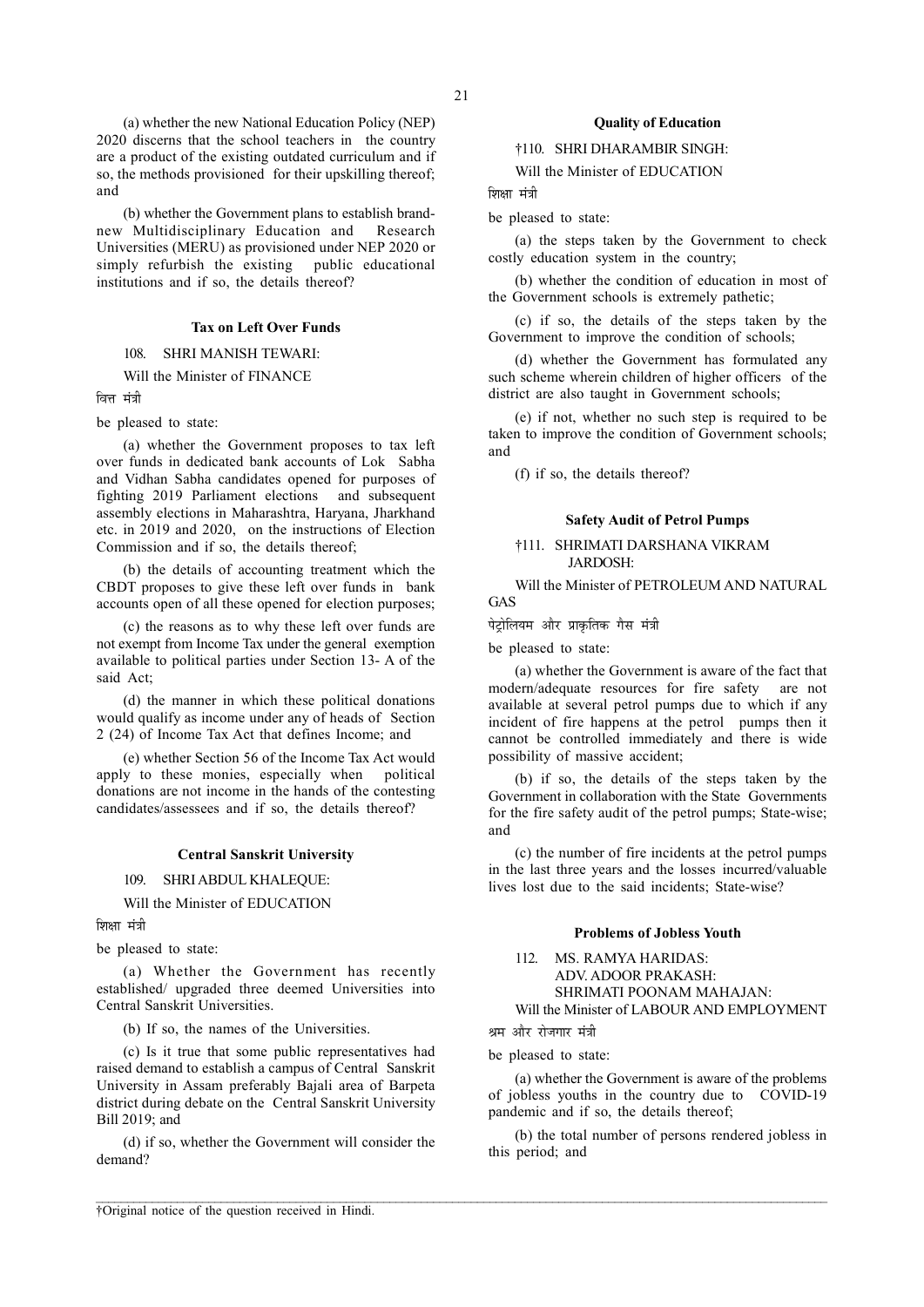(a) whether the new National Education Policy (NEP) 2020 discerns that the school teachers in the country are a product of the existing outdated curriculum and if so, the methods provisioned for their upskilling thereof; and

(b) whether the Government plans to establish brand-new Multidisciplinary Education and Research Universities (MERU) as provisioned under NEP 2020 or simply refurbish the existing public educational institutions and if so, the details thereof?

### Tax on Left Over Funds

108. SHRI MANISH TEWARI:

Will the Minister of FINANCE

वित्त मंत्री

be pleased to state:

(a) whether the Government proposes to tax left over funds in dedicated bank accounts of Lok Sabha and Vidhan Sabha candidates opened for purposes of fighting 2019 Parliament elections and subsequent assembly elections in Maharashtra, Haryana, Jharkhand etc. in 2019 and 2020, on the instructions of Election Commission and if so, the details thereof;

(b) the details of accounting treatment which the CBDT proposes to give these left over funds in bank accounts open of all these opened for election purposes;

(c) the reasons as to why these left over funds are not exempt from Income Tax under the general exemption available to political parties under Section 13- A of the said Act;

(d) the manner in which these political donations would qualify as income under any of heads of Section 2 (24) of Income Tax Act that defines Income; and

(e) whether Section 56 of the Income Tax Act would apply to these monies, especially when political donations are not income in the hands of the contesting candidates/assessees and if so, the details thereof?

### Central Sanskrit University

109. SHRI ABDUL KHALEQUE:

Will the Minister of EDUCATION

शिक्षा मंत्री

be pleased to state:

(a) Whether the Government has recently established/ upgraded three deemed Universities into Central Sanskrit Universities.

(b) If so, the names of the Universities.

(c) Is it true that some public representatives had raised demand to establish a campus of Central Sanskrit University in Assam preferably Bajali area of Barpeta district during debate on the Central Sanskrit University Bill 2019; and

(d) if so, whether the Government will consider the demand?

### Quality of Education

†110. SHRI DHARAMBIR SINGH:

Will the Minister of EDUCATION

शिक्षा मंत्री

be pleased to state:

(a) the steps taken by the Government to check costly education system in the country;

(b) whether the condition of education in most of the Government schools is extremely pathetic;

(c) if so, the details of the steps taken by the Government to improve the condition of schools;

(d) whether the Government has formulated any such scheme wherein children of higher officers of the district are also taught in Government schools;

(e) if not, whether no such step is required to be taken to improve the condition of Government schools; and

(f) if so, the details thereof?

### Safety Audit of Petrol Pumps

†111. SHRIMATI DARSHANA VIKRAM JARDOSH:

Will the Minister of PETROLEUM AND NATURAL GAS

पेट्रोलियम और प्राकृतिक गैस मंत्री

be pleased to state:

(a) whether the Government is aware of the fact that modern/adequate resources for fire safety are not available at several petrol pumps due to which if any incident of fire happens at the petrol pumps then it cannot be controlled immediately and there is wide possibility of massive accident;

(b) if so, the details of the steps taken by the Government in collaboration with the State Governments for the fire safety audit of the petrol pumps; State-wise; and

(c) the number of fire incidents at the petrol pumps in the last three years and the losses incurred/valuable lives lost due to the said incidents; State-wise?

### Problems of Jobless Youth

112. MS. RAMYA HARIDAS:
ADV. ADOOR PRAKASH:
SHRIMATI POONAM MAHAJAN:

Will the Minister of LABOUR AND EMPLOYMENT

श्रम और रोजगार मंत्री

be pleased to state:

(a) whether the Government is aware of the problems of jobless youths in the country due to COVID-19 pandemic and if so, the details thereof;

(b) the total number of persons rendered jobless in this period; and

†Original notice of the question received in Hindi.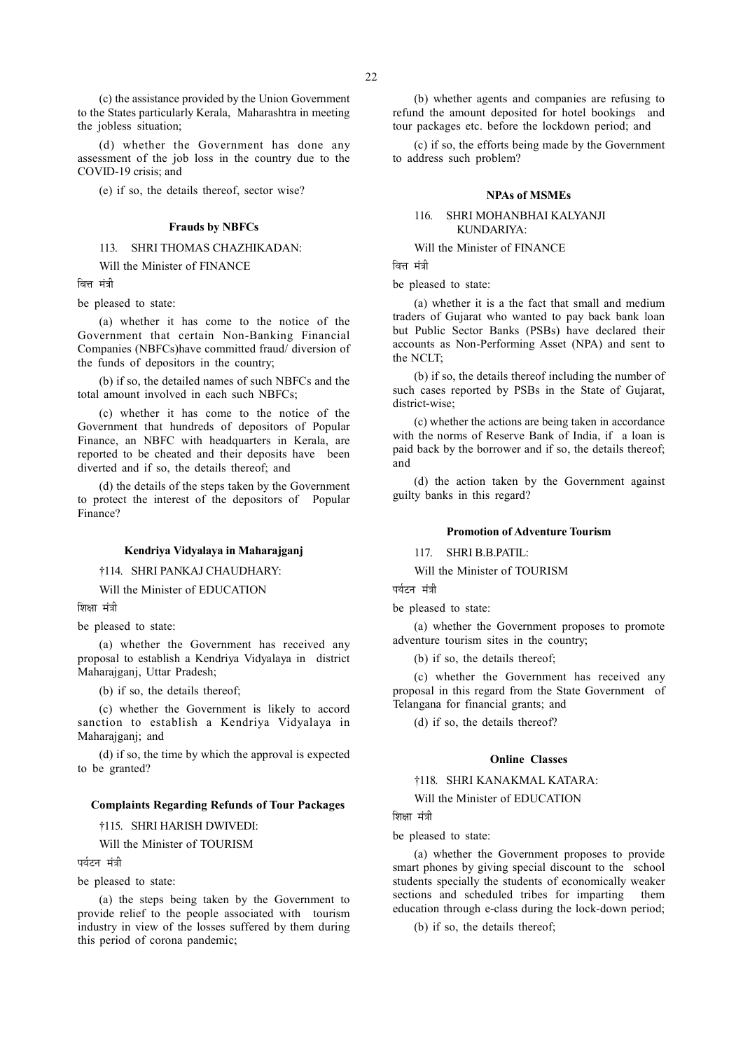(c) the assistance provided by the Union Government to the States particularly Kerala, Maharashtra in meeting the jobless situation;

(d) whether the Government has done any assessment of the job loss in the country due to the COVID-19 crisis; and

(e) if so, the details thereof, sector wise?

**Frauds by NBFCs**

113. SHRI THOMAS CHAZHIKADAN:

Will the Minister of FINANCE

वित्त मंत्री

be pleased to state:

(a) whether it has come to the notice of the Government that certain Non-Banking Financial Companies (NBFCs)have committed fraud/ diversion of the funds of depositors in the country;

(b) if so, the detailed names of such NBFCs and the total amount involved in each such NBFCs;

(c) whether it has come to the notice of the Government that hundreds of depositors of Popular Finance, an NBFC with headquarters in Kerala, are reported to be cheated and their deposits have been diverted and if so, the details thereof; and

(d) the details of the steps taken by the Government to protect the interest of the depositors of Popular Finance?

**Kendriya Vidyalaya in Maharajganj**

†114. SHRI PANKAJ CHAUDHARY:

Will the Minister of EDUCATION

शिक्षा मंत्री

be pleased to state:

(a) whether the Government has received any proposal to establish a Kendriya Vidyalaya in district Maharajganj, Uttar Pradesh;

(b) if so, the details thereof;

(c) whether the Government is likely to accord sanction to establish a Kendriya Vidyalaya in Maharajganj; and

(d) if so, the time by which the approval is expected to be granted?

**Complaints Regarding Refunds of Tour Packages**

†115. SHRI HARISH DWIVEDI:

Will the Minister of TOURISM

पर्यटन मंत्री

be pleased to state:

(a) the steps being taken by the Government to provide relief to the people associated with tourism industry in view of the losses suffered by them during this period of corona pandemic;

(b) whether agents and companies are refusing to refund the amount deposited for hotel bookings and tour packages etc. before the lockdown period; and

(c) if so, the efforts being made by the Government to address such problem?

**NPAs of MSMEs**

116. SHRI MOHANBHAI KALYANJI KUNDARIYA:

Will the Minister of FINANCE

वित्त मंत्री

be pleased to state:

(a) whether it is a the fact that small and medium traders of Gujarat who wanted to pay back bank loan but Public Sector Banks (PSBs) have declared their accounts as Non-Performing Asset (NPA) and sent to the NCLT;

(b) if so, the details thereof including the number of such cases reported by PSBs in the State of Gujarat, district-wise;

(c) whether the actions are being taken in accordance with the norms of Reserve Bank of India, if a loan is paid back by the borrower and if so, the details thereof; and

(d) the action taken by the Government against guilty banks in this regard?

**Promotion of Adventure Tourism**

117. SHRI B.B.PATIL:

Will the Minister of TOURISM

पर्यटन मंत्री

be pleased to state:

(a) whether the Government proposes to promote adventure tourism sites in the country;

(b) if so, the details thereof;

(c) whether the Government has received any proposal in this regard from the State Government of Telangana for financial grants; and

(d) if so, the details thereof?

**Online Classes**

†118. SHRI KANAKMAL KATARA:

Will the Minister of EDUCATION

शिक्षा मंत्री

be pleased to state:

(a) whether the Government proposes to provide smart phones by giving special discount to the school students specially the students of economically weaker sections and scheduled tribes for imparting them education through e-class during the lock-down period;

(b) if so, the details thereof;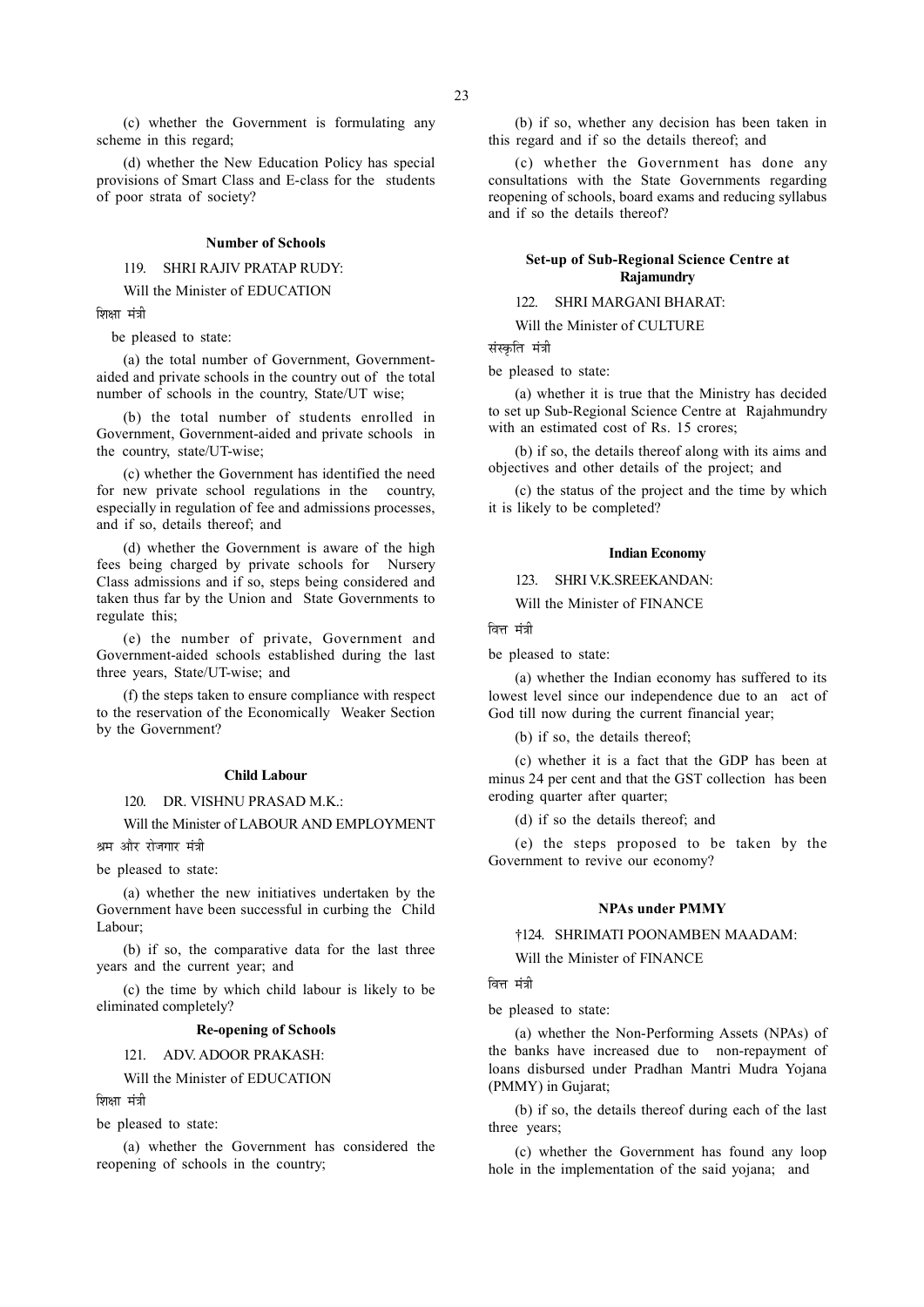(c) whether the Government is formulating any scheme in this regard;

(d) whether the New Education Policy has special provisions of Smart Class and E-class for the students of poor strata of society?

**Number of Schools**

119. SHRI RAJIV PRATAP RUDY:

Will the Minister of EDUCATION

शिक्षा मंत्री

be pleased to state:

(a) the total number of Government, Government-aided and private schools in the country out of the total number of schools in the country, State/UT wise;

(b) the total number of students enrolled in Government, Government-aided and private schools in the country, state/UT-wise;

(c) whether the Government has identified the need for new private school regulations in the country, especially in regulation of fee and admissions processes, and if so, details thereof; and

(d) whether the Government is aware of the high fees being charged by private schools for Nursery Class admissions and if so, steps being considered and taken thus far by the Union and State Governments to regulate this;

(e) the number of private, Government and Government-aided schools established during the last three years, State/UT-wise; and

(f) the steps taken to ensure compliance with respect to the reservation of the Economically Weaker Section by the Government?

**Child Labour**

120. DR. VISHNU PRASAD M.K.:

Will the Minister of LABOUR AND EMPLOYMENT

श्रम और रोजगार मंत्री

be pleased to state:

(a) whether the new initiatives undertaken by the Government have been successful in curbing the Child Labour;

(b) if so, the comparative data for the last three years and the current year; and

(c) the time by which child labour is likely to be eliminated completely?

**Re-opening of Schools**

121. ADV. ADOOR PRAKASH:

Will the Minister of EDUCATION

शिक्षा मंत्री

be pleased to state:

(a) whether the Government has considered the reopening of schools in the country;

(b) if so, whether any decision has been taken in this regard and if so the details thereof; and

(c) whether the Government has done any consultations with the State Governments regarding reopening of schools, board exams and reducing syllabus and if so the details thereof?

**Set-up of Sub-Regional Science Centre at Rajamundry**

122. SHRI MARGANI BHARAT:

Will the Minister of CULTURE

संस्कृति मंत्री

be pleased to state:

(a) whether it is true that the Ministry has decided to set up Sub-Regional Science Centre at Rajahmundry with an estimated cost of Rs. 15 crores;

(b) if so, the details thereof along with its aims and objectives and other details of the project; and

(c) the status of the project and the time by which it is likely to be completed?

**Indian Economy**

123. SHRI V.K.SREEKANDAN:

Will the Minister of FINANCE

वित्त मंत्री

be pleased to state:

(a) whether the Indian economy has suffered to its lowest level since our independence due to an act of God till now during the current financial year;

(b) if so, the details thereof;

(c) whether it is a fact that the GDP has been at minus 24 per cent and that the GST collection has been eroding quarter after quarter;

(d) if so the details thereof; and

(e) the steps proposed to be taken by the Government to revive our economy?

**NPAs under PMMY**

†124. SHRIMATI POONAMBEN MAADAM:

Will the Minister of FINANCE

वित्त मंत्री

be pleased to state:

(a) whether the Non-Performing Assets (NPAs) of the banks have increased due to non-repayment of loans disbursed under Pradhan Mantri Mudra Yojana (PMMY) in Gujarat;

(b) if so, the details thereof during each of the last three years;

(c) whether the Government has found any loop hole in the implementation of the said yojana; and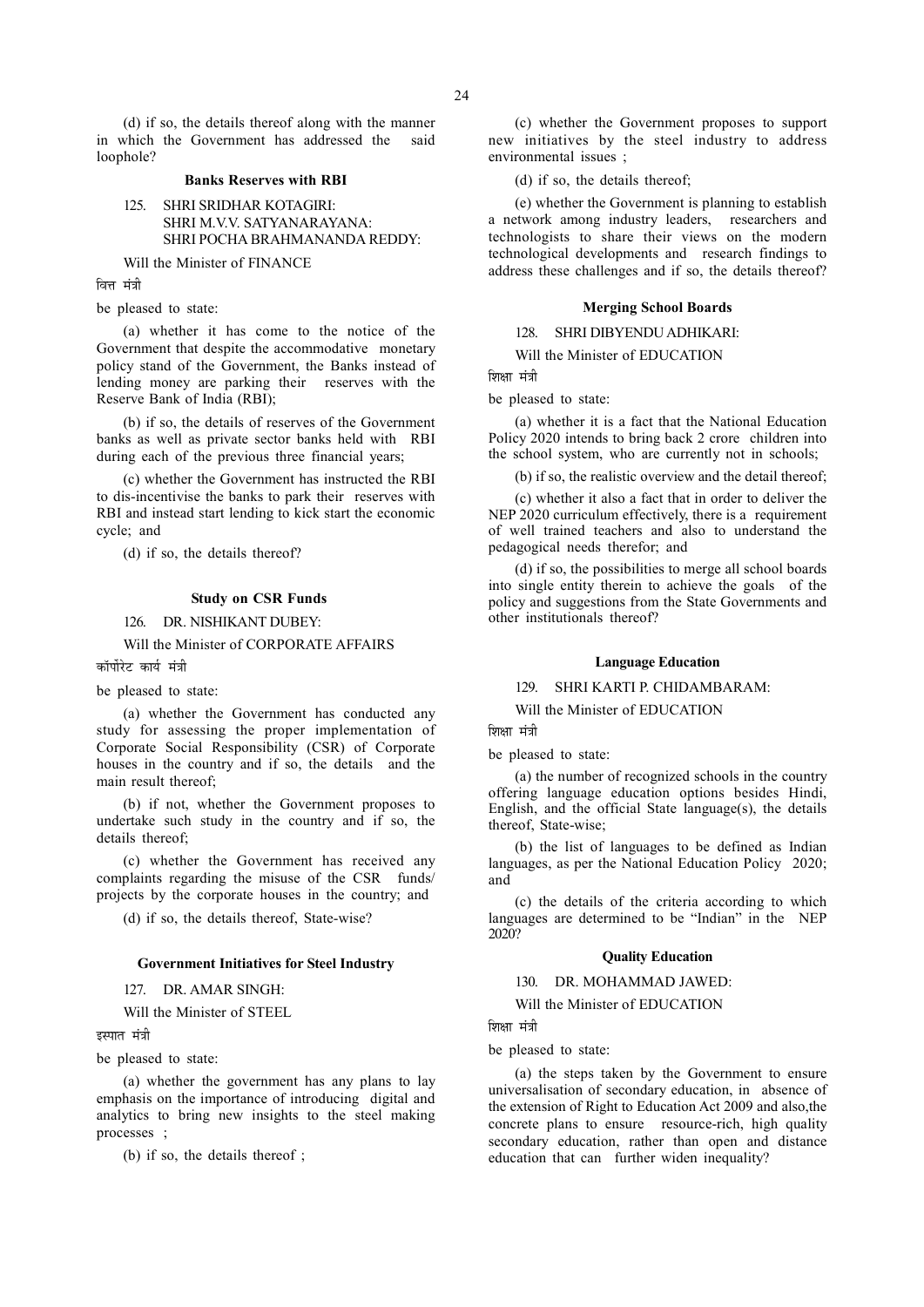(d) if so, the details thereof along with the manner in which the Government has addressed the said loophole?

### Banks Reserves with RBI

125. SHRI SRIDHAR KOTAGIRI:
SHRI M.V.V. SATYANARAYANA:
SHRI POCHA BRAHMANANDA REDDY:

Will the Minister of FINANCE

वित्त मंत्री

be pleased to state:

(a) whether it has come to the notice of the Government that despite the accommodative monetary policy stand of the Government, the Banks instead of lending money are parking their reserves with the Reserve Bank of India (RBI);

(b) if so, the details of reserves of the Government banks as well as private sector banks held with RBI during each of the previous three financial years;

(c) whether the Government has instructed the RBI to dis-incentivise the banks to park their reserves with RBI and instead start lending to kick start the economic cycle; and

(d) if so, the details thereof?

### Study on CSR Funds

126. DR. NISHIKANT DUBEY:

Will the Minister of CORPORATE AFFAIRS

कॉर्पोरेट कार्य मंत्री

be pleased to state:

(a) whether the Government has conducted any study for assessing the proper implementation of Corporate Social Responsibility (CSR) of Corporate houses in the country and if so, the details and the main result thereof;

(b) if not, whether the Government proposes to undertake such study in the country and if so, the details thereof;

(c) whether the Government has received any complaints regarding the misuse of the CSR funds/ projects by the corporate houses in the country; and

(d) if so, the details thereof, State-wise?

### Government Initiatives for Steel Industry

127. DR. AMAR SINGH:

Will the Minister of STEEL

इस्पात मंत्री

be pleased to state:

(a) whether the government has any plans to lay emphasis on the importance of introducing digital and analytics to bring new insights to the steel making processes ;

(b) if so, the details thereof ;

(c) whether the Government proposes to support new initiatives by the steel industry to address environmental issues ;

(d) if so, the details thereof;

(e) whether the Government is planning to establish a network among industry leaders, researchers and technologists to share their views on the modern technological developments and research findings to address these challenges and if so, the details thereof?

### Merging School Boards

128. SHRI DIBYENDU ADHIKARI:

Will the Minister of EDUCATION

शिक्षा मंत्री

be pleased to state:

(a) whether it is a fact that the National Education Policy 2020 intends to bring back 2 crore children into the school system, who are currently not in schools;

(b) if so, the realistic overview and the detail thereof;

(c) whether it also a fact that in order to deliver the NEP 2020 curriculum effectively, there is a requirement of well trained teachers and also to understand the pedagogical needs therefor; and

(d) if so, the possibilities to merge all school boards into single entity therein to achieve the goals of the policy and suggestions from the State Governments and other institutionals thereof?

### Language Education

129. SHRI KARTI P. CHIDAMBARAM:

Will the Minister of EDUCATION

शिक्षा मंत्री

be pleased to state:

(a) the number of recognized schools in the country offering language education options besides Hindi, English, and the official State language(s), the details thereof, State-wise;

(b) the list of languages to be defined as Indian languages, as per the National Education Policy 2020; and

(c) the details of the criteria according to which languages are determined to be "Indian" in the NEP 2020?

### Quality Education

130. DR. MOHAMMAD JAWED:

Will the Minister of EDUCATION

शिक्षा मंत्री

be pleased to state:

(a) the steps taken by the Government to ensure universalisation of secondary education, in absence of the extension of Right to Education Act 2009 and also,the concrete plans to ensure resource-rich, high quality secondary education, rather than open and distance education that can further widen inequality?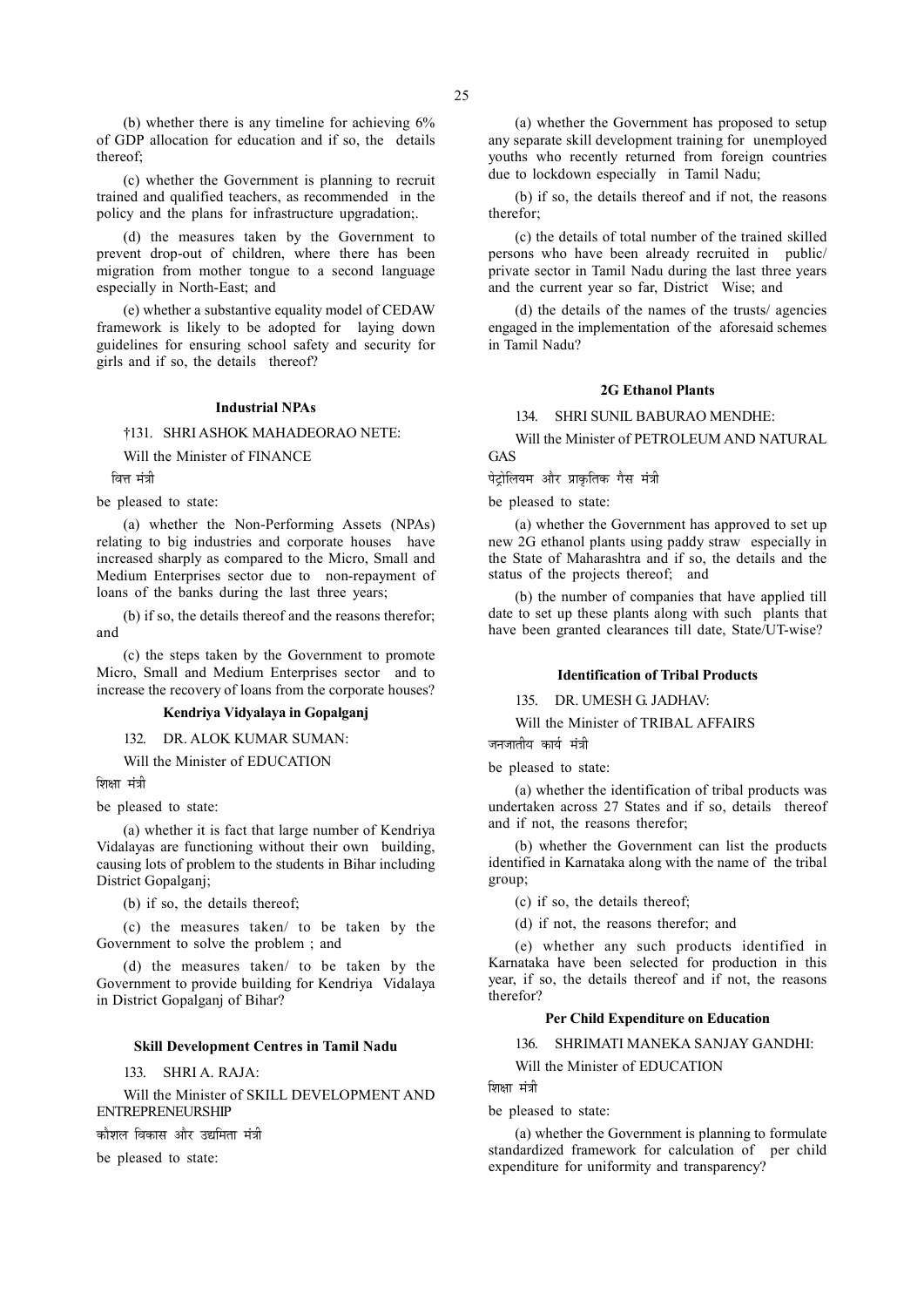(b) whether there is any timeline for achieving 6% of GDP allocation for education and if so, the details thereof;

(c) whether the Government is planning to recruit trained and qualified teachers, as recommended in the policy and the plans for infrastructure upgradation;.

(d) the measures taken by the Government to prevent drop-out of children, where there has been migration from mother tongue to a second language especially in North-East; and

(e) whether a substantive equality model of CEDAW framework is likely to be adopted for laying down guidelines for ensuring school safety and security for girls and if so, the details thereof?

### Industrial NPAs

†131. SHRI ASHOK MAHADEORAO NETE:

Will the Minister of FINANCE

वित्त मंत्री

be pleased to state:

(a) whether the Non-Performing Assets (NPAs) relating to big industries and corporate houses have increased sharply as compared to the Micro, Small and Medium Enterprises sector due to non-repayment of loans of the banks during the last three years;

(b) if so, the details thereof and the reasons therefor; and

(c) the steps taken by the Government to promote Micro, Small and Medium Enterprises sector and to increase the recovery of loans from the corporate houses?

### Kendriya Vidyalaya in Gopalganj

132. DR. ALOK KUMAR SUMAN:

Will the Minister of EDUCATION

शिक्षा मंत्री

be pleased to state:

(a) whether it is fact that large number of Kendriya Vidalayas are functioning without their own building, causing lots of problem to the students in Bihar including District Gopalganj;

(b) if so, the details thereof;

(c) the measures taken/ to be taken by the Government to solve the problem ; and

(d) the measures taken/ to be taken by the Government to provide building for Kendriya Vidalaya in District Gopalganj of Bihar?

### Skill Development Centres in Tamil Nadu

133. SHRI A. RAJA:

Will the Minister of SKILL DEVELOPMENT AND ENTREPRENEURSHIP

कौशल विकास और उद्यमिता मंत्री

be pleased to state:

(a) whether the Government has proposed to setup any separate skill development training for unemployed youths who recently returned from foreign countries due to lockdown especially in Tamil Nadu;

(b) if so, the details thereof and if not, the reasons therefor;

(c) the details of total number of the trained skilled persons who have been already recruited in public/ private sector in Tamil Nadu during the last three years and the current year so far, District Wise; and

(d) the details of the names of the trusts/ agencies engaged in the implementation of the aforesaid schemes in Tamil Nadu?

### 2G Ethanol Plants

134. SHRI SUNIL BABURAO MENDHE:

Will the Minister of PETROLEUM AND NATURAL GAS

पेट्रोलियम और प्राकृतिक गैस मंत्री

be pleased to state:

(a) whether the Government has approved to set up new 2G ethanol plants using paddy straw especially in the State of Maharashtra and if so, the details and the status of the projects thereof; and

(b) the number of companies that have applied till date to set up these plants along with such plants that have been granted clearances till date, State/UT-wise?

### Identification of Tribal Products

135. DR. UMESH G. JADHAV:

Will the Minister of TRIBAL AFFAIRS

जनजातीय कार्य मंत्री

be pleased to state:

(a) whether the identification of tribal products was undertaken across 27 States and if so, details thereof and if not, the reasons therefor;

(b) whether the Government can list the products identified in Karnataka along with the name of the tribal group;

(c) if so, the details thereof;

(d) if not, the reasons therefor; and

(e) whether any such products identified in Karnataka have been selected for production in this year, if so, the details thereof and if not, the reasons therefor?

### Per Child Expenditure on Education

136. SHRIMATI MANEKA SANJAY GANDHI:

Will the Minister of EDUCATION

शिक्षा मंत्री

be pleased to state:

(a) whether the Government is planning to formulate standardized framework for calculation of per child expenditure for uniformity and transparency?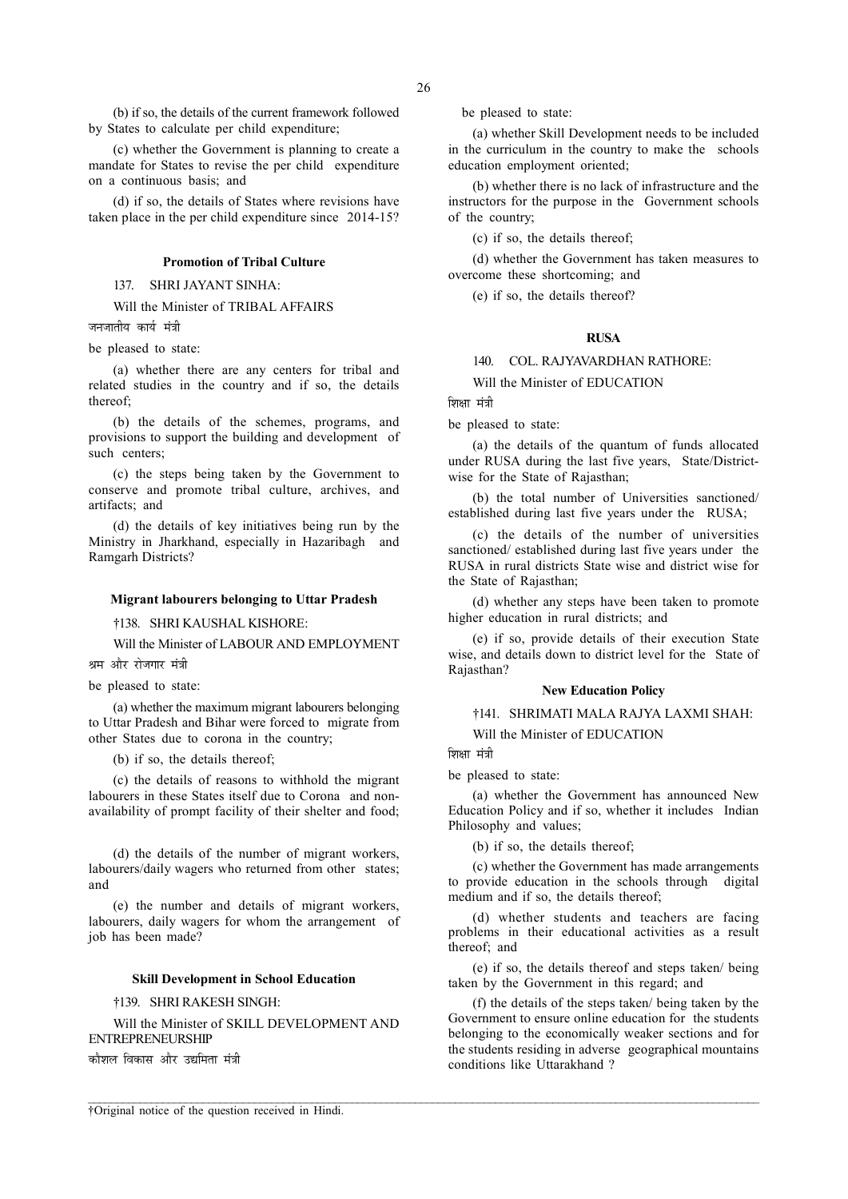(b) if so, the details of the current framework followed by States to calculate per child expenditure;

(c) whether the Government is planning to create a mandate for States to revise the per child expenditure on a continuous basis; and

(d) if so, the details of States where revisions have taken place in the per child expenditure since 2014-15?

**Promotion of Tribal Culture**

137. SHRI JAYANT SINHA:

Will the Minister of TRIBAL AFFAIRS

जनजातीय कार्य मंत्री

be pleased to state:

(a) whether there are any centers for tribal and related studies in the country and if so, the details thereof;

(b) the details of the schemes, programs, and provisions to support the building and development of such centers;

(c) the steps being taken by the Government to conserve and promote tribal culture, archives, and artifacts; and

(d) the details of key initiatives being run by the Ministry in Jharkhand, especially in Hazaribagh and Ramgarh Districts?

**Migrant labourers belonging to Uttar Pradesh**

†138. SHRI KAUSHAL KISHORE:

Will the Minister of LABOUR AND EMPLOYMENT

श्रम और रोजगार मंत्री

be pleased to state:

(a) whether the maximum migrant labourers belonging to Uttar Pradesh and Bihar were forced to migrate from other States due to corona in the country;

(b) if so, the details thereof;

(c) the details of reasons to withhold the migrant labourers in these States itself due to Corona and non-availability of prompt facility of their shelter and food;

(d) the details of the number of migrant workers, labourers/daily wagers who returned from other states; and

(e) the number and details of migrant workers, labourers, daily wagers for whom the arrangement of job has been made?

**Skill Development in School Education**

†139. SHRI RAKESH SINGH:

Will the Minister of SKILL DEVELOPMENT AND ENTREPRENEURSHIP

कौशल विकास और उद्यमिता मंत्री

be pleased to state:

(a) whether Skill Development needs to be included in the curriculum in the country to make the schools education employment oriented;

(b) whether there is no lack of infrastructure and the instructors for the purpose in the Government schools of the country;

(c) if so, the details thereof;

(d) whether the Government has taken measures to overcome these shortcoming; and

(e) if so, the details thereof?

**RUSA**

140. COL. RAJYAVARDHAN RATHORE:

Will the Minister of EDUCATION

शिक्षा मंत्री

be pleased to state:

(a) the details of the quantum of funds allocated under RUSA during the last five years, State/District-wise for the State of Rajasthan;

(b) the total number of Universities sanctioned/ established during last five years under the RUSA;

(c) the details of the number of universities sanctioned/ established during last five years under the RUSA in rural districts State wise and district wise for the State of Rajasthan;

(d) whether any steps have been taken to promote higher education in rural districts; and

(e) if so, provide details of their execution State wise, and details down to district level for the State of Rajasthan?

**New Education Policy**

†141. SHRIMATI MALA RAJYA LAXMI SHAH:

Will the Minister of EDUCATION

शिक्षा मंत्री

be pleased to state:

(a) whether the Government has announced New Education Policy and if so, whether it includes Indian Philosophy and values;

(b) if so, the details thereof;

(c) whether the Government has made arrangements to provide education in the schools through digital medium and if so, the details thereof;

(d) whether students and teachers are facing problems in their educational activities as a result thereof; and

(e) if so, the details thereof and steps taken/ being taken by the Government in this regard; and

(f) the details of the steps taken/ being taken by the Government to ensure online education for the students belonging to the economically weaker sections and for the students residing in adverse geographical mountains conditions like Uttarakhand ?

†Original notice of the question received in Hindi.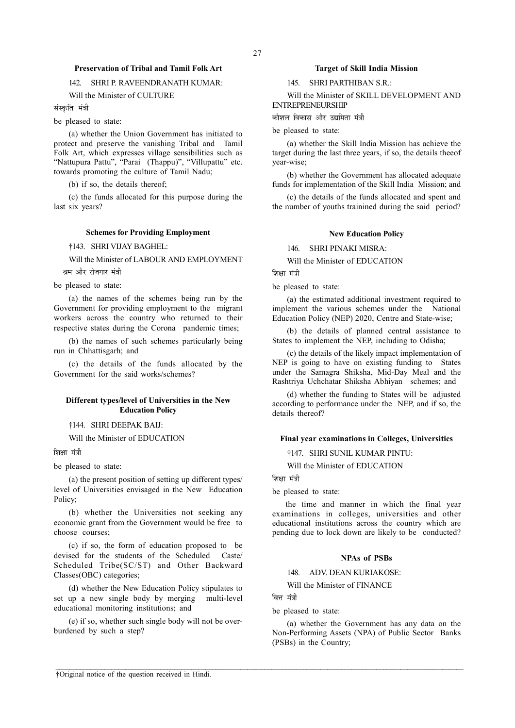### Preservation of Tribal and Tamil Folk Art

142. SHRI P. RAVEENDRANATH KUMAR:

Will the Minister of CULTURE

संस्कृति मंत्री

be pleased to state:

(a) whether the Union Government has initiated to protect and preserve the vanishing Tribal and Tamil Folk Art, which expresses village sensibilities such as "Nattupura Pattu", "Parai (Thappu)", "Villupattu" etc. towards promoting the culture of Tamil Nadu;

(b) if so, the details thereof;

(c) the funds allocated for this purpose during the last six years?

### Schemes for Providing Employment

†143. SHRI VIJAY BAGHEL:

Will the Minister of LABOUR AND EMPLOYMENT

श्रम और रोजगार मंत्री

be pleased to state:

(a) the names of the schemes being run by the Government for providing employment to the migrant workers across the country who returned to their respective states during the Corona pandemic times;

(b) the names of such schemes particularly being run in Chhattisgarh; and

(c) the details of the funds allocated by the Government for the said works/schemes?

### Different types/level of Universities in the New Education Policy

†144. SHRI DEEPAK BAIJ:

Will the Minister of EDUCATION

शिक्षा मंत्री

be pleased to state:

(a) the present position of setting up different types/ level of Universities envisaged in the New Education Policy;

(b) whether the Universities not seeking any economic grant from the Government would be free to choose courses;

(c) if so, the form of education proposed to be devised for the students of the Scheduled Caste/ Scheduled Tribe(SC/ST) and Other Backward Classes(OBC) categories;

(d) whether the New Education Policy stipulates to set up a new single body by merging multi-level educational monitoring institutions; and

(e) if so, whether such single body will not be over-burdened by such a step?

### Target of Skill India Mission

145. SHRI PARTHIBAN S.R.:

Will the Minister of SKILL DEVELOPMENT AND ENTREPRENEURSHIP

कौशल विकास और उद्यमिता मंत्री

be pleased to state:

(a) whether the Skill India Mission has achieve the target during the last three years, if so, the details theeof year-wise;

(b) whether the Government has allocated adequate funds for implementation of the Skill India Mission; and

(c) the details of the funds allocated and spent and the number of youths trainined during the said period?

### New Education Policy

146. SHRI PINAKI MISRA:

Will the Minister of EDUCATION

शिक्षा मंत्री

be pleased to state:

(a) the estimated additional investment required to implement the various schemes under the National Education Policy (NEP) 2020, Centre and State-wise;

(b) the details of planned central assistance to States to implement the NEP, including to Odisha;

(c) the details of the likely impact implementation of NEP is going to have on existing funding to States under the Samagra Shiksha, Mid-Day Meal and the Rashtriya Uchchatar Shiksha Abhiyan schemes; and

(d) whether the funding to States will be adjusted according to performance under the NEP, and if so, the details thereof?

### Final year examinations in Colleges, Universities

†147. SHRI SUNIL KUMAR PINTU:

Will the Minister of EDUCATION

शिक्षा मंत्री

be pleased to state:

the time and manner in which the final year examinations in colleges, universities and other educational institutions across the country which are pending due to lock down are likely to be conducted?

### NPAs of PSBs

148. ADV. DEAN KURIAKOSE:

Will the Minister of FINANCE

वित्त मंत्री

be pleased to state:

(a) whether the Government has any data on the Non-Performing Assets (NPA) of Public Sector Banks (PSBs) in the Country;

†Original notice of the question received in Hindi.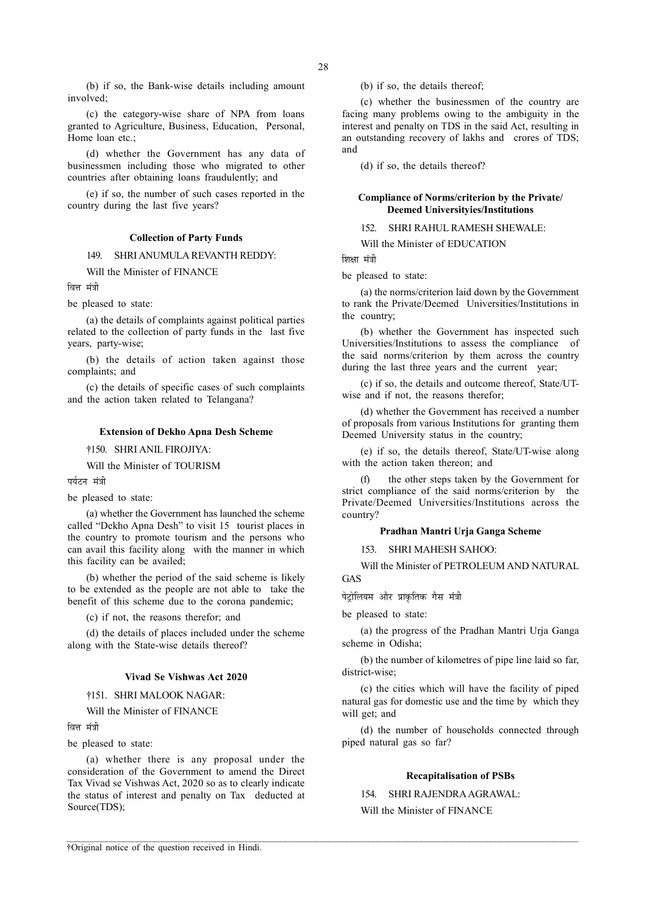(b) if so, the Bank-wise details including amount involved;

(c) the category-wise share of NPA from loans granted to Agriculture, Business, Education, Personal, Home loan etc.;

(d) whether the Government has any data of businessmen including those who migrated to other countries after obtaining loans fraudulently; and

(e) if so, the number of such cases reported in the country during the last five years?

**Collection of Party Funds**

149. SHRI ANUMULA REVANTH REDDY:

Will the Minister of FINANCE

वित्त मंत्री

be pleased to state:

(a) the details of complaints against political parties related to the collection of party funds in the last five years, party-wise;

(b) the details of action taken against those complaints; and

(c) the details of specific cases of such complaints and the action taken related to Telangana?

**Extension of Dekho Apna Desh Scheme**

†150. SHRI ANIL FIROJIYA:

Will the Minister of TOURISM

पर्यटन मंत्री

be pleased to state:

(a) whether the Government has launched the scheme called "Dekho Apna Desh" to visit 15 tourist places in the country to promote tourism and the persons who can avail this facility along with the manner in which this facility can be availed;

(b) whether the period of the said scheme is likely to be extended as the people are not able to take the benefit of this scheme due to the corona pandemic;

(c) if not, the reasons therefor; and

(d) the details of places included under the scheme along with the State-wise details thereof?

**Vivad Se Vishwas Act 2020**

†151. SHRI MALOOK NAGAR:

Will the Minister of FINANCE

वित्त मंत्री

be pleased to state:

(a) whether there is any proposal under the consideration of the Government to amend the Direct Tax Vivad se Vishwas Act, 2020 so as to clearly indicate the status of interest and penalty on Tax deducted at Source(TDS);

(b) if so, the details thereof;

(c) whether the businessmen of the country are facing many problems owing to the ambiguity in the interest and penalty on TDS in the said Act, resulting in an outstanding recovery of lakhs and crores of TDS; and

(d) if so, the details thereof?

**Compliance of Norms/criterion by the Private/ Deemed Universityies/Institutions**

152. SHRI RAHUL RAMESH SHEWALE:

Will the Minister of EDUCATION

शिक्षा मंत्री

be pleased to state:

(a) the norms/criterion laid down by the Government to rank the Private/Deemed Universities/Institutions in the country;

(b) whether the Government has inspected such Universities/Institutions to assess the compliance of the said norms/criterion by them across the country during the last three years and the current year;

(c) if so, the details and outcome thereof, State/UT-wise and if not, the reasons therefor;

(d) whether the Government has received a number of proposals from various Institutions for granting them Deemed University status in the country;

(e) if so, the details thereof, State/UT-wise along with the action taken thereon; and

(f) the other steps taken by the Government for strict compliance of the said norms/criterion by the Private/Deemed Universities/Institutions across the country?

**Pradhan Mantri Urja Ganga Scheme**

153. SHRI MAHESH SAHOO:

Will the Minister of PETROLEUM AND NATURAL GAS

पेट्रोलियम और प्राकृतिक गैस मंत्री

be pleased to state:

(a) the progress of the Pradhan Mantri Urja Ganga scheme in Odisha;

(b) the number of kilometres of pipe line laid so far, district-wise;

(c) the cities which will have the facility of piped natural gas for domestic use and the time by which they will get; and

(d) the number of households connected through piped natural gas so far?

**Recapitalisation of PSBs**

154. SHRI RAJENDRA AGRAWAL:

Will the Minister of FINANCE

†Original notice of the question received in Hindi.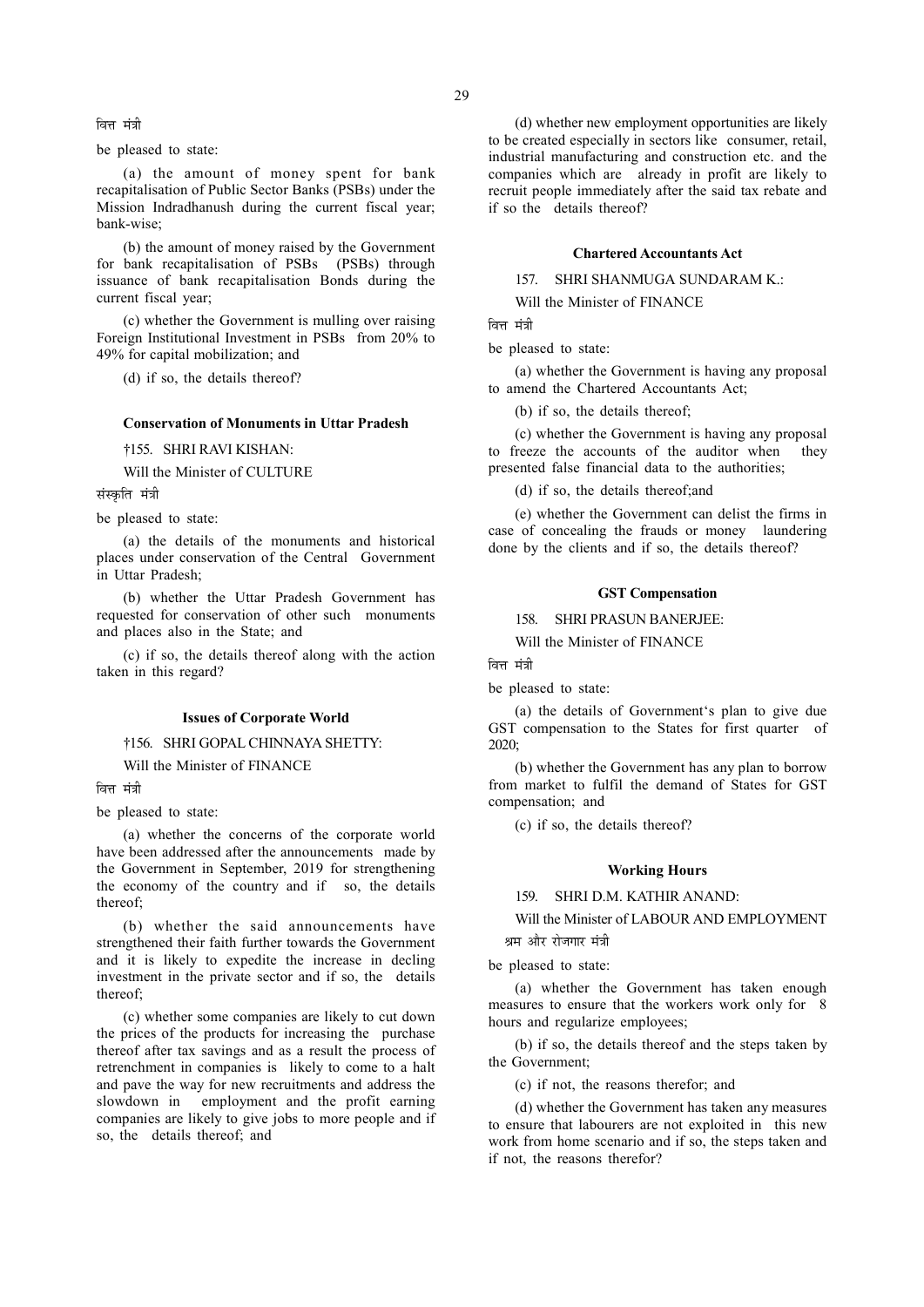वित्त मंत्री

be pleased to state:

(a) the amount of money spent for bank recapitalisation of Public Sector Banks (PSBs) under the Mission Indradhanush during the current fiscal year; bank-wise;

(b) the amount of money raised by the Government for bank recapitalisation of PSBs (PSBs) through issuance of bank recapitalisation Bonds during the current fiscal year;

(c) whether the Government is mulling over raising Foreign Institutional Investment in PSBs from 20% to 49% for capital mobilization; and

(d) if so, the details thereof?

### Conservation of Monuments in Uttar Pradesh

†155. SHRI RAVI KISHAN:

Will the Minister of CULTURE

संस्कृति मंत्री

be pleased to state:

(a) the details of the monuments and historical places under conservation of the Central Government in Uttar Pradesh;

(b) whether the Uttar Pradesh Government has requested for conservation of other such monuments and places also in the State; and

(c) if so, the details thereof along with the action taken in this regard?

### Issues of Corporate World

†156. SHRI GOPAL CHINNAYA SHETTY:

Will the Minister of FINANCE

वित्त मंत्री

be pleased to state:

(a) whether the concerns of the corporate world have been addressed after the announcements made by the Government in September, 2019 for strengthening the economy of the country and if so, the details thereof;

(b) whether the said announcements have strengthened their faith further towards the Government and it is likely to expedite the increase in decling investment in the private sector and if so, the details thereof;

(c) whether some companies are likely to cut down the prices of the products for increasing the purchase thereof after tax savings and as a result the process of retrenchment in companies is likely to come to a halt and pave the way for new recruitments and address the slowdown in employment and the profit earning companies are likely to give jobs to more people and if so, the details thereof; and

(d) whether new employment opportunities are likely to be created especially in sectors like consumer, retail, industrial manufacturing and construction etc. and the companies which are already in profit are likely to recruit people immediately after the said tax rebate and if so the details thereof?

### Chartered Accountants Act

157. SHRI SHANMUGA SUNDARAM K.:

Will the Minister of FINANCE

वित्त मंत्री

be pleased to state:

(a) whether the Government is having any proposal to amend the Chartered Accountants Act;

(b) if so, the details thereof;

(c) whether the Government is having any proposal to freeze the accounts of the auditor when they presented false financial data to the authorities;

(d) if so, the details thereof;and

(e) whether the Government can delist the firms in case of concealing the frauds or money laundering done by the clients and if so, the details thereof?

### GST Compensation

158. SHRI PRASUN BANERJEE:

Will the Minister of FINANCE

वित्त मंत्री

be pleased to state:

(a) the details of Government's plan to give due GST compensation to the States for first quarter of 2020;

(b) whether the Government has any plan to borrow from market to fulfil the demand of States for GST compensation; and

(c) if so, the details thereof?

### Working Hours

159. SHRI D.M. KATHIR ANAND:

Will the Minister of LABOUR AND EMPLOYMENT

श्रम और रोजगार मंत्री

be pleased to state:

(a) whether the Government has taken enough measures to ensure that the workers work only for 8 hours and regularize employees;

(b) if so, the details thereof and the steps taken by the Government;

(c) if not, the reasons therefor; and

(d) whether the Government has taken any measures to ensure that labourers are not exploited in this new work from home scenario and if so, the steps taken and if not, the reasons therefor?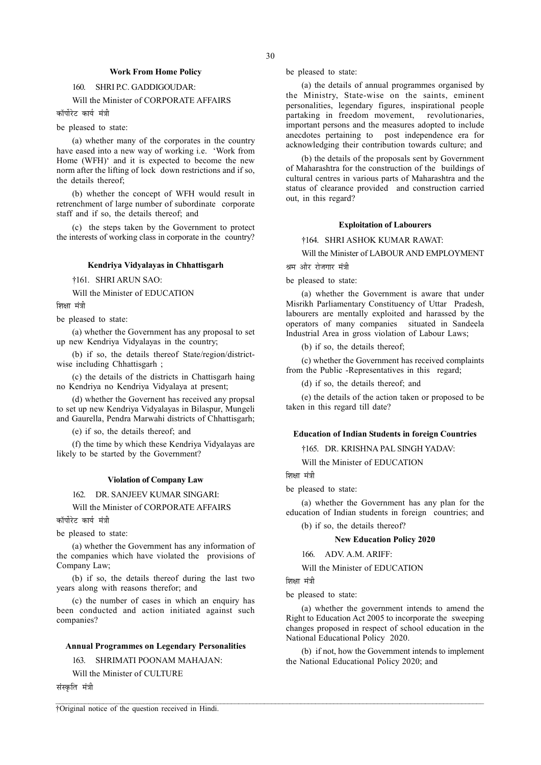### Work From Home Policy

160. SHRI P.C. GADDIGOUDAR:

Will the Minister of CORPORATE AFFAIRS

कॉर्पोरेट कार्य मंत्री

be pleased to state:

(a) whether many of the corporates in the country have eased into a new way of working i.e. 'Work from Home (WFH)' and it is expected to become the new norm after the lifting of lock down restrictions and if so, the details thereof;

(b) whether the concept of WFH would result in retrenchment of large number of subordinate corporate staff and if so, the details thereof; and

(c) the steps taken by the Government to protect the interests of working class in corporate in the country?

### Kendriya Vidyalayas in Chhattisgarh

†161. SHRI ARUN SAO:

Will the Minister of EDUCATION

शिक्षा मंत्री

be pleased to state:

(a) whether the Government has any proposal to set up new Kendriya Vidyalayas in the country;

(b) if so, the details thereof State/region/district-wise including Chhattisgarh ;

(c) the details of the districts in Chattisgarh haing no Kendriya no Kendriya Vidyalaya at present;

(d) whether the Governent has received any propsal to set up new Kendriya Vidyalayas in Bilaspur, Mungeli and Gaurella, Pendra Marwahi districts of Chhattisgarh;

(e) if so, the details thereof; and

(f) the time by which these Kendriya Vidyalayas are likely to be started by the Government?

### Violation of Company Law

162. DR. SANJEEV KUMAR SINGARI:

Will the Minister of CORPORATE AFFAIRS

कॉर्पोरेट कार्य मंत्री

be pleased to state:

(a) whether the Government has any information of the companies which have violated the provisions of Company Law;

(b) if so, the details thereof during the last two years along with reasons therefor; and

(c) the number of cases in which an enquiry has been conducted and action initiated against such companies?

### Annual Programmes on Legendary Personalities

163. SHRIMATI POONAM MAHAJAN:

Will the Minister of CULTURE

संस्कृति मंत्री

be pleased to state:

(a) the details of annual programmes organised by the Ministry, State-wise on the saints, eminent personalities, legendary figures, inspirational people partaking in freedom movement, revolutionaries, important persons and the measures adopted to include anecdotes pertaining to post independence era for acknowledging their contribution towards culture; and

(b) the details of the proposals sent by Government of Maharashtra for the construction of the buildings of cultural centres in various parts of Maharashtra and the status of clearance provided and construction carried out, in this regard?

### Exploitation of Labourers

†164. SHRI ASHOK KUMAR RAWAT:

Will the Minister of LABOUR AND EMPLOYMENT

श्रम और रोजगार मंत्री

be pleased to state:

(a) whether the Government is aware that under Misrikh Parliamentary Constituency of Uttar Pradesh, labourers are mentally exploited and harassed by the operators of many companies situated in Sandeela Industrial Area in gross violation of Labour Laws;

(b) if so, the details thereof;

(c) whether the Government has received complaints from the Public -Representatives in this regard;

(d) if so, the details thereof; and

(e) the details of the action taken or proposed to be taken in this regard till date?

### Education of Indian Students in foreign Countries

†165. DR. KRISHNA PAL SINGH YADAV:

Will the Minister of EDUCATION

शिक्षा मंत्री

be pleased to state:

(a) whether the Government has any plan for the education of Indian students in foreign countries; and

(b) if so, the details thereof?

### New Education Policy 2020

166. ADV. A.M. ARIFF:

Will the Minister of EDUCATION

शिक्षा मंत्री

be pleased to state:

(a) whether the government intends to amend the Right to Education Act 2005 to incorporate the sweeping changes proposed in respect of school education in the National Educational Policy 2020.

(b) if not, how the Government intends to implement the National Educational Policy 2020; and

†Original notice of the question received in Hindi.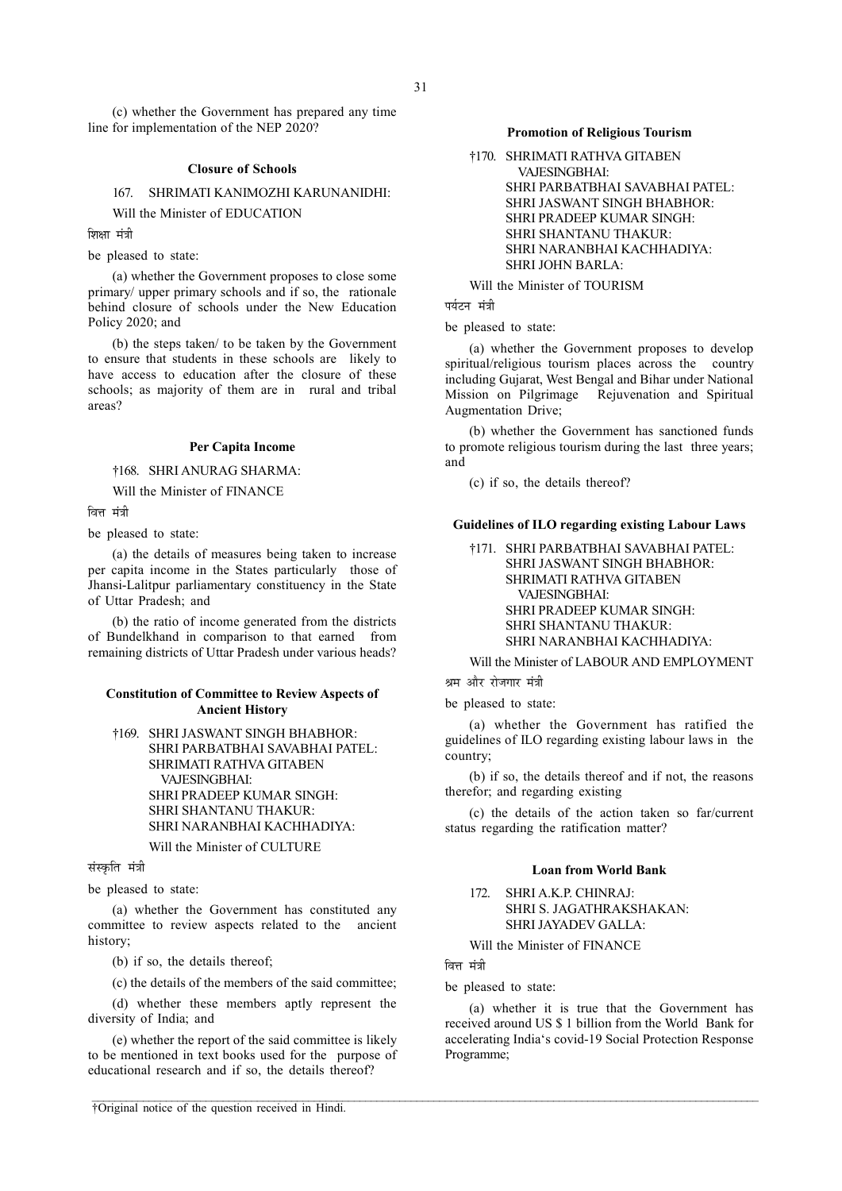(c) whether the Government has prepared any time line for implementation of the NEP 2020?

### Closure of Schools

167. SHRIMATI KANIMOZHI KARUNANIDHI:

Will the Minister of EDUCATION

शिक्षा मंत्री

be pleased to state:

(a) whether the Government proposes to close some primary/ upper primary schools and if so, the rationale behind closure of schools under the New Education Policy 2020; and

(b) the steps taken/ to be taken by the Government to ensure that students in these schools are likely to have access to education after the closure of these schools; as majority of them are in rural and tribal areas?

### Per Capita Income

†168. SHRI ANURAG SHARMA:

Will the Minister of FINANCE

वित्त मंत्री

be pleased to state:

(a) the details of measures being taken to increase per capita income in the States particularly those of Jhansi-Lalitpur parliamentary constituency in the State of Uttar Pradesh; and

(b) the ratio of income generated from the districts of Bundelkhand in comparison to that earned from remaining districts of Uttar Pradesh under various heads?

### Constitution of Committee to Review Aspects of Ancient History

†169. SHRI JASWANT SINGH BHABHOR:
SHRI PARBATBHAI SAVABHAI PATEL:
SHRIMATI RATHVA GITABEN VAJESINGBHAI:
SHRI PRADEEP KUMAR SINGH:
SHRI SHANTANU THAKUR:
SHRI NARANBHAI KACHHADIYA:

Will the Minister of CULTURE

संस्कृति मंत्री

be pleased to state:

(a) whether the Government has constituted any committee to review aspects related to the ancient history;

(b) if so, the details thereof;

(c) the details of the members of the said committee;

(d) whether these members aptly represent the diversity of India; and

(e) whether the report of the said committee is likely to be mentioned in text books used for the purpose of educational research and if so, the details thereof?

### Promotion of Religious Tourism

†170. SHRIMATI RATHVA GITABEN VAJESINGBHAI:
SHRI PARBATBHAI SAVABHAI PATEL:
SHRI JASWANT SINGH BHABHOR:
SHRI PRADEEP KUMAR SINGH:
SHRI SHANTANU THAKUR:
SHRI NARANBHAI KACHHADIYA:
SHRI JOHN BARLA:

Will the Minister of TOURISM

पर्यटन मंत्री

be pleased to state:

(a) whether the Government proposes to develop spiritual/religious tourism places across the country including Gujarat, West Bengal and Bihar under National Mission on Pilgrimage Rejuvenation and Spiritual Augmentation Drive;

(b) whether the Government has sanctioned funds to promote religious tourism during the last three years; and

(c) if so, the details thereof?

### Guidelines of ILO regarding existing Labour Laws

†171. SHRI PARBATBHAI SAVABHAI PATEL:
SHRI JASWANT SINGH BHABHOR:
SHRIMATI RATHVA GITABEN VAJESINGBHAI:
SHRI PRADEEP KUMAR SINGH:
SHRI SHANTANU THAKUR:
SHRI NARANBHAI KACHHADIYA:

Will the Minister of LABOUR AND EMPLOYMENT

श्रम और रोजगार मंत्री

be pleased to state:

(a) whether the Government has ratified the guidelines of ILO regarding existing labour laws in the country;

(b) if so, the details thereof and if not, the reasons therefor; and regarding existing

(c) the details of the action taken so far/current status regarding the ratification matter?

### Loan from World Bank

172. SHRI A.K.P. CHINRAJ:
SHRI S. JAGATHRAKSHAKAN:
SHRI JAYADEV GALLA:

Will the Minister of FINANCE

वित्त मंत्री

be pleased to state:

(a) whether it is true that the Government has received around US $ 1 billion from the World Bank for accelerating India's covid-19 Social Protection Response Programme;

†Original notice of the question received in Hindi.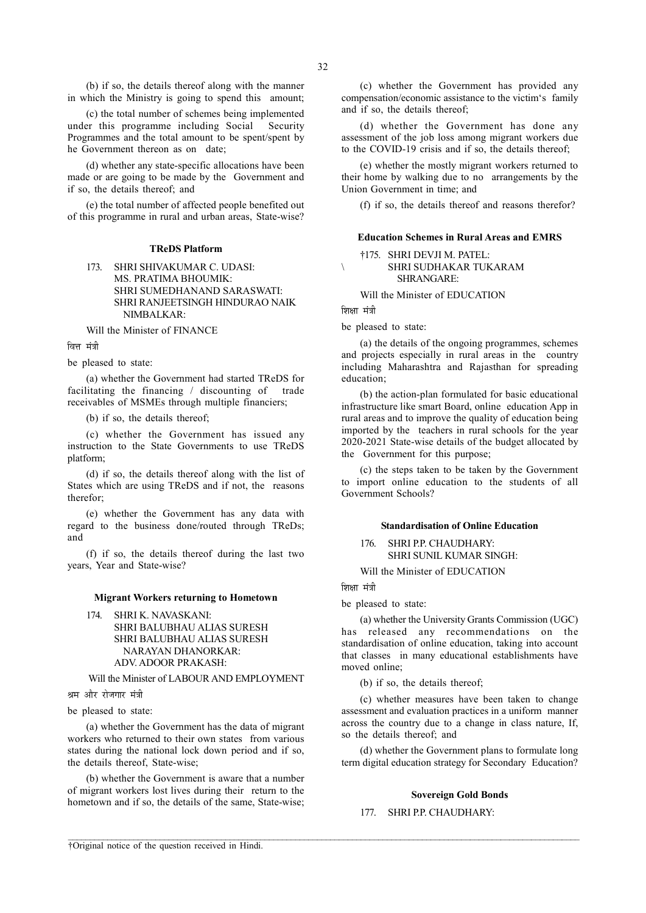(b) if so, the details thereof along with the manner in which the Ministry is going to spend this amount;

(c) the total number of schemes being implemented under this programme including Social Security Programmes and the total amount to be spent/spent by he Government thereon as on date;

(d) whether any state-specific allocations have been made or are going to be made by the Government and if so, the details thereof; and

(e) the total number of affected people benefited out of this programme in rural and urban areas, State-wise?

**TReDS Platform**

173. SHRI SHIVAKUMAR C. UDASI:
MS. PRATIMA BHOUMIK:
SHRI SUMEDHANAND SARASWATI:
SHRI RANJEETSINGH HINDURAO NAIK NIMBALKAR:

Will the Minister of FINANCE

वित्त मंत्री

be pleased to state:

(a) whether the Government had started TReDS for facilitating the financing / discounting of trade receivables of MSMEs through multiple financiers;

(b) if so, the details thereof;

(c) whether the Government has issued any instruction to the State Governments to use TReDS platform;

(d) if so, the details thereof along with the list of States which are using TReDS and if not, the reasons therefor;

(e) whether the Government has any data with regard to the business done/routed through TReDs; and

(f) if so, the details thereof during the last two years, Year and State-wise?

**Migrant Workers returning to Hometown**

174. SHRI K. NAVASKANI:
SHRI BALUBHAU ALIAS SURESH
SHRI BALUBHAU ALIAS SURESH NARAYAN DHANORKAR:
ADV. ADOOR PRAKASH:

Will the Minister of LABOUR AND EMPLOYMENT

श्रम और रोजगार मंत्री

be pleased to state:

(a) whether the Government has the data of migrant workers who returned to their own states from various states during the national lock down period and if so, the details thereof, State-wise;

(b) whether the Government is aware that a number of migrant workers lost lives during their return to the hometown and if so, the details of the same, State-wise;

(c) whether the Government has provided any compensation/economic assistance to the victim's family and if so, the details thereof;

(d) whether the Government has done any assessment of the job loss among migrant workers due to the COVID-19 crisis and if so, the details thereof;

(e) whether the mostly migrant workers returned to their home by walking due to no arrangements by the Union Government in time; and

(f) if so, the details thereof and reasons therefor?

**Education Schemes in Rural Areas and EMRS**

†175. SHRI DEVJI M. PATEL:
SHRI SUDHAKAR TUKARAM SHRANGARE:

Will the Minister of EDUCATION

शिक्षा मंत्री

be pleased to state:

(a) the details of the ongoing programmes, schemes and projects especially in rural areas in the country including Maharashtra and Rajasthan for spreading education;

(b) the action-plan formulated for basic educational infrastructure like smart Board, online education App in rural areas and to improve the quality of education being imported by the teachers in rural schools for the year 2020-2021 State-wise details of the budget allocated by the Government for this purpose;

(c) the steps taken to be taken by the Government to import online education to the students of all Government Schools?

**Standardisation of Online Education**

176. SHRI P.P. CHAUDHARY:
SHRI SUNIL KUMAR SINGH:

Will the Minister of EDUCATION

शिक्षा मंत्री

be pleased to state:

(a) whether the University Grants Commission (UGC) has released any recommendations on the standardisation of online education, taking into account that classes in many educational establishments have moved online;

(b) if so, the details thereof;

(c) whether measures have been taken to change assessment and evaluation practices in a uniform manner across the country due to a change in class nature, If, so the details thereof; and

(d) whether the Government plans to formulate long term digital education strategy for Secondary Education?

**Sovereign Gold Bonds**

177. SHRI P.P. CHAUDHARY:

†Original notice of the question received in Hindi.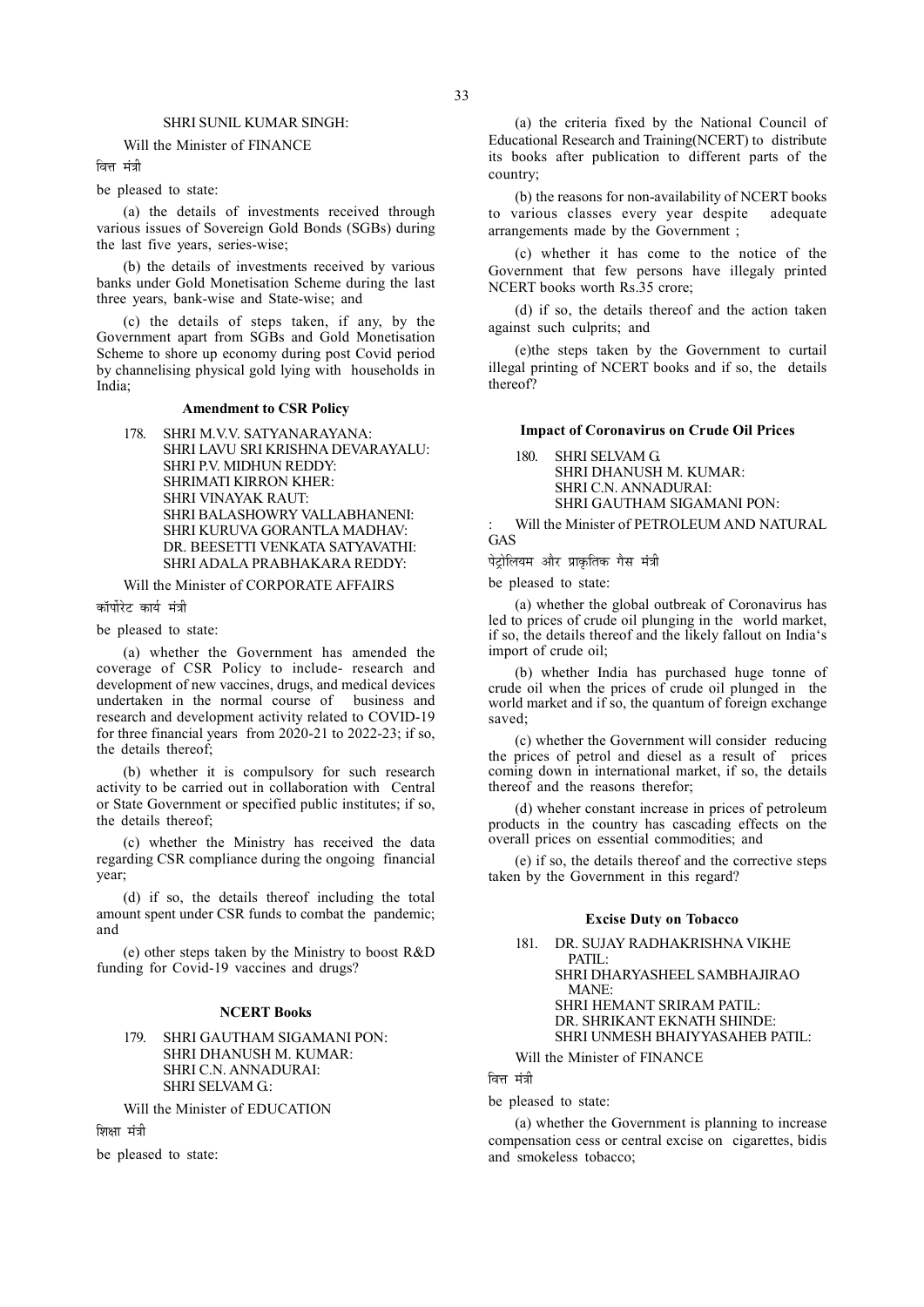SHRI SUNIL KUMAR SINGH:

Will the Minister of FINANCE

वित्त मंत्री

be pleased to state:

(a) the details of investments received through various issues of Sovereign Gold Bonds (SGBs) during the last five years, series-wise;

(b) the details of investments received by various banks under Gold Monetisation Scheme during the last three years, bank-wise and State-wise; and

(c) the details of steps taken, if any, by the Government apart from SGBs and Gold Monetisation Scheme to shore up economy during post Covid period by channelising physical gold lying with households in India;

### Amendment to CSR Policy

178. SHRI M.V.V. SATYANARAYANA:
SHRI LAVU SRI KRISHNA DEVARAYALU:
SHRI P.V. MIDHUN REDDY:
SHRIMATI KIRRON KHER:
SHRI VINAYAK RAUT:
SHRI BALASHOWRY VALLABHANENI:
SHRI KURUVA GORANTLA MADHAV:
DR. BEESETTI VENKATA SATYAVATHI:
SHRI ADALA PRABHAKARA REDDY:

Will the Minister of CORPORATE AFFAIRS

कॉर्पोरेट कार्य मंत्री

be pleased to state:

(a) whether the Government has amended the coverage of CSR Policy to include- research and development of new vaccines, drugs, and medical devices undertaken in the normal course of business and research and development activity related to COVID-19 for three financial years from 2020-21 to 2022-23; if so, the details thereof;

(b) whether it is compulsory for such research activity to be carried out in collaboration with Central or State Government or specified public institutes; if so, the details thereof;

(c) whether the Ministry has received the data regarding CSR compliance during the ongoing financial year;

(d) if so, the details thereof including the total amount spent under CSR funds to combat the pandemic; and

(e) other steps taken by the Ministry to boost R&D funding for Covid-19 vaccines and drugs?

### NCERT Books

179. SHRI GAUTHAM SIGAMANI PON:
SHRI DHANUSH M. KUMAR:
SHRI C.N. ANNADURAI:
SHRI SELVAM G.:

Will the Minister of EDUCATION

शिक्षा मंत्री

be pleased to state:

(a) the criteria fixed by the National Council of Educational Research and Training(NCERT) to distribute its books after publication to different parts of the country;

(b) the reasons for non-availability of NCERT books to various classes every year despite adequate arrangements made by the Government ;

(c) whether it has come to the notice of the Government that few persons have illegaly printed NCERT books worth Rs.35 crore;

(d) if so, the details thereof and the action taken against such culprits; and

(e)the steps taken by the Government to curtail illegal printing of NCERT books and if so, the details thereof?

### Impact of Coronavirus on Crude Oil Prices

180. SHRI SELVAM G.
SHRI DHANUSH M. KUMAR:
SHRI C.N. ANNADURAI:
SHRI GAUTHAM SIGAMANI PON:

: Will the Minister of PETROLEUM AND NATURAL GAS

पेट्रोलियम और प्राकृतिक गैस मंत्री

be pleased to state:

(a) whether the global outbreak of Coronavirus has led to prices of crude oil plunging in the world market, if so, the details thereof and the likely fallout on India's import of crude oil;

(b) whether India has purchased huge tonne of crude oil when the prices of crude oil plunged in the world market and if so, the quantum of foreign exchange saved;

(c) whether the Government will consider reducing the prices of petrol and diesel as a result of prices coming down in international market, if so, the details thereof and the reasons therefor;

(d) wheher constant increase in prices of petroleum products in the country has cascading effects on the overall prices on essential commodities; and

(e) if so, the details thereof and the corrective steps taken by the Government in this regard?

### Excise Duty on Tobacco

181. DR. SUJAY RADHAKRISHNA VIKHE PATIL:
SHRI DHARYASHEEL SAMBHAJIRAO MANE:
SHRI HEMANT SRIRAM PATIL:
DR. SHRIKANT EKNATH SHINDE:
SHRI UNMESH BHAIYYASAHEB PATIL:

Will the Minister of FINANCE

वित्त मंत्री

be pleased to state:

(a) whether the Government is planning to increase compensation cess or central excise on cigarettes, bidis and smokeless tobacco;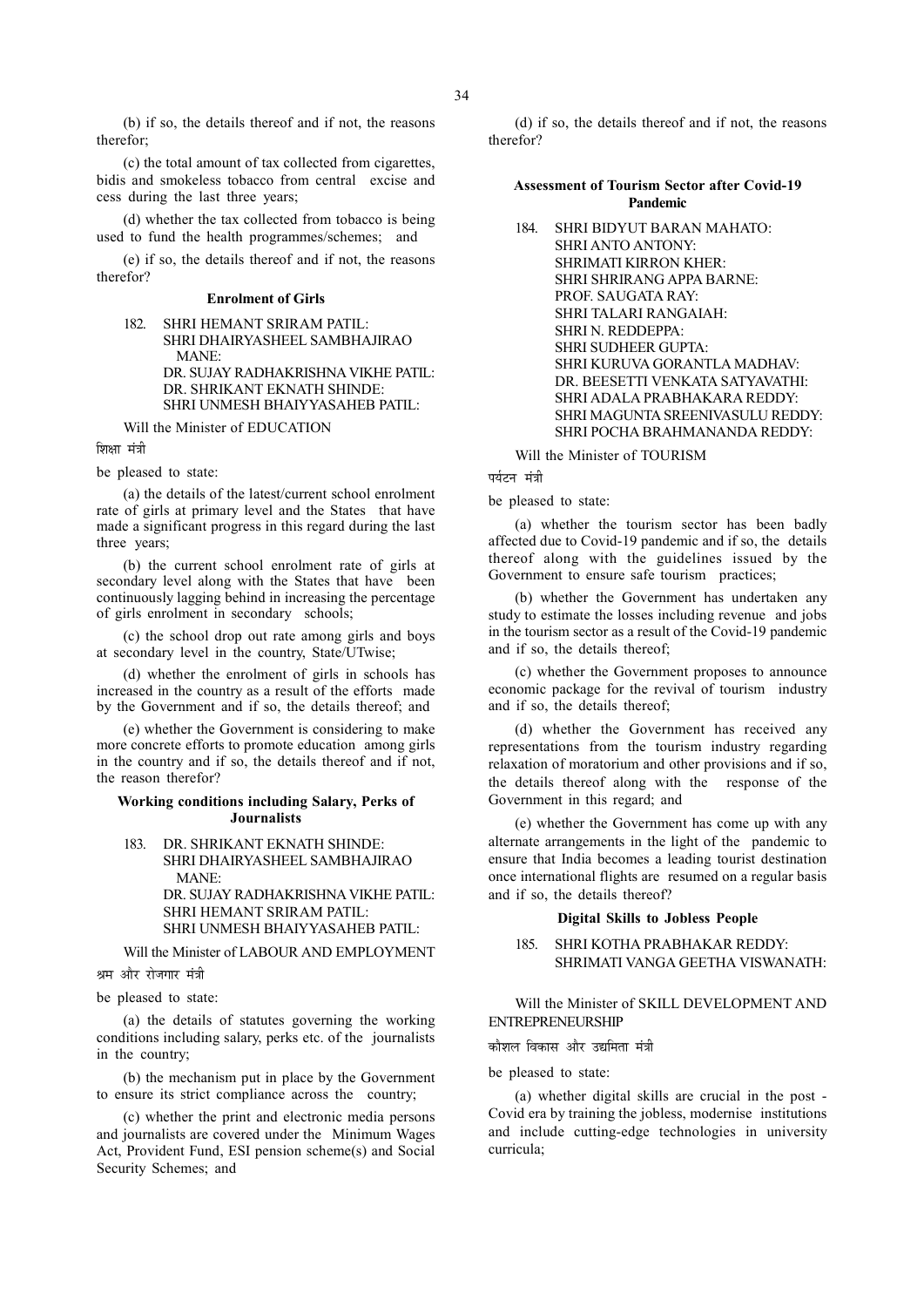(b) if so, the details thereof and if not, the reasons therefor;

(c) the total amount of tax collected from cigarettes, bidis and smokeless tobacco from central excise and cess during the last three years;

(d) whether the tax collected from tobacco is being used to fund the health programmes/schemes; and

(e) if so, the details thereof and if not, the reasons therefor?

### Enrolment of Girls

182. SHRI HEMANT SRIRAM PATIL:
SHRI DHAIRYASHEEL SAMBHAJIRAO MANE:
DR. SUJAY RADHAKRISHNA VIKHE PATIL:
DR. SHRIKANT EKNATH SHINDE:
SHRI UNMESH BHAIYYASAHEB PATIL:

Will the Minister of EDUCATION

शिक्षा मंत्री

be pleased to state:

(a) the details of the latest/current school enrolment rate of girls at primary level and the States that have made a significant progress in this regard during the last three years;

(b) the current school enrolment rate of girls at secondary level along with the States that have been continuously lagging behind in increasing the percentage of girls enrolment in secondary schools;

(c) the school drop out rate among girls and boys at secondary level in the country, State/UTwise;

(d) whether the enrolment of girls in schools has increased in the country as a result of the efforts made by the Government and if so, the details thereof; and

(e) whether the Government is considering to make more concrete efforts to promote education among girls in the country and if so, the details thereof and if not, the reason therefor?

### Working conditions including Salary, Perks of Journalists

183. DR. SHRIKANT EKNATH SHINDE:
SHRI DHAIRYASHEEL SAMBHAJIRAO MANE:
DR. SUJAY RADHAKRISHNA VIKHE PATIL:
SHRI HEMANT SRIRAM PATIL:
SHRI UNMESH BHAIYYASAHEB PATIL:

Will the Minister of LABOUR AND EMPLOYMENT

श्रम और रोजगार मंत्री

be pleased to state:

(a) the details of statutes governing the working conditions including salary, perks etc. of the journalists in the country;

(b) the mechanism put in place by the Government to ensure its strict compliance across the country;

(c) whether the print and electronic media persons and journalists are covered under the Minimum Wages Act, Provident Fund, ESI pension scheme(s) and Social Security Schemes; and

(d) if so, the details thereof and if not, the reasons therefor?

### Assessment of Tourism Sector after Covid-19 Pandemic

184. SHRI BIDYUT BARAN MAHATO:
SHRI ANTO ANTONY:
SHRIMATI KIRRON KHER:
SHRI SHRIRANG APPA BARNE:
PROF. SAUGATA RAY:
SHRI TALARI RANGAIAH:
SHRI N. REDDEPPA:
SHRI SUDHEER GUPTA:
SHRI KURUVA GORANTLA MADHAV:
DR. BEESETTI VENKATA SATYAVATHI:
SHRI ADALA PRABHAKARA REDDY:
SHRI MAGUNTA SREENIVASULU REDDY:
SHRI POCHA BRAHMANANDA REDDY:

Will the Minister of TOURISM

पर्यटन मंत्री

be pleased to state:

(a) whether the tourism sector has been badly affected due to Covid-19 pandemic and if so, the details thereof along with the guidelines issued by the Government to ensure safe tourism practices;

(b) whether the Government has undertaken any study to estimate the losses including revenue and jobs in the tourism sector as a result of the Covid-19 pandemic and if so, the details thereof;

(c) whether the Government proposes to announce economic package for the revival of tourism industry and if so, the details thereof;

(d) whether the Government has received any representations from the tourism industry regarding relaxation of moratorium and other provisions and if so, the details thereof along with the response of the Government in this regard; and

(e) whether the Government has come up with any alternate arrangements in the light of the pandemic to ensure that India becomes a leading tourist destination once international flights are resumed on a regular basis and if so, the details thereof?

### Digital Skills to Jobless People

185. SHRI KOTHA PRABHAKAR REDDY:
SHRIMATI VANGA GEETHA VISWANATH:

Will the Minister of SKILL DEVELOPMENT AND ENTREPRENEURSHIP

कौशल विकास और उद्यमिता मंत्री

be pleased to state:

(a) whether digital skills are crucial in the post - Covid era by training the jobless, modernise institutions and include cutting-edge technologies in university curricula;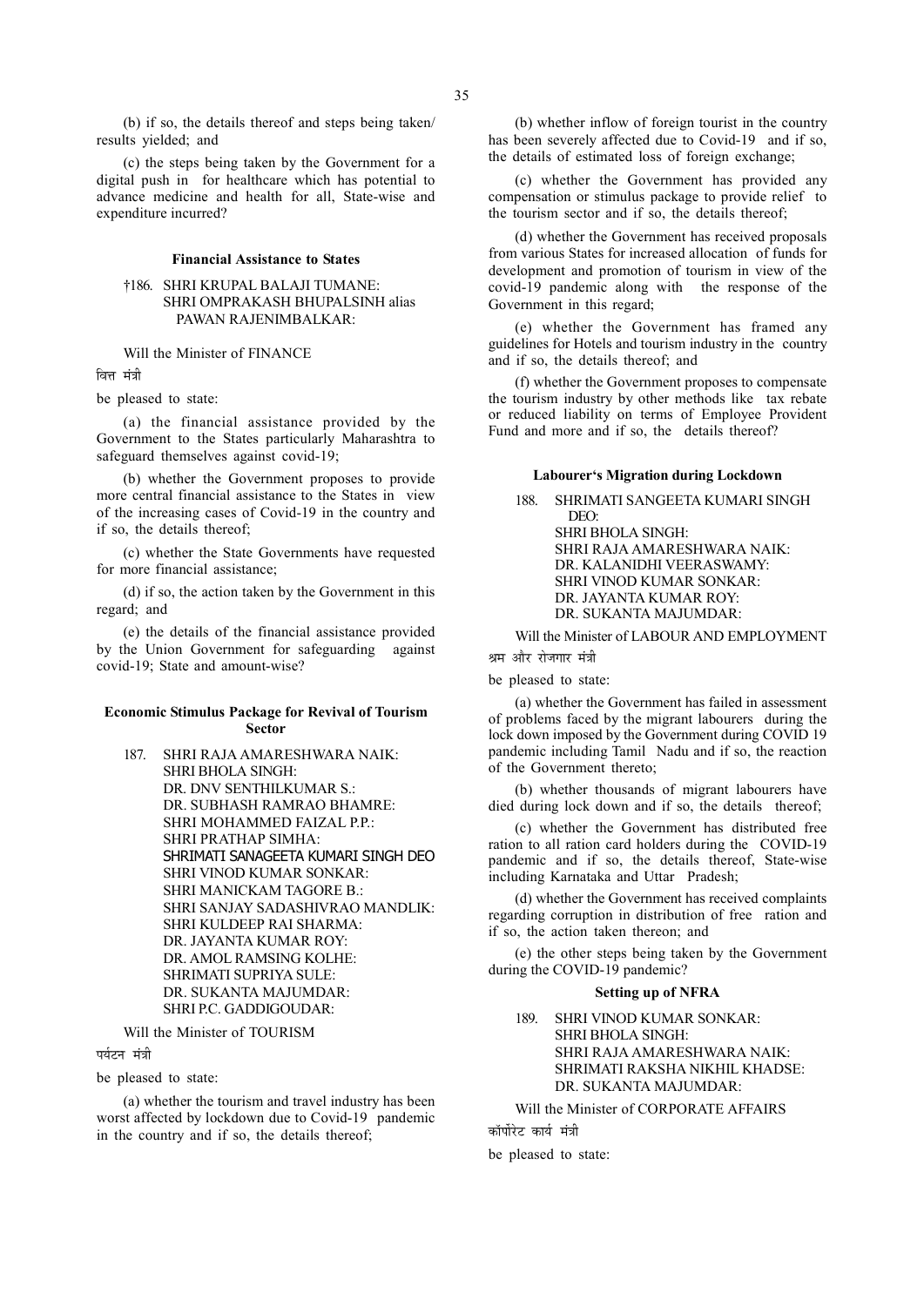(b) if so, the details thereof and steps being taken/ results yielded; and

(c) the steps being taken by the Government for a digital push in for healthcare which has potential to advance medicine and health for all, State-wise and expenditure incurred?

**Financial Assistance to States**

†186. SHRI KRUPAL BALAJI TUMANE:
SHRI OMPRAKASH BHUPALSINH alias PAWAN RAJENIMBALKAR:

Will the Minister of FINANCE

वित्त मंत्री

be pleased to state:

(a) the financial assistance provided by the Government to the States particularly Maharashtra to safeguard themselves against covid-19;

(b) whether the Government proposes to provide more central financial assistance to the States in view of the increasing cases of Covid-19 in the country and if so, the details thereof;

(c) whether the State Governments have requested for more financial assistance;

(d) if so, the action taken by the Government in this regard; and

(e) the details of the financial assistance provided by the Union Government for safeguarding against covid-19; State and amount-wise?

**Economic Stimulus Package for Revival of Tourism Sector**

187. SHRI RAJA AMARESHWARA NAIK:
SHRI BHOLA SINGH:
DR. DNV SENTHILKUMAR S.:
DR. SUBHASH RAMRAO BHAMRE:
SHRI MOHAMMED FAIZAL P.P.:
SHRI PRATHAP SIMHA:
SHRIMATI SANAGEETA KUMARI SINGH DEO
SHRI VINOD KUMAR SONKAR:
SHRI MANICKAM TAGORE B.:
SHRI SANJAY SADASHIVRAO MANDLIK:
SHRI KULDEEP RAI SHARMA:
DR. JAYANTA KUMAR ROY:
DR. AMOL RAMSING KOLHE:
SHRIMATI SUPRIYA SULE:
DR. SUKANTA MAJUMDAR:
SHRI P.C. GADDIGOUDAR:

Will the Minister of TOURISM

पर्यटन मंत्री

be pleased to state:

(a) whether the tourism and travel industry has been worst affected by lockdown due to Covid-19 pandemic in the country and if so, the details thereof;

(b) whether inflow of foreign tourist in the country has been severely affected due to Covid-19 and if so, the details of estimated loss of foreign exchange;

(c) whether the Government has provided any compensation or stimulus package to provide relief to the tourism sector and if so, the details thereof;

(d) whether the Government has received proposals from various States for increased allocation of funds for development and promotion of tourism in view of the covid-19 pandemic along with the response of the Government in this regard;

(e) whether the Government has framed any guidelines for Hotels and tourism industry in the country and if so, the details thereof; and

(f) whether the Government proposes to compensate the tourism industry by other methods like tax rebate or reduced liability on terms of Employee Provident Fund and more and if so, the details thereof?

**Labourer's Migration during Lockdown**

188. SHRIMATI SANGEETA KUMARI SINGH DEO:
SHRI BHOLA SINGH:
SHRI RAJA AMARESHWARA NAIK:
DR. KALANIDHI VEERASWAMY:
SHRI VINOD KUMAR SONKAR:
DR. JAYANTA KUMAR ROY:
DR. SUKANTA MAJUMDAR:

Will the Minister of LABOUR AND EMPLOYMENT

श्रम और रोजगार मंत्री

be pleased to state:

(a) whether the Government has failed in assessment of problems faced by the migrant labourers during the lock down imposed by the Government during COVID 19 pandemic including Tamil Nadu and if so, the reaction of the Government thereto;

(b) whether thousands of migrant labourers have died during lock down and if so, the details thereof;

(c) whether the Government has distributed free ration to all ration card holders during the COVID-19 pandemic and if so, the details thereof, State-wise including Karnataka and Uttar Pradesh;

(d) whether the Government has received complaints regarding corruption in distribution of free ration and if so, the action taken thereon; and

(e) the other steps being taken by the Government during the COVID-19 pandemic?

**Setting up of NFRA**

189. SHRI VINOD KUMAR SONKAR:
SHRI BHOLA SINGH:
SHRI RAJA AMARESHWARA NAIK:
SHRIMATI RAKSHA NIKHIL KHADSE:
DR. SUKANTA MAJUMDAR:

Will the Minister of CORPORATE AFFAIRS

कॉर्पोरेट कार्य मंत्री

be pleased to state: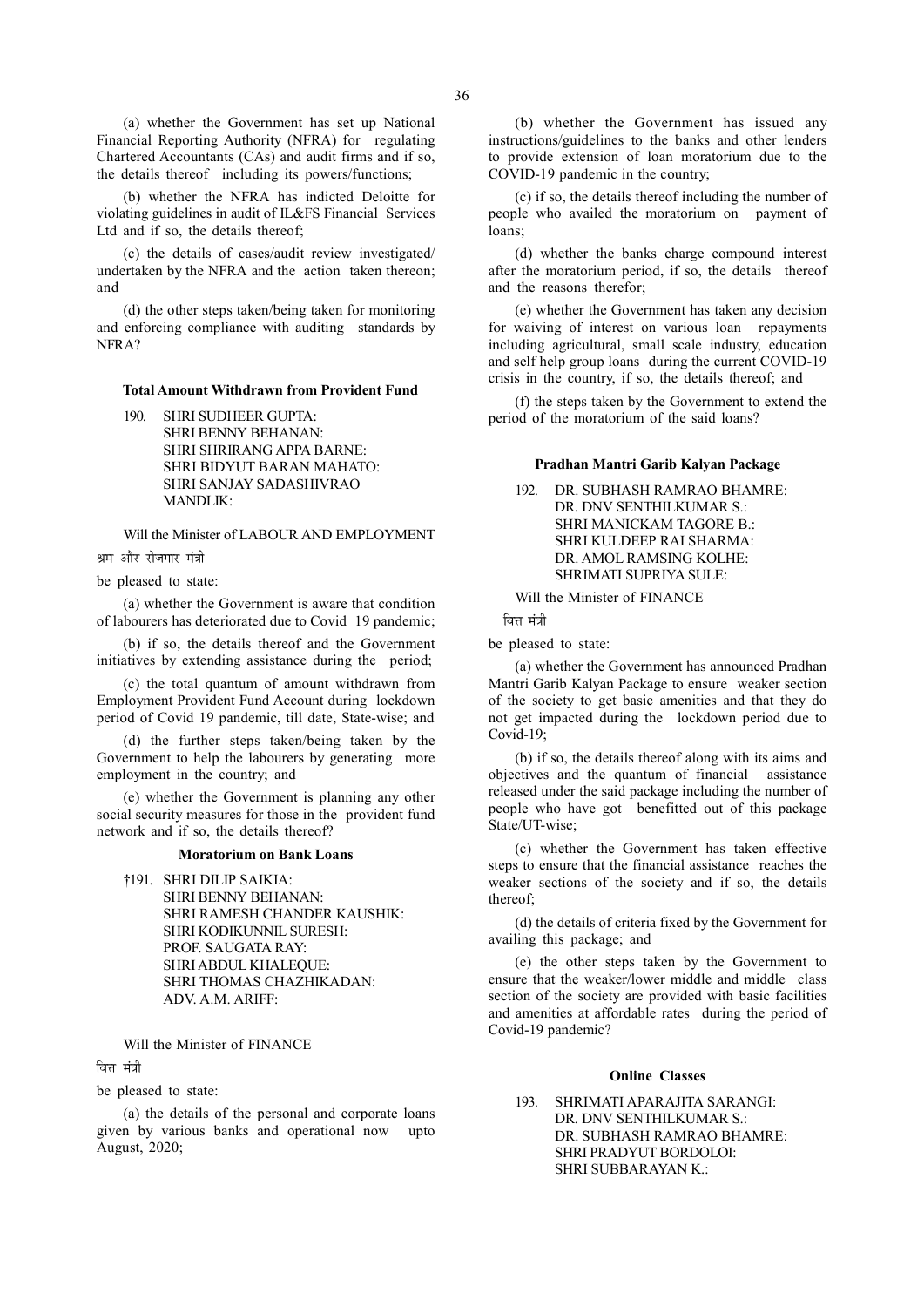(a) whether the Government has set up National Financial Reporting Authority (NFRA) for regulating Chartered Accountants (CAs) and audit firms and if so, the details thereof including its powers/functions;

(b) whether the NFRA has indicted Deloitte for violating guidelines in audit of IL&FS Financial Services Ltd and if so, the details thereof;

(c) the details of cases/audit review investigated/ undertaken by the NFRA and the action taken thereon; and

(d) the other steps taken/being taken for monitoring and enforcing compliance with auditing standards by NFRA?

#### Total Amount Withdrawn from Provident Fund

190. SHRI SUDHEER GUPTA:
SHRI BENNY BEHANAN:
SHRI SHRIRANG APPA BARNE:
SHRI BIDYUT BARAN MAHATO:
SHRI SANJAY SADASHIVRAO MANDLIK:

Will the Minister of LABOUR AND EMPLOYMENT

श्रम और रोजगार मंत्री

be pleased to state:

(a) whether the Government is aware that condition of labourers has deteriorated due to Covid 19 pandemic;

(b) if so, the details thereof and the Government initiatives by extending assistance during the period;

(c) the total quantum of amount withdrawn from Employment Provident Fund Account during lockdown period of Covid 19 pandemic, till date, State-wise; and

(d) the further steps taken/being taken by the Government to help the labourers by generating more employment in the country; and

(e) whether the Government is planning any other social security measures for those in the provident fund network and if so, the details thereof?

#### Moratorium on Bank Loans

†191. SHRI DILIP SAIKIA:
SHRI BENNY BEHANAN:
SHRI RAMESH CHANDER KAUSHIK:
SHRI KODIKUNNIL SURESH:
PROF. SAUGATA RAY:
SHRI ABDUL KHALEQUE:
SHRI THOMAS CHAZHIKADAN:
ADV. A.M. ARIFF:

Will the Minister of FINANCE

वित्त मंत्री

be pleased to state:

(a) the details of the personal and corporate loans given by various banks and operational now upto August, 2020;

(b) whether the Government has issued any instructions/guidelines to the banks and other lenders to provide extension of loan moratorium due to the COVID-19 pandemic in the country;

(c) if so, the details thereof including the number of people who availed the moratorium on payment of loans;

(d) whether the banks charge compound interest after the moratorium period, if so, the details thereof and the reasons therefor;

(e) whether the Government has taken any decision for waiving of interest on various loan repayments including agricultural, small scale industry, education and self help group loans during the current COVID-19 crisis in the country, if so, the details thereof; and

(f) the steps taken by the Government to extend the period of the moratorium of the said loans?

#### Pradhan Mantri Garib Kalyan Package

192. DR. SUBHASH RAMRAO BHAMRE:
DR. DNV SENTHILKUMAR S.:
SHRI MANICKAM TAGORE B.:
SHRI KULDEEP RAI SHARMA:
DR. AMOL RAMSING KOLHE:
SHRIMATI SUPRIYA SULE:

Will the Minister of FINANCE

वित्त मंत्री

be pleased to state:

(a) whether the Government has announced Pradhan Mantri Garib Kalyan Package to ensure weaker section of the society to get basic amenities and that they do not get impacted during the lockdown period due to Covid-19;

(b) if so, the details thereof along with its aims and objectives and the quantum of financial assistance released under the said package including the number of people who have got benefitted out of this package State/UT-wise;

(c) whether the Government has taken effective steps to ensure that the financial assistance reaches the weaker sections of the society and if so, the details thereof;

(d) the details of criteria fixed by the Government for availing this package; and

(e) the other steps taken by the Government to ensure that the weaker/lower middle and middle class section of the society are provided with basic facilities and amenities at affordable rates during the period of Covid-19 pandemic?

#### Online Classes

193. SHRIMATI APARAJITA SARANGI:
DR. DNV SENTHILKUMAR S.:
DR. SUBHASH RAMRAO BHAMRE:
SHRI PRADYUT BORDOLOI:
SHRI SUBBARAYAN K.: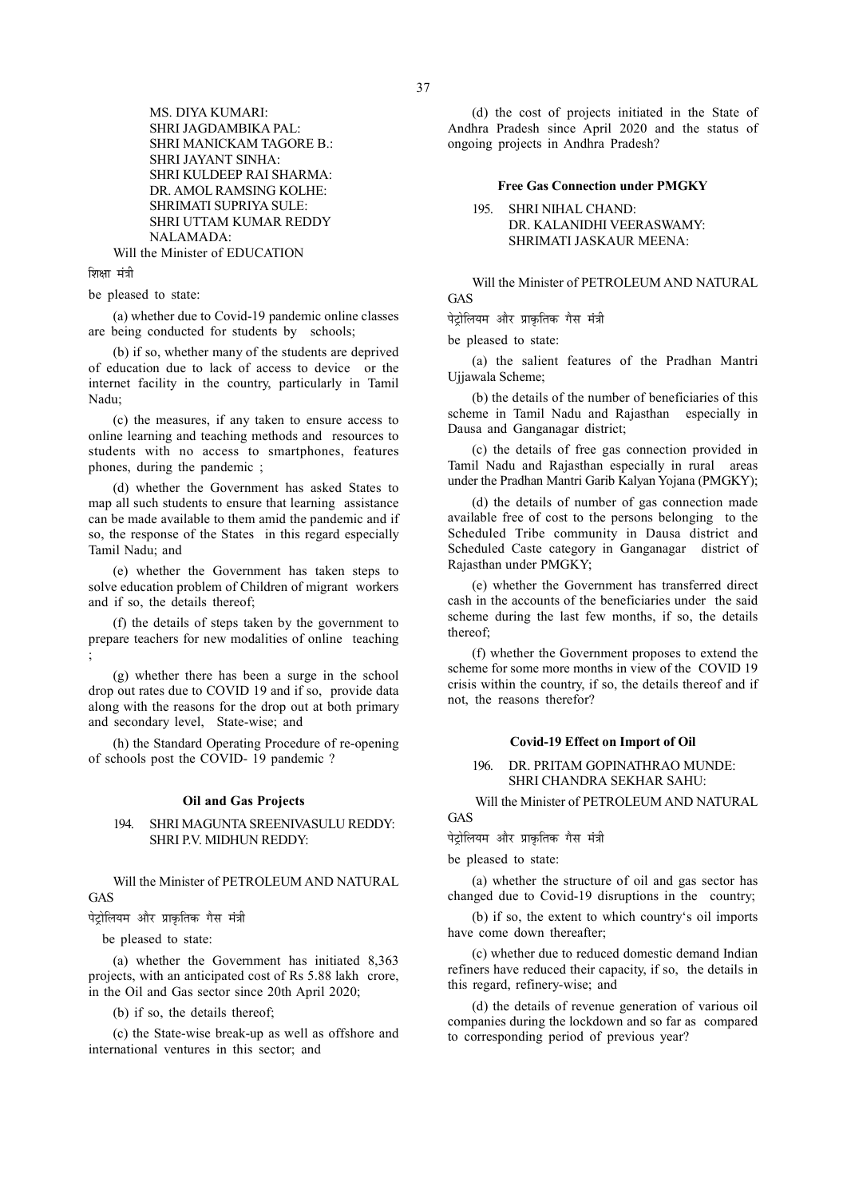MS. DIYA KUMARI:
SHRI JAGDAMBIKA PAL:
SHRI MANICKAM TAGORE B.:
SHRI JAYANT SINHA:
SHRI KULDEEP RAI SHARMA:
DR. AMOL RAMSING KOLHE:
SHRIMATI SUPRIYA SULE:
SHRI UTTAM KUMAR REDDY NALAMADA:

Will the Minister of EDUCATION

शिक्षा मंत्री

be pleased to state:

(a) whether due to Covid-19 pandemic online classes are being conducted for students by schools;

(b) if so, whether many of the students are deprived of education due to lack of access to device or the internet facility in the country, particularly in Tamil Nadu;

(c) the measures, if any taken to ensure access to online learning and teaching methods and resources to students with no access to smartphones, features phones, during the pandemic ;

(d) whether the Government has asked States to map all such students to ensure that learning assistance can be made available to them amid the pandemic and if so, the response of the States in this regard especially Tamil Nadu; and

(e) whether the Government has taken steps to solve education problem of Children of migrant workers and if so, the details thereof;

(f) the details of steps taken by the government to prepare teachers for new modalities of online teaching ;

(g) whether there has been a surge in the school drop out rates due to COVID 19 and if so, provide data along with the reasons for the drop out at both primary and secondary level, State-wise; and

(h) the Standard Operating Procedure of re-opening of schools post the COVID- 19 pandemic ?

### Oil and Gas Projects

194. SHRI MAGUNTA SREENIVASULU REDDY:
SHRI P.V. MIDHUN REDDY:

Will the Minister of PETROLEUM AND NATURAL GAS

पेट्रोलियम और प्राकृतिक गैस मंत्री

be pleased to state:

(a) whether the Government has initiated 8,363 projects, with an anticipated cost of Rs 5.88 lakh crore, in the Oil and Gas sector since 20th April 2020;

(b) if so, the details thereof;

(c) the State-wise break-up as well as offshore and international ventures in this sector; and

(d) the cost of projects initiated in the State of Andhra Pradesh since April 2020 and the status of ongoing projects in Andhra Pradesh?

### Free Gas Connection under PMGKY

195. SHRI NIHAL CHAND:
DR. KALANIDHI VEERASWAMY:
SHRIMATI JASKAUR MEENA:

Will the Minister of PETROLEUM AND NATURAL GAS

पेट्रोलियम और प्राकृतिक गैस मंत्री

be pleased to state:

(a) the salient features of the Pradhan Mantri Ujjawala Scheme;

(b) the details of the number of beneficiaries of this scheme in Tamil Nadu and Rajasthan especially in Dausa and Ganganagar district;

(c) the details of free gas connection provided in Tamil Nadu and Rajasthan especially in rural areas under the Pradhan Mantri Garib Kalyan Yojana (PMGKY);

(d) the details of number of gas connection made available free of cost to the persons belonging to the Scheduled Tribe community in Dausa district and Scheduled Caste category in Ganganagar district of Rajasthan under PMGKY;

(e) whether the Government has transferred direct cash in the accounts of the beneficiaries under the said scheme during the last few months, if so, the details thereof;

(f) whether the Government proposes to extend the scheme for some more months in view of the COVID 19 crisis within the country, if so, the details thereof and if not, the reasons therefor?

### Covid-19 Effect on Import of Oil

196. DR. PRITAM GOPINATHRAO MUNDE:
SHRI CHANDRA SEKHAR SAHU:

Will the Minister of PETROLEUM AND NATURAL GAS

पेट्रोलियम और प्राकृतिक गैस मंत्री

be pleased to state:

(a) whether the structure of oil and gas sector has changed due to Covid-19 disruptions in the country;

(b) if so, the extent to which country's oil imports have come down thereafter;

(c) whether due to reduced domestic demand Indian refiners have reduced their capacity, if so, the details in this regard, refinery-wise; and

(d) the details of revenue generation of various oil companies during the lockdown and so far as compared to corresponding period of previous year?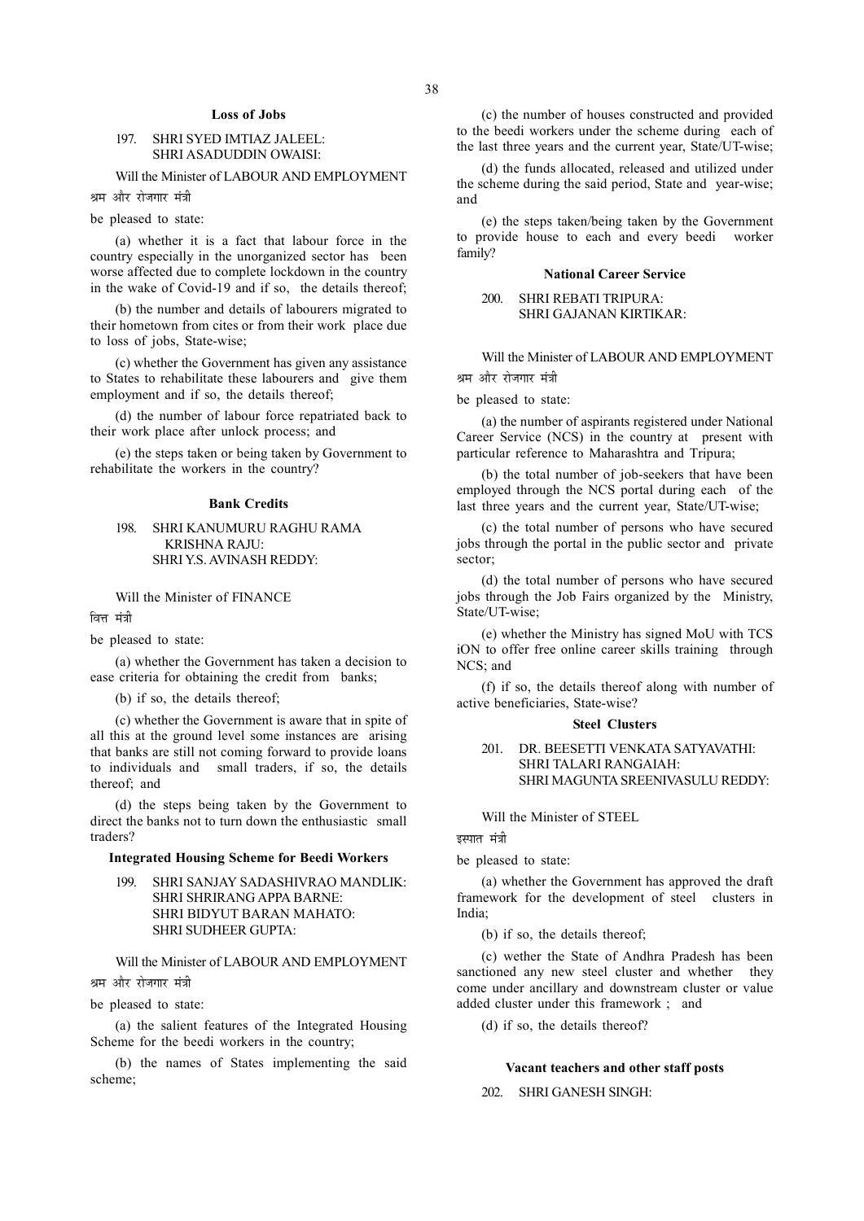## Loss of Jobs

197. SHRI SYED IMTIAZ JALEEL:
SHRI ASADUDDIN OWAISI:

Will the Minister of LABOUR AND EMPLOYMENT

श्रम और रोजगार मंत्री

be pleased to state:

(a) whether it is a fact that labour force in the country especially in the unorganized sector has been worse affected due to complete lockdown in the country in the wake of Covid-19 and if so, the details thereof;

(b) the number and details of labourers migrated to their hometown from cites or from their work place due to loss of jobs, State-wise;

(c) whether the Government has given any assistance to States to rehabilitate these labourers and give them employment and if so, the details thereof;

(d) the number of labour force repatriated back to their work place after unlock process; and

(e) the steps taken or being taken by Government to rehabilitate the workers in the country?

## Bank Credits

198. SHRI KANUMURU RAGHU RAMA KRISHNA RAJU:
SHRI Y.S. AVINASH REDDY:

Will the Minister of FINANCE

वित्त मंत्री

be pleased to state:

(a) whether the Government has taken a decision to ease criteria for obtaining the credit from banks;

(b) if so, the details thereof;

(c) whether the Government is aware that in spite of all this at the ground level some instances are arising that banks are still not coming forward to provide loans to individuals and small traders, if so, the details thereof; and

(d) the steps being taken by the Government to direct the banks not to turn down the enthusiastic small traders?

## Integrated Housing Scheme for Beedi Workers

199. SHRI SANJAY SADASHIVRAO MANDLIK:
SHRI SHRIRANG APPA BARNE:
SHRI BIDYUT BARAN MAHATO:
SHRI SUDHEER GUPTA:

Will the Minister of LABOUR AND EMPLOYMENT

श्रम और रोजगार मंत्री

be pleased to state:

(a) the salient features of the Integrated Housing Scheme for the beedi workers in the country;

(b) the names of States implementing the said scheme;

(c) the number of houses constructed and provided to the beedi workers under the scheme during each of the last three years and the current year, State/UT-wise;

(d) the funds allocated, released and utilized under the scheme during the said period, State and year-wise; and

(e) the steps taken/being taken by the Government to provide house to each and every beedi worker family?

## National Career Service

200. SHRI REBATI TRIPURA:
SHRI GAJANAN KIRTIKAR:

Will the Minister of LABOUR AND EMPLOYMENT

श्रम और रोजगार मंत्री

be pleased to state:

(a) the number of aspirants registered under National Career Service (NCS) in the country at present with particular reference to Maharashtra and Tripura;

(b) the total number of job-seekers that have been employed through the NCS portal during each of the last three years and the current year, State/UT-wise;

(c) the total number of persons who have secured jobs through the portal in the public sector and private sector;

(d) the total number of persons who have secured jobs through the Job Fairs organized by the Ministry, State/UT-wise;

(e) whether the Ministry has signed MoU with TCS iON to offer free online career skills training through NCS; and

(f) if so, the details thereof along with number of active beneficiaries, State-wise?

## Steel Clusters

201. DR. BEESETTI VENKATA SATYAVATHI:
SHRI TALARI RANGAIAH:
SHRI MAGUNTA SREENIVASULU REDDY:

Will the Minister of STEEL

इस्पात मंत्री

be pleased to state:

(a) whether the Government has approved the draft framework for the development of steel clusters in India;

(b) if so, the details thereof;

(c) wether the State of Andhra Pradesh has been sanctioned any new steel cluster and whether they come under ancillary and downstream cluster or value added cluster under this framework ; and

(d) if so, the details thereof?

## Vacant teachers and other staff posts

202. SHRI GANESH SINGH: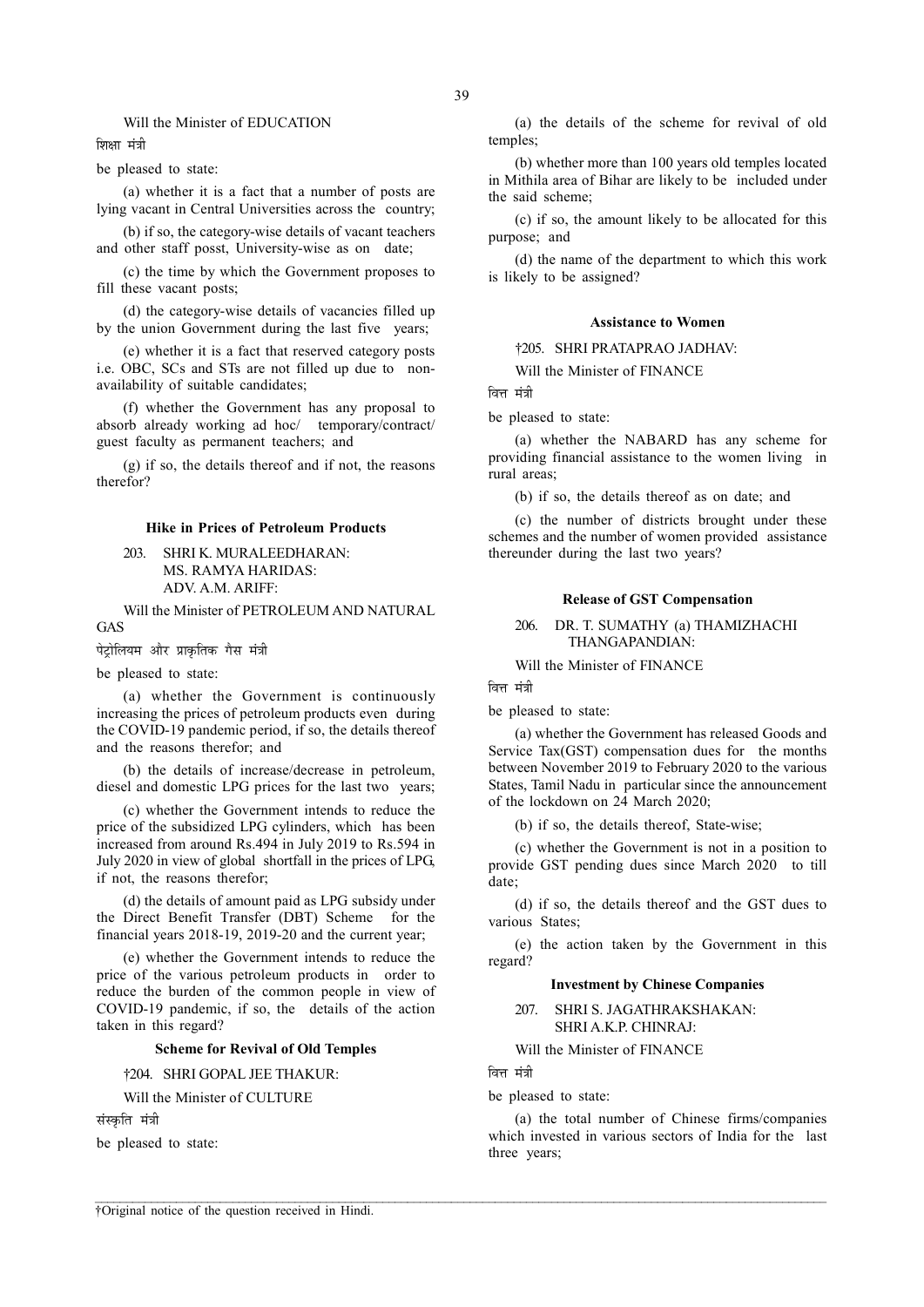Will the Minister of EDUCATION

शिक्षा मंत्री

be pleased to state:

(a) whether it is a fact that a number of posts are lying vacant in Central Universities across the country;

(b) if so, the category-wise details of vacant teachers and other staff posst, University-wise as on date;

(c) the time by which the Government proposes to fill these vacant posts;

(d) the category-wise details of vacancies filled up by the union Government during the last five years;

(e) whether it is a fact that reserved category posts i.e. OBC, SCs and STs are not filled up due to non-availability of suitable candidates;

(f) whether the Government has any proposal to absorb already working ad hoc/ temporary/contract/ guest faculty as permanent teachers; and

(g) if so, the details thereof and if not, the reasons therefor?

#### Hike in Prices of Petroleum Products

203. SHRI K. MURALEEDHARAN:
MS. RAMYA HARIDAS:
ADV. A.M. ARIFF:

Will the Minister of PETROLEUM AND NATURAL GAS

पेट्रोलियम और प्राकृतिक गैस मंत्री

be pleased to state:

(a) whether the Government is continuously increasing the prices of petroleum products even during the COVID-19 pandemic period, if so, the details thereof and the reasons therefor; and

(b) the details of increase/decrease in petroleum, diesel and domestic LPG prices for the last two years;

(c) whether the Government intends to reduce the price of the subsidized LPG cylinders, which has been increased from around Rs.494 in July 2019 to Rs.594 in July 2020 in view of global shortfall in the prices of LPG, if not, the reasons therefor;

(d) the details of amount paid as LPG subsidy under the Direct Benefit Transfer (DBT) Scheme for the financial years 2018-19, 2019-20 and the current year;

(e) whether the Government intends to reduce the price of the various petroleum products in order to reduce the burden of the common people in view of COVID-19 pandemic, if so, the details of the action taken in this regard?

#### Scheme for Revival of Old Temples

†204. SHRI GOPAL JEE THAKUR:

Will the Minister of CULTURE

संस्कृति मंत्री

be pleased to state:

(a) the details of the scheme for revival of old temples;

(b) whether more than 100 years old temples located in Mithila area of Bihar are likely to be included under the said scheme;

(c) if so, the amount likely to be allocated for this purpose; and

(d) the name of the department to which this work is likely to be assigned?

#### Assistance to Women

†205. SHRI PRATAPRAO JADHAV:

Will the Minister of FINANCE

वित्त मंत्री

be pleased to state:

(a) whether the NABARD has any scheme for providing financial assistance to the women living in rural areas;

(b) if so, the details thereof as on date; and

(c) the number of districts brought under these schemes and the number of women provided assistance thereunder during the last two years?

#### Release of GST Compensation

206. DR. T. SUMATHY (a) THAMIZHACHI THANGAPANDIAN:

Will the Minister of FINANCE

वित्त मंत्री

be pleased to state:

(a) whether the Government has released Goods and Service Tax(GST) compensation dues for the months between November 2019 to February 2020 to the various States, Tamil Nadu in particular since the announcement of the lockdown on 24 March 2020;

(b) if so, the details thereof, State-wise;

(c) whether the Government is not in a position to provide GST pending dues since March 2020 to till date;

(d) if so, the details thereof and the GST dues to various States;

(e) the action taken by the Government in this regard?

#### Investment by Chinese Companies

207. SHRI S. JAGATHRAKSHAKAN:
SHRI A.K.P. CHINRAJ:

Will the Minister of FINANCE

वित्त मंत्री

be pleased to state:

(a) the total number of Chinese firms/companies which invested in various sectors of India for the last three years;

†Original notice of the question received in Hindi.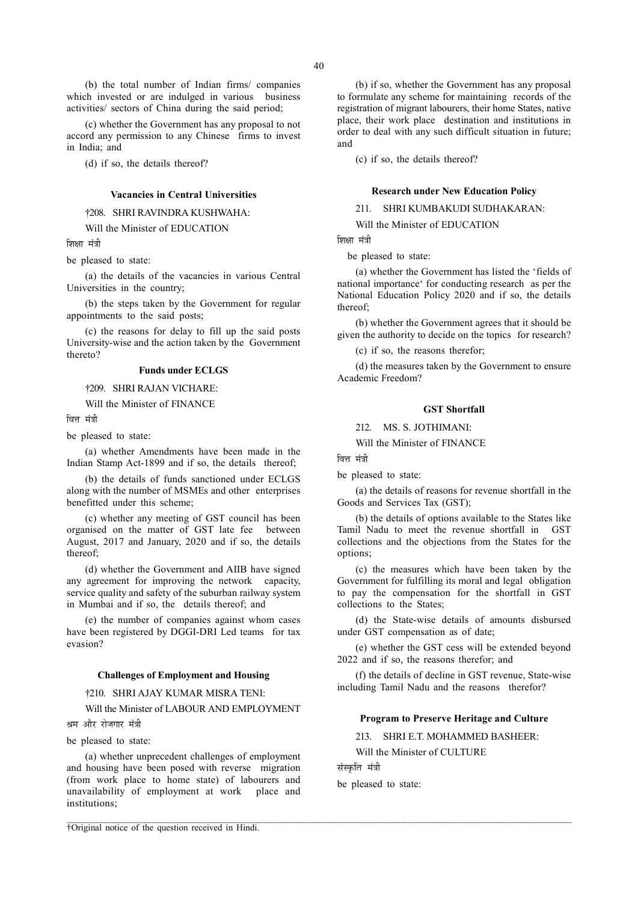(b) the total number of Indian firms/ companies which invested or are indulged in various business activities/ sectors of China during the said period;

(c) whether the Government has any proposal to not accord any permission to any Chinese firms to invest in India; and

(d) if so, the details thereof?

### Vacancies in Central Universities

†208. SHRI RAVINDRA KUSHWAHA:

Will the Minister of EDUCATION

शिक्षा मंत्री

be pleased to state:

(a) the details of the vacancies in various Central Universities in the country;

(b) the steps taken by the Government for regular appointments to the said posts;

(c) the reasons for delay to fill up the said posts University-wise and the action taken by the Government thereto?

### Funds under ECLGS

†209. SHRI RAJAN VICHARE:

Will the Minister of FINANCE

वित्त मंत्री

be pleased to state:

(a) whether Amendments have been made in the Indian Stamp Act-1899 and if so, the details thereof;

(b) the details of funds sanctioned under ECLGS along with the number of MSMEs and other enterprises benefitted under this scheme;

(c) whether any meeting of GST council has been organised on the matter of GST late fee between August, 2017 and January, 2020 and if so, the details thereof;

(d) whether the Government and AIIB have signed any agreement for improving the network capacity, service quality and safety of the suburban railway system in Mumbai and if so, the details thereof; and

(e) the number of companies against whom cases have been registered by DGGI-DRI Led teams for tax evasion?

### Challenges of Employment and Housing

†210. SHRI AJAY KUMAR MISRA TENI:

Will the Minister of LABOUR AND EMPLOYMENT

श्रम और रोजगार मंत्री

be pleased to state:

(a) whether unprecedent challenges of employment and housing have been posed with reverse migration (from work place to home state) of labourers and unavailability of employment at work place and institutions;

(b) if so, whether the Government has any proposal to formulate any scheme for maintaining records of the registration of migrant labourers, their home States, native place, their work place destination and institutions in order to deal with any such difficult situation in future; and

(c) if so, the details thereof?

### Research under New Education Policy

211. SHRI KUMBAKUDI SUDHAKARAN:

Will the Minister of EDUCATION

शिक्षा मंत्री

be pleased to state:

(a) whether the Government has listed the 'fields of national importance' for conducting research as per the National Education Policy 2020 and if so, the details thereof;

(b) whether the Government agrees that it should be given the authority to decide on the topics for research?

(c) if so, the reasons therefor;

(d) the measures taken by the Government to ensure Academic Freedom?

### GST Shortfall

212. MS. S. JOTHIMANI:

Will the Minister of FINANCE

वित्त मंत्री

be pleased to state:

(a) the details of reasons for revenue shortfall in the Goods and Services Tax (GST);

(b) the details of options available to the States like Tamil Nadu to meet the revenue shortfall in GST collections and the objections from the States for the options;

(c) the measures which have been taken by the Government for fulfilling its moral and legal obligation to pay the compensation for the shortfall in GST collections to the States;

(d) the State-wise details of amounts disbursed under GST compensation as of date;

(e) whether the GST cess will be extended beyond 2022 and if so, the reasons therefor; and

(f) the details of decline in GST revenue, State-wise including Tamil Nadu and the reasons therefor?

### Program to Preserve Heritage and Culture

213. SHRI E.T. MOHAMMED BASHEER:

Will the Minister of CULTURE

संस्कृति मंत्री

be pleased to state:

†Original notice of the question received in Hindi.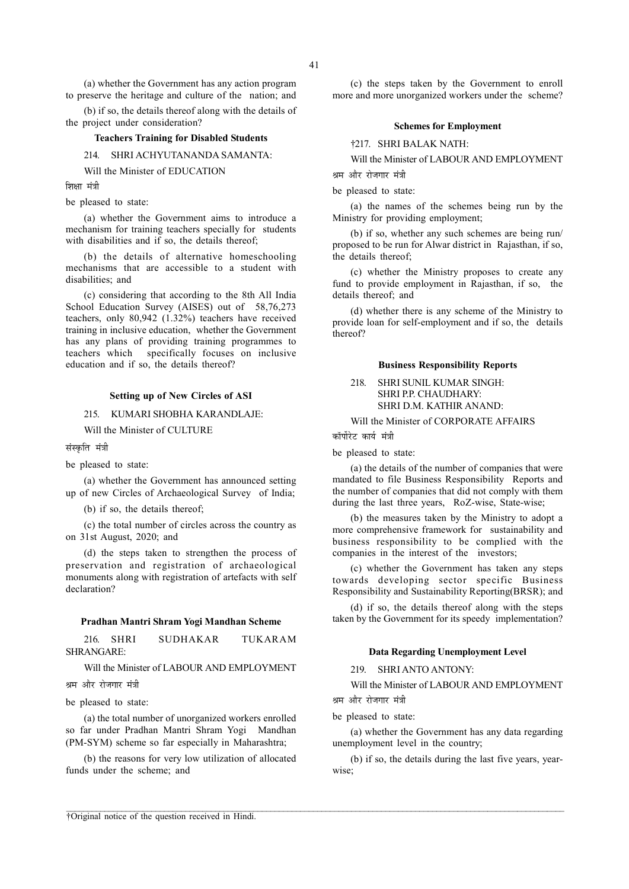(a) whether the Government has any action program to preserve the heritage and culture of the nation; and

(b) if so, the details thereof along with the details of the project under consideration?

**Teachers Training for Disabled Students**

214. SHRI ACHYUTANANDA SAMANTA:

Will the Minister of EDUCATION

शिक्षा मंत्री

be pleased to state:

(a) whether the Government aims to introduce a mechanism for training teachers specially for students with disabilities and if so, the details thereof;

(b) the details of alternative homeschooling mechanisms that are accessible to a student with disabilities; and

(c) considering that according to the 8th All India School Education Survey (AISES) out of 58,76,273 teachers, only 80,942 (1.32%) teachers have received training in inclusive education, whether the Government has any plans of providing training programmes to teachers which specifically focuses on inclusive education and if so, the details thereof?

**Setting up of New Circles of ASI**

215. KUMARI SHOBHA KARANDLAJE:

Will the Minister of CULTURE

संस्कृति मंत्री

be pleased to state:

(a) whether the Government has announced setting up of new Circles of Archaeological Survey of India;

(b) if so, the details thereof;

(c) the total number of circles across the country as on 31st August, 2020; and

(d) the steps taken to strengthen the process of preservation and registration of archaeological monuments along with registration of artefacts with self declaration?

**Pradhan Mantri Shram Yogi Mandhan Scheme**

216. SHRI SUDHAKAR TUKARAM SHRANGARE:

Will the Minister of LABOUR AND EMPLOYMENT

श्रम और रोजगार मंत्री

be pleased to state:

(a) the total number of unorganized workers enrolled so far under Pradhan Mantri Shram Yogi Mandhan (PM-SYM) scheme so far especially in Maharashtra;

(b) the reasons for very low utilization of allocated funds under the scheme; and

(c) the steps taken by the Government to enroll more and more unorganized workers under the scheme?

**Schemes for Employment**

†217. SHRI BALAK NATH:

Will the Minister of LABOUR AND EMPLOYMENT

श्रम और रोजगार मंत्री

be pleased to state:

(a) the names of the schemes being run by the Ministry for providing employment;

(b) if so, whether any such schemes are being run/ proposed to be run for Alwar district in Rajasthan, if so, the details thereof;

(c) whether the Ministry proposes to create any fund to provide employment in Rajasthan, if so, the details thereof; and

(d) whether there is any scheme of the Ministry to provide loan for self-employment and if so, the details thereof?

**Business Responsibility Reports**

218. SHRI SUNIL KUMAR SINGH:
SHRI P.P. CHAUDHARY:
SHRI D.M. KATHIR ANAND:

Will the Minister of CORPORATE AFFAIRS

कॉर्पोरेट कार्य मंत्री

be pleased to state:

(a) the details of the number of companies that were mandated to file Business Responsibility Reports and the number of companies that did not comply with them during the last three years, RoZ-wise, State-wise;

(b) the measures taken by the Ministry to adopt a more comprehensive framework for sustainability and business responsibility to be complied with the companies in the interest of the investors;

(c) whether the Government has taken any steps towards developing sector specific Business Responsibility and Sustainability Reporting(BRSR); and

(d) if so, the details thereof along with the steps taken by the Government for its speedy implementation?

**Data Regarding Unemployment Level**

219. SHRI ANTO ANTONY:

Will the Minister of LABOUR AND EMPLOYMENT

श्रम और रोजगार मंत्री

be pleased to state:

(a) whether the Government has any data regarding unemployment level in the country;

(b) if so, the details during the last five years, year-wise;

†Original notice of the question received in Hindi.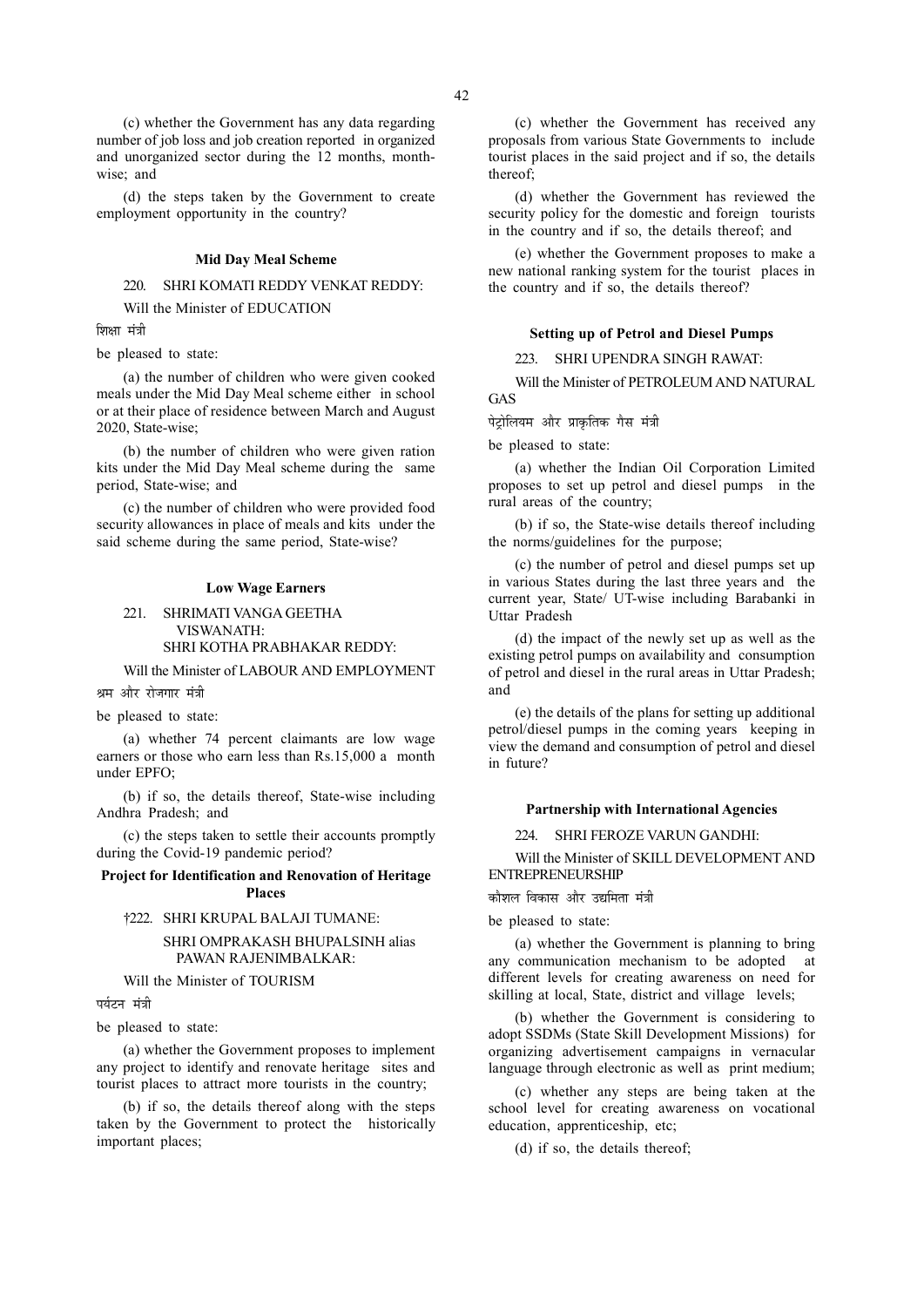(c) whether the Government has any data regarding number of job loss and job creation reported in organized and unorganized sector during the 12 months, month-wise; and

(d) the steps taken by the Government to create employment opportunity in the country?

**Mid Day Meal Scheme**

220. SHRI KOMATI REDDY VENKAT REDDY:

Will the Minister of EDUCATION

शिक्षा मंत्री

be pleased to state:

(a) the number of children who were given cooked meals under the Mid Day Meal scheme either in school or at their place of residence between March and August 2020, State-wise;

(b) the number of children who were given ration kits under the Mid Day Meal scheme during the same period, State-wise; and

(c) the number of children who were provided food security allowances in place of meals and kits under the said scheme during the same period, State-wise?

**Low Wage Earners**

221. SHRIMATI VANGA GEETHA VISWANATH:
SHRI KOTHA PRABHAKAR REDDY:

Will the Minister of LABOUR AND EMPLOYMENT

श्रम और रोजगार मंत्री

be pleased to state:

(a) whether 74 percent claimants are low wage earners or those who earn less than Rs.15,000 a month under EPFO;

(b) if so, the details thereof, State-wise including Andhra Pradesh; and

(c) the steps taken to settle their accounts promptly during the Covid-19 pandemic period?

**Project for Identification and Renovation of Heritage Places**

†222. SHRI KRUPAL BALAJI TUMANE:
SHRI OMPRAKASH BHUPALSINH alias PAWAN RAJENIMBALKAR:

Will the Minister of TOURISM

पर्यटन मंत्री

be pleased to state:

(a) whether the Government proposes to implement any project to identify and renovate heritage sites and tourist places to attract more tourists in the country;

(b) if so, the details thereof along with the steps taken by the Government to protect the historically important places;

(c) whether the Government has received any proposals from various State Governments to include tourist places in the said project and if so, the details thereof;

(d) whether the Government has reviewed the security policy for the domestic and foreign tourists in the country and if so, the details thereof; and

(e) whether the Government proposes to make a new national ranking system for the tourist places in the country and if so, the details thereof?

**Setting up of Petrol and Diesel Pumps**

223. SHRI UPENDRA SINGH RAWAT:

Will the Minister of PETROLEUM AND NATURAL GAS

पेट्रोलियम और प्राकृतिक गैस मंत्री

be pleased to state:

(a) whether the Indian Oil Corporation Limited proposes to set up petrol and diesel pumps in the rural areas of the country;

(b) if so, the State-wise details thereof including the norms/guidelines for the purpose;

(c) the number of petrol and diesel pumps set up in various States during the last three years and the current year, State/ UT-wise including Barabanki in Uttar Pradesh

(d) the impact of the newly set up as well as the existing petrol pumps on availability and consumption of petrol and diesel in the rural areas in Uttar Pradesh; and

(e) the details of the plans for setting up additional petrol/diesel pumps in the coming years keeping in view the demand and consumption of petrol and diesel in future?

**Partnership with International Agencies**

224. SHRI FEROZE VARUN GANDHI:

Will the Minister of SKILL DEVELOPMENT AND ENTREPRENEURSHIP

कौशल विकास और उद्यमिता मंत्री

be pleased to state:

(a) whether the Government is planning to bring any communication mechanism to be adopted at different levels for creating awareness on need for skilling at local, State, district and village levels;

(b) whether the Government is considering to adopt SSDMs (State Skill Development Missions) for organizing advertisement campaigns in vernacular language through electronic as well as print medium;

(c) whether any steps are being taken at the school level for creating awareness on vocational education, apprenticeship, etc;

(d) if so, the details thereof;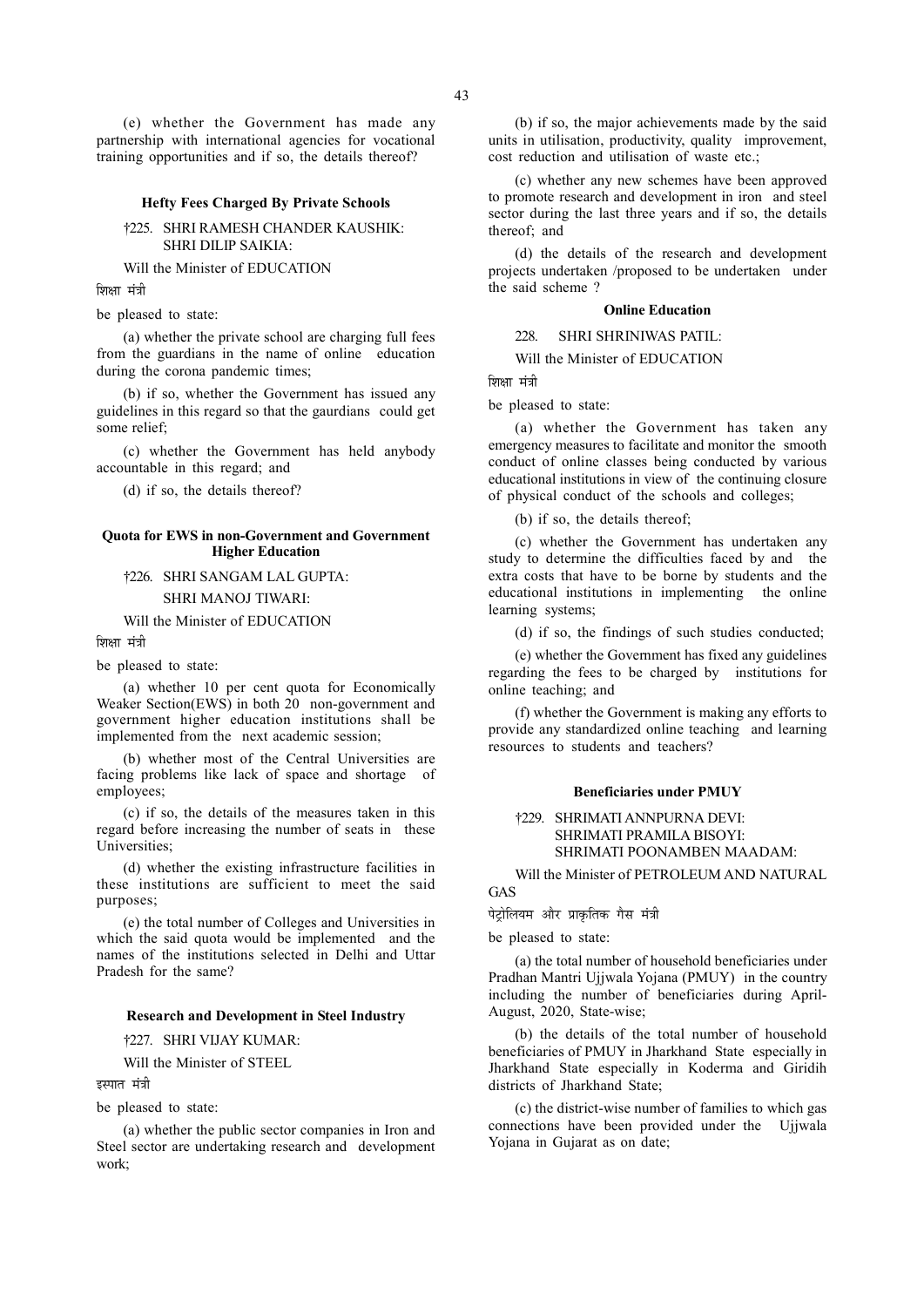(e) whether the Government has made any partnership with international agencies for vocational training opportunities and if so, the details thereof?

### Hefty Fees Charged By Private Schools

†225. SHRI RAMESH CHANDER KAUSHIK:
SHRI DILIP SAIKIA:

Will the Minister of EDUCATION

शिक्षा मंत्री

be pleased to state:

(a) whether the private school are charging full fees from the guardians in the name of online education during the corona pandemic times;

(b) if so, whether the Government has issued any guidelines in this regard so that the gaurdians could get some relief;

(c) whether the Government has held anybody accountable in this regard; and

(d) if so, the details thereof?

### Quota for EWS in non-Government and Government Higher Education

†226. SHRI SANGAM LAL GUPTA:
SHRI MANOJ TIWARI:

Will the Minister of EDUCATION

शिक्षा मंत्री

be pleased to state:

(a) whether 10 per cent quota for Economically Weaker Section(EWS) in both 20 non-government and government higher education institutions shall be implemented from the next academic session;

(b) whether most of the Central Universities are facing problems like lack of space and shortage of employees;

(c) if so, the details of the measures taken in this regard before increasing the number of seats in these Universities;

(d) whether the existing infrastructure facilities in these institutions are sufficient to meet the said purposes;

(e) the total number of Colleges and Universities in which the said quota would be implemented and the names of the institutions selected in Delhi and Uttar Pradesh for the same?

### Research and Development in Steel Industry

†227. SHRI VIJAY KUMAR:

Will the Minister of STEEL

इस्पात मंत्री

be pleased to state:

(a) whether the public sector companies in Iron and Steel sector are undertaking research and development work;

(b) if so, the major achievements made by the said units in utilisation, productivity, quality improvement, cost reduction and utilisation of waste etc.;

(c) whether any new schemes have been approved to promote research and development in iron and steel sector during the last three years and if so, the details thereof; and

(d) the details of the research and development projects undertaken /proposed to be undertaken under the said scheme ?

### Online Education

228. SHRI SHRINIWAS PATIL:

Will the Minister of EDUCATION

शिक्षा मंत्री

be pleased to state:

(a) whether the Government has taken any emergency measures to facilitate and monitor the smooth conduct of online classes being conducted by various educational institutions in view of the continuing closure of physical conduct of the schools and colleges;

(b) if so, the details thereof;

(c) whether the Government has undertaken any study to determine the difficulties faced by and the extra costs that have to be borne by students and the educational institutions in implementing the online learning systems;

(d) if so, the findings of such studies conducted;

(e) whether the Government has fixed any guidelines regarding the fees to be charged by institutions for online teaching; and

(f) whether the Government is making any efforts to provide any standardized online teaching and learning resources to students and teachers?

### Beneficiaries under PMUY

†229. SHRIMATI ANNPURNA DEVI:
SHRIMATI PRAMILA BISOYI:
SHRIMATI POONAMBEN MAADAM:

Will the Minister of PETROLEUM AND NATURAL GAS

पेट्रोलियम और प्राकृतिक गैस मंत्री

be pleased to state:

(a) the total number of household beneficiaries under Pradhan Mantri Ujjwala Yojana (PMUY) in the country including the number of beneficiaries during April-August, 2020, State-wise;

(b) the details of the total number of household beneficiaries of PMUY in Jharkhand State especially in Jharkhand State especially in Koderma and Giridih districts of Jharkhand State;

(c) the district-wise number of families to which gas connections have been provided under the Ujjwala Yojana in Gujarat as on date;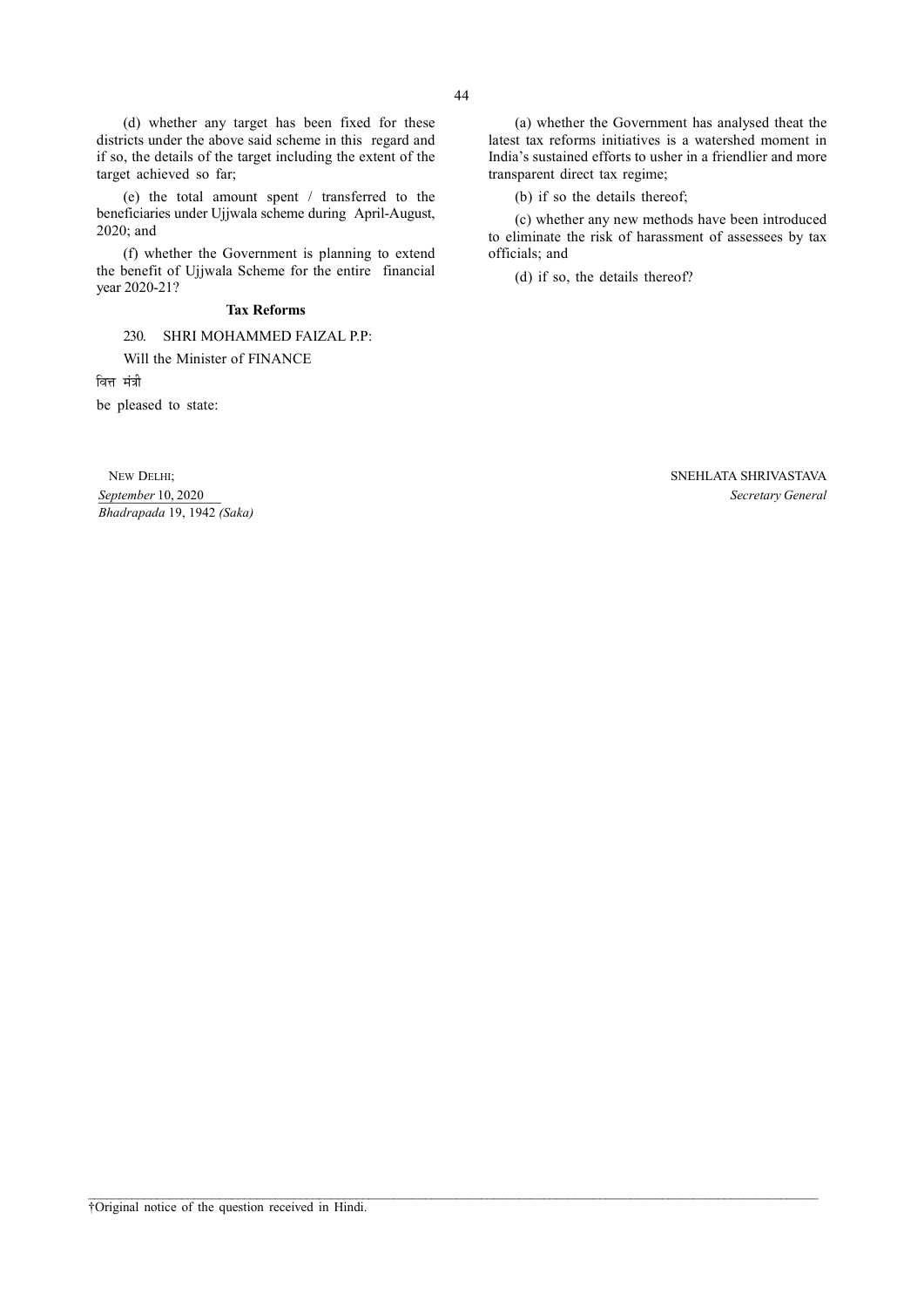(d) whether any target has been fixed for these districts under the above said scheme in this regard and if so, the details of the target including the extent of the target achieved so far;

(e) the total amount spent / transferred to the beneficiaries under Ujjwala scheme during April-August, 2020; and

(f) whether the Government is planning to extend the benefit of Ujjwala Scheme for the entire financial year 2020-21?

**Tax Reforms**

230. SHRI MOHAMMED FAIZAL P.P:

Will the Minister of FINANCE

वित्त मंत्री

be pleased to state:

(a) whether the Government has analysed theat the latest tax reforms initiatives is a watershed moment in India's sustained efforts to usher in a friendlier and more transparent direct tax regime;

(b) if so the details thereof;

(c) whether any new methods have been introduced to eliminate the risk of harassment of assessees by tax officials; and

(d) if so, the details thereof?

NEW DELHI;
*September* 10, 2020
*Bhadrapada* 19, 1942 *(Saka)*

SNEHLATA SHRIVASTAVA
*Secretary General*

†Original notice of the question received in Hindi.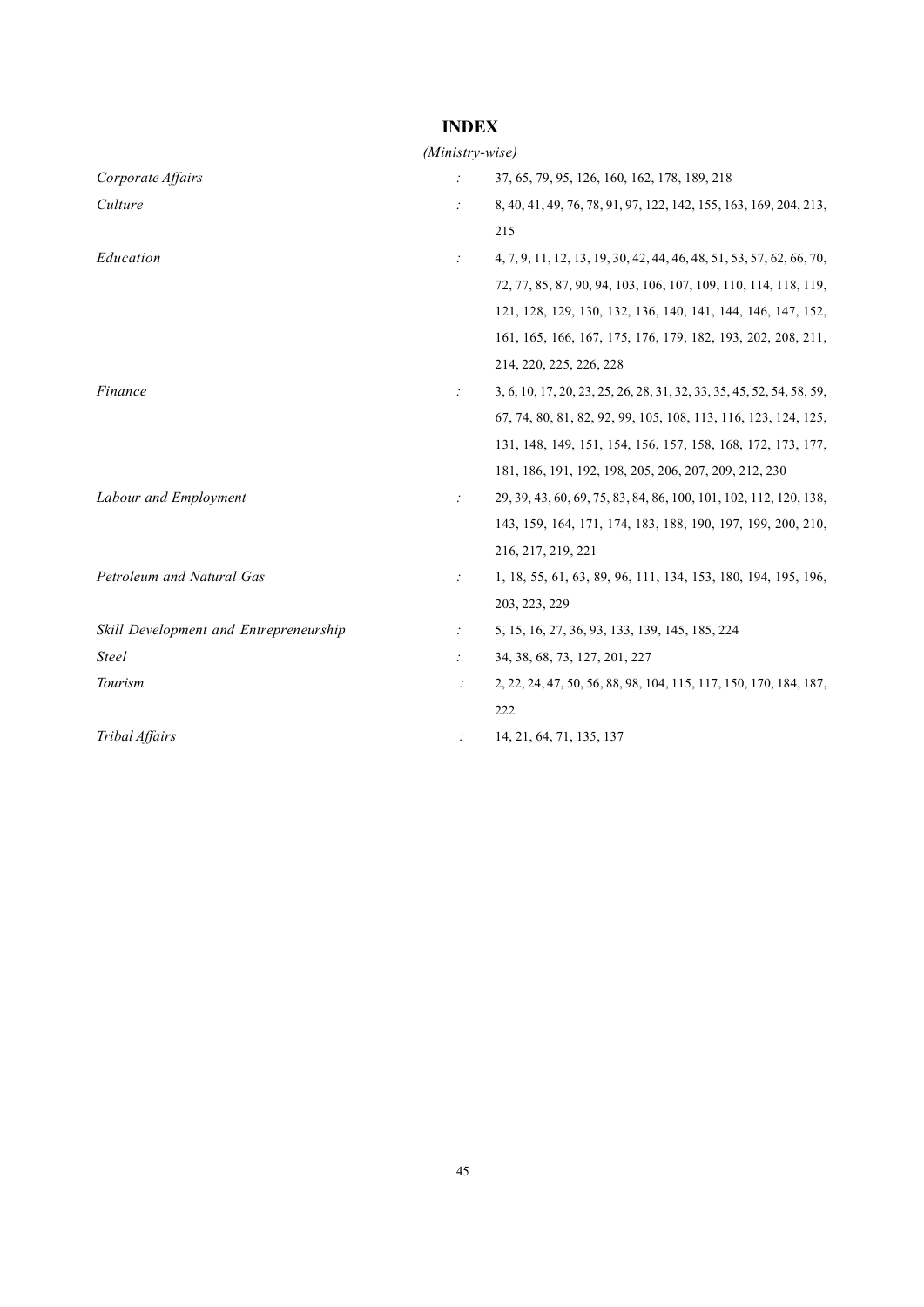# INDEX

*(Ministry-wise)*

| | | |
|---|---|---|
| *Corporate Affairs* | : | 37, 65, 79, 95, 126, 160, 162, 178, 189, 218 |
| *Culture* | : | 8, 40, 41, 49, 76, 78, 91, 97, 122, 142, 155, 163, 169, 204, 213, 215 |
| *Education* | : | 4, 7, 9, 11, 12, 13, 19, 30, 42, 44, 46, 48, 51, 53, 57, 62, 66, 70, 72, 77, 85, 87, 90, 94, 103, 106, 107, 109, 110, 114, 118, 119, 121, 128, 129, 130, 132, 136, 140, 141, 144, 146, 147, 152, 161, 165, 166, 167, 175, 176, 179, 182, 193, 202, 208, 211, 214, 220, 225, 226, 228 |
| *Finance* | : | 3, 6, 10, 17, 20, 23, 25, 26, 28, 31, 32, 33, 35, 45, 52, 54, 58, 59, 67, 74, 80, 81, 82, 92, 99, 105, 108, 113, 116, 123, 124, 125, 131, 148, 149, 151, 154, 156, 157, 158, 168, 172, 173, 177, 181, 186, 191, 192, 198, 205, 206, 207, 209, 212, 230 |
| *Labour and Employment* | : | 29, 39, 43, 60, 69, 75, 83, 84, 86, 100, 101, 102, 112, 120, 138, 143, 159, 164, 171, 174, 183, 188, 190, 197, 199, 200, 210, 216, 217, 219, 221 |
| *Petroleum and Natural Gas* | : | 1, 18, 55, 61, 63, 89, 96, 111, 134, 153, 180, 194, 195, 196, 203, 223, 229 |
| *Skill Development and Entrepreneurship* | : | 5, 15, 16, 27, 36, 93, 133, 139, 145, 185, 224 |
| *Steel* | : | 34, 38, 68, 73, 127, 201, 227 |
| *Tourism* | : | 2, 22, 24, 47, 50, 56, 88, 98, 104, 115, 117, 150, 170, 184, 187, 222 |
| *Tribal Affairs* | : | 14, 21, 64, 71, 135, 137 |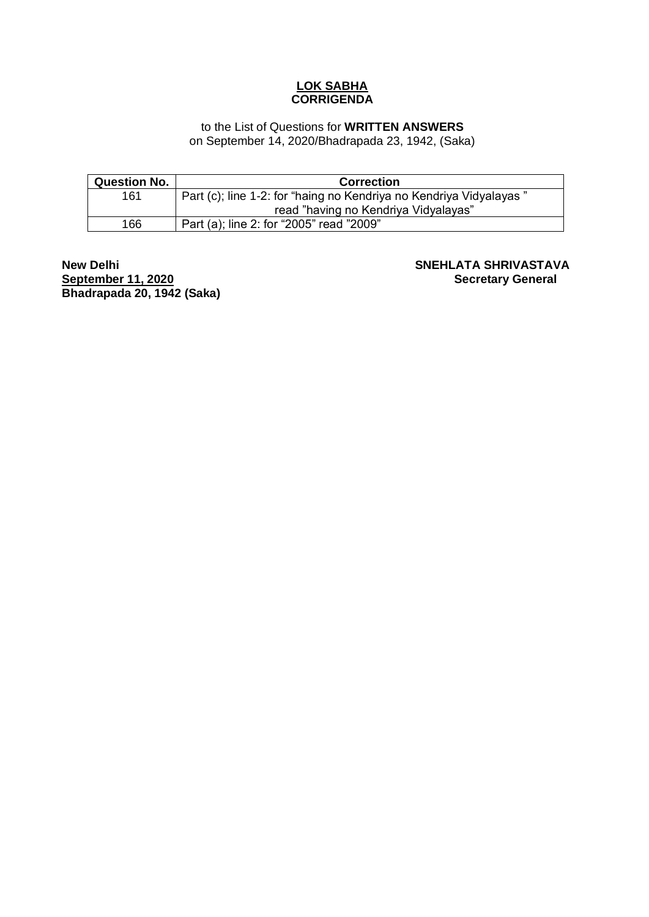**LOK SABHA**
**CORRIGENDA**

to the List of Questions for **WRITTEN ANSWERS**
on September 14, 2020/Bhadrapada 23, 1942, (Saka)

| Question No. | Correction |
|---|---|
| 161 | Part (c); line 1-2: for "haing no Kendriya no Kendriya Vidyalayas " read "having no Kendriya Vidyalayas" |
| 166 | Part (a); line 2: for "2005" read "2009" |

**New Delhi**
**September 11, 2020**
**Bhadrapada 20, 1942 (Saka)**

**SNEHLATA SHRIVASTAVA**
**Secretary General**